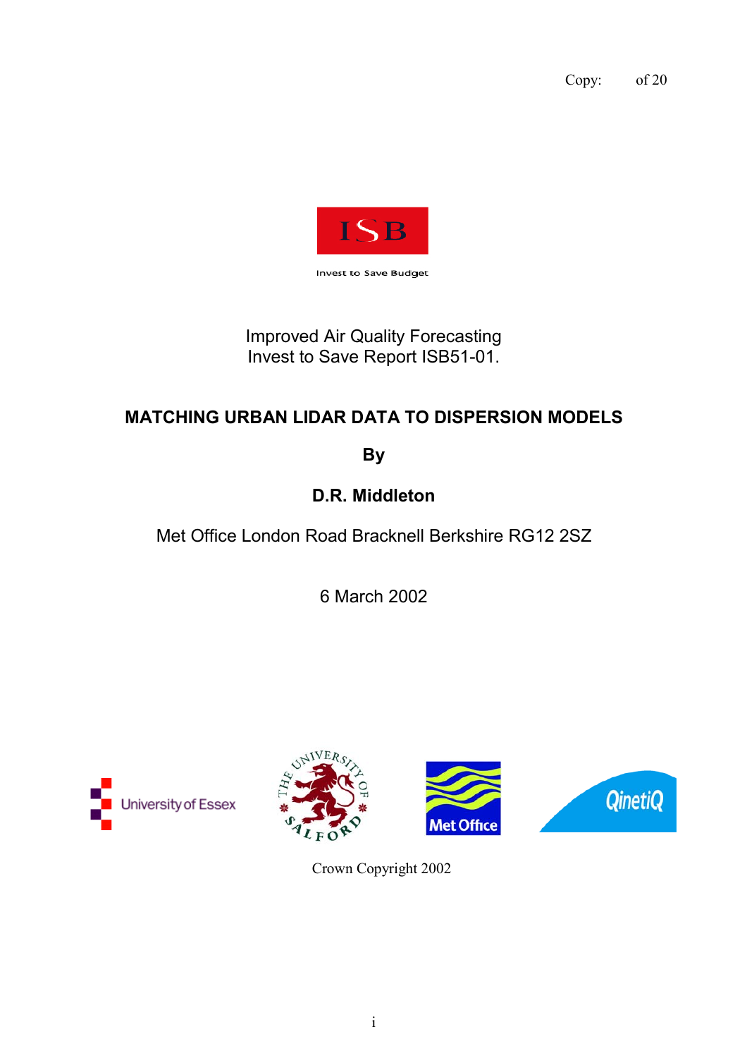Copy: of 20

ISB

Invest to Save Budget

Improved Air Quality Forecasting
Invest to Save Report ISB51-01.

# MATCHING URBAN LIDAR DATA TO DISPERSION MODELS

**By**

**D.R. Middleton**

Met Office London Road Bracknell Berkshire RG12 2SZ

6 March 2002

University of Essex

The University of Salford

Met Office

QinetiQ

Crown Copyright 2002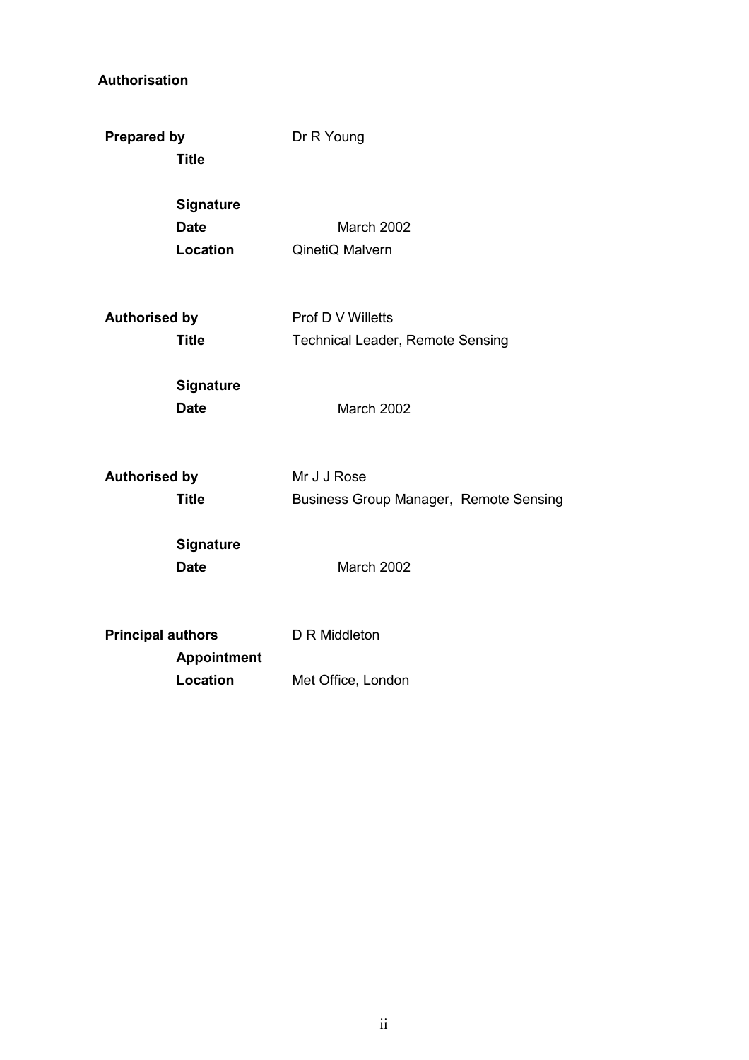**Authorisation**

| | |
|---|---|
| **Prepared by** | Dr R Young |
| **Title** | |
| **Signature** | |
| **Date** | March 2002 |
| **Location** | QinetiQ Malvern |
| | |
| **Authorised by** | Prof D V Willetts |
| **Title** | Technical Leader, Remote Sensing |
| **Signature** | |
| **Date** | March 2002 |
| | |
| **Authorised by** | Mr J J Rose |
| **Title** | Business Group Manager, Remote Sensing |
| **Signature** | |
| **Date** | March 2002 |
| | |
| **Principal authors** | D R Middleton |
| **Appointment** | |
| **Location** | Met Office, London |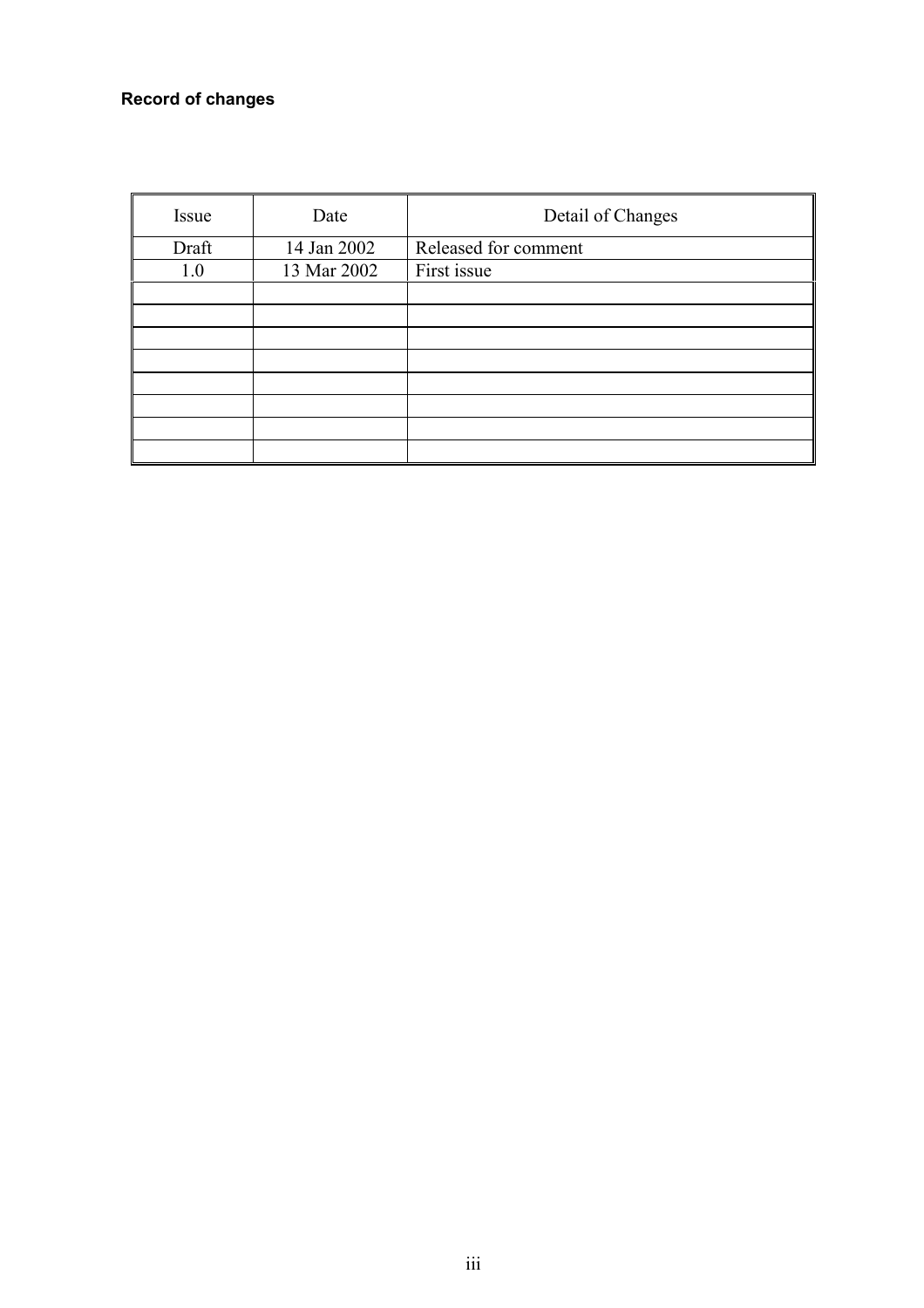**Record of changes**

| Issue | Date | Detail of Changes |
| --- | --- | --- |
| Draft | 14 Jan 2002 | Released for comment |
| 1.0 | 13 Mar 2002 | First issue |
| | | |
| | | |
| | | |
| | | |
| | | |
| | | |
| | | |
| | | |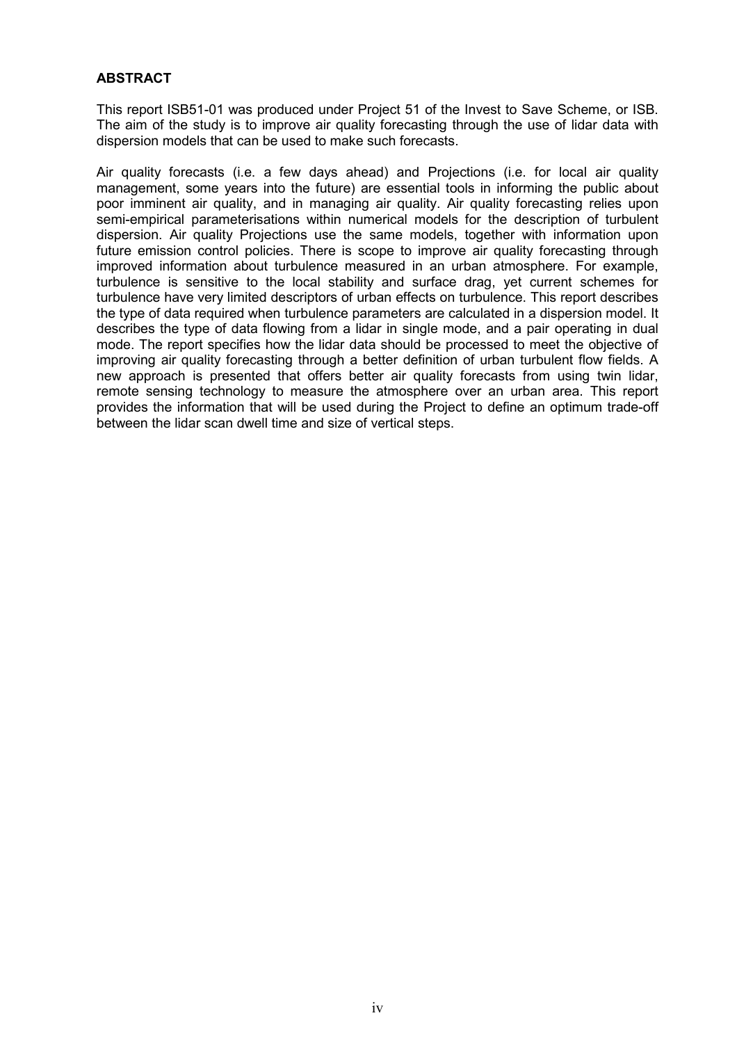## ABSTRACT

This report ISB51-01 was produced under Project 51 of the Invest to Save Scheme, or ISB. The aim of the study is to improve air quality forecasting through the use of lidar data with dispersion models that can be used to make such forecasts.

Air quality forecasts (i.e. a few days ahead) and Projections (i.e. for local air quality management, some years into the future) are essential tools in informing the public about poor imminent air quality, and in managing air quality. Air quality forecasting relies upon semi-empirical parameterisations within numerical models for the description of turbulent dispersion. Air quality Projections use the same models, together with information upon future emission control policies. There is scope to improve air quality forecasting through improved information about turbulence measured in an urban atmosphere. For example, turbulence is sensitive to the local stability and surface drag, yet current schemes for turbulence have very limited descriptors of urban effects on turbulence. This report describes the type of data required when turbulence parameters are calculated in a dispersion model. It describes the type of data flowing from a lidar in single mode, and a pair operating in dual mode. The report specifies how the lidar data should be processed to meet the objective of improving air quality forecasting through a better definition of urban turbulent flow fields. A new approach is presented that offers better air quality forecasts from using twin lidar, remote sensing technology to measure the atmosphere over an urban area. This report provides the information that will be used during the Project to define an optimum trade-off between the lidar scan dwell time and size of vertical steps.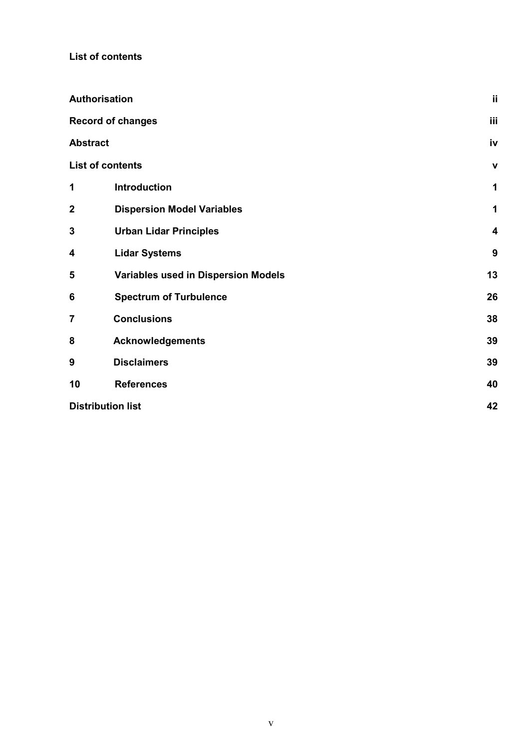**List of contents**

| | | |
|---|---|---|
| **Authorisation** | | **ii** |
| **Record of changes** | | **iii** |
| **Abstract** | | **iv** |
| **List of contents** | | **v** |
| **1** | **Introduction** | **1** |
| **2** | **Dispersion Model Variables** | **1** |
| **3** | **Urban Lidar Principles** | **4** |
| **4** | **Lidar Systems** | **9** |
| **5** | **Variables used in Dispersion Models** | **13** |
| **6** | **Spectrum of Turbulence** | **26** |
| **7** | **Conclusions** | **38** |
| **8** | **Acknowledgements** | **39** |
| **9** | **Disclaimers** | **39** |
| **10** | **References** | **40** |
| **Distribution list** | | **42** |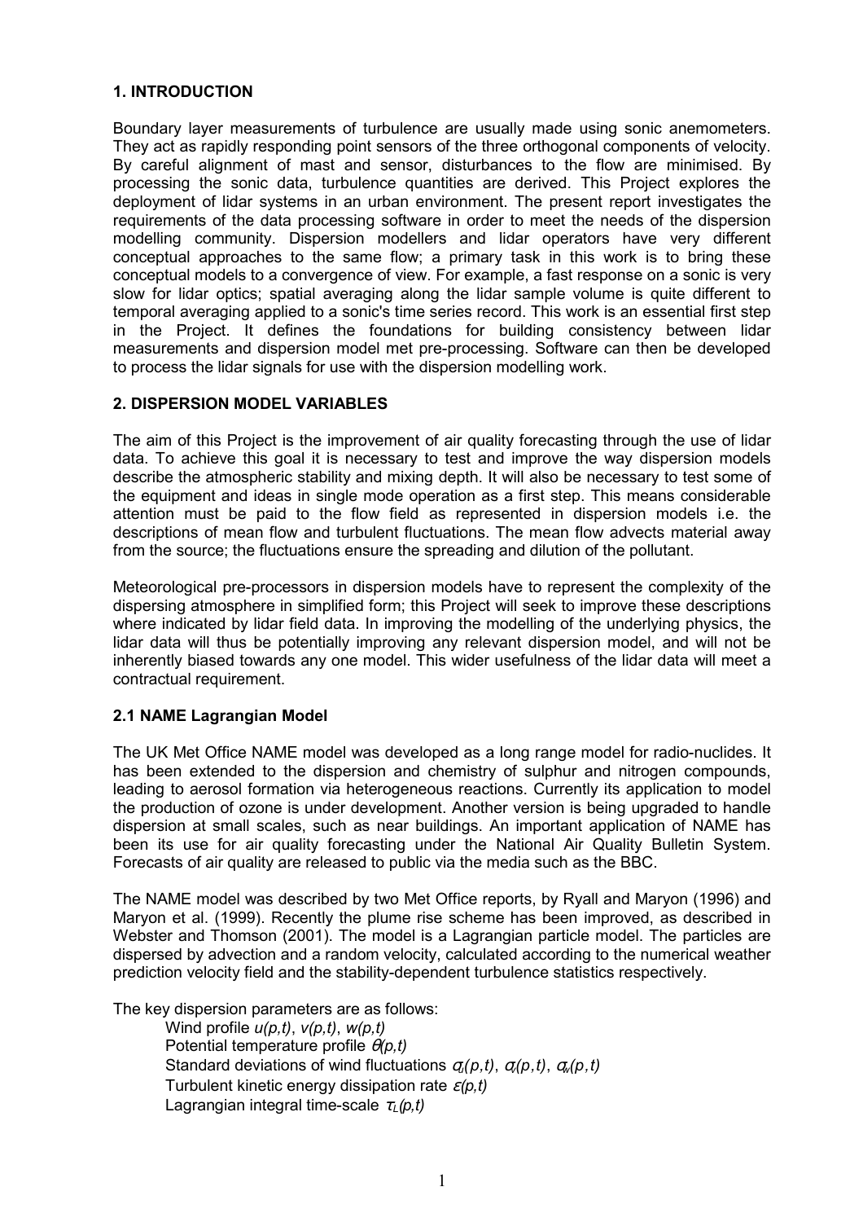## 1. INTRODUCTION

Boundary layer measurements of turbulence are usually made using sonic anemometers. They act as rapidly responding point sensors of the three orthogonal components of velocity. By careful alignment of mast and sensor, disturbances to the flow are minimised. By processing the sonic data, turbulence quantities are derived. This Project explores the deployment of lidar systems in an urban environment. The present report investigates the requirements of the data processing software in order to meet the needs of the dispersion modelling community. Dispersion modellers and lidar operators have very different conceptual approaches to the same flow; a primary task in this work is to bring these conceptual models to a convergence of view. For example, a fast response on a sonic is very slow for lidar optics; spatial averaging along the lidar sample volume is quite different to temporal averaging applied to a sonic's time series record. This work is an essential first step in the Project. It defines the foundations for building consistency between lidar measurements and dispersion model met pre-processing. Software can then be developed to process the lidar signals for use with the dispersion modelling work.

## 2. DISPERSION MODEL VARIABLES

The aim of this Project is the improvement of air quality forecasting through the use of lidar data. To achieve this goal it is necessary to test and improve the way dispersion models describe the atmospheric stability and mixing depth. It will also be necessary to test some of the equipment and ideas in single mode operation as a first step. This means considerable attention must be paid to the flow field as represented in dispersion models i.e. the descriptions of mean flow and turbulent fluctuations. The mean flow advects material away from the source; the fluctuations ensure the spreading and dilution of the pollutant.

Meteorological pre-processors in dispersion models have to represent the complexity of the dispersing atmosphere in simplified form; this Project will seek to improve these descriptions where indicated by lidar field data. In improving the modelling of the underlying physics, the lidar data will thus be potentially improving any relevant dispersion model, and will not be inherently biased towards any one model. This wider usefulness of the lidar data will meet a contractual requirement.

### 2.1 NAME Lagrangian Model

The UK Met Office NAME model was developed as a long range model for radio-nuclides. It has been extended to the dispersion and chemistry of sulphur and nitrogen compounds, leading to aerosol formation via heterogeneous reactions. Currently its application to model the production of ozone is under development. Another version is being upgraded to handle dispersion at small scales, such as near buildings. An important application of NAME has been its use for air quality forecasting under the National Air Quality Bulletin System. Forecasts of air quality are released to public via the media such as the BBC.

The NAME model was described by two Met Office reports, by Ryall and Maryon (1996) and Maryon et al. (1999). Recently the plume rise scheme has been improved, as described in Webster and Thomson (2001). The model is a Lagrangian particle model. The particles are dispersed by advection and a random velocity, calculated according to the numerical weather prediction velocity field and the stability-dependent turbulence statistics respectively.

The key dispersion parameters are as follows:

- Wind profile $u(p,t)$, $v(p,t)$, $w(p,t)$
- Potential temperature profile $\theta(p,t)$
- Standard deviations of wind fluctuations $\sigma_u(p,t)$, $\sigma_v(p,t)$, $\sigma_w(p,t)$
- Turbulent kinetic energy dissipation rate $\varepsilon(p,t)$
- Lagrangian integral time-scale $\tau_L(p,t)$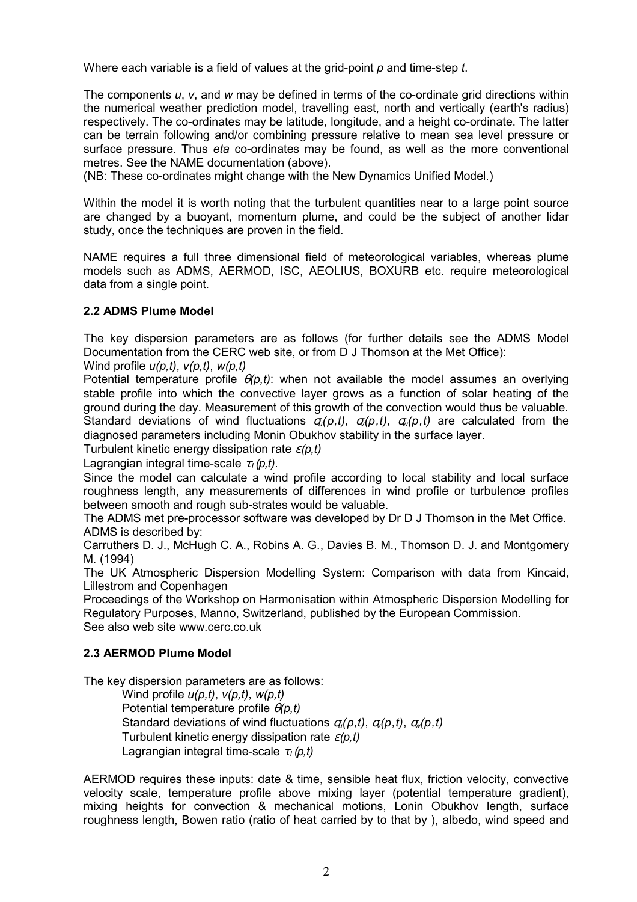Where each variable is a field of values at the grid-point *p* and time-step *t*.

The components *u*, *v*, and *w* may be defined in terms of the co-ordinate grid directions within the numerical weather prediction model, travelling east, north and vertically (earth's radius) respectively. The co-ordinates may be latitude, longitude, and a height co-ordinate. The latter can be terrain following and/or combining pressure relative to mean sea level pressure or surface pressure. Thus *eta* co-ordinates may be found, as well as the more conventional metres. See the NAME documentation (above).
(NB: These co-ordinates might change with the New Dynamics Unified Model.)

Within the model it is worth noting that the turbulent quantities near to a large point source are changed by a buoyant, momentum plume, and could be the subject of another lidar study, once the techniques are proven in the field.

NAME requires a full three dimensional field of meteorological variables, whereas plume models such as ADMS, AERMOD, ISC, AEOLIUS, BOXURB etc. require meteorological data from a single point.

### 2.2 ADMS Plume Model

The key dispersion parameters are as follows (for further details see the ADMS Model Documentation from the CERC web site, or from D J Thomson at the Met Office):
Wind profile $u(p,t)$, $v(p,t)$, $w(p,t)$
Potential temperature profile $\theta(p,t)$: when not available the model assumes an overlying stable profile into which the convective layer grows as a function of solar heating of the ground during the day. Measurement of this growth of the convection would thus be valuable.
Standard deviations of wind fluctuations $\sigma_u(p,t)$, $\sigma_v(p,t)$, $\sigma_w(p,t)$ are calculated from the diagnosed parameters including Monin Obukhov stability in the surface layer.
Turbulent kinetic energy dissipation rate $\varepsilon(p,t)$
Lagrangian integral time-scale $\tau_L(p,t)$.
Since the model can calculate a wind profile according to local stability and local surface roughness length, any measurements of differences in wind profile or turbulence profiles between smooth and rough sub-strates would be valuable.
The ADMS met pre-processor software was developed by Dr D J Thomson in the Met Office.
ADMS is described by:
Carruthers D. J., McHugh C. A., Robins A. G., Davies B. M., Thomson D. J. and Montgomery M. (1994)
The UK Atmospheric Dispersion Modelling System: Comparison with data from Kincaid, Lillestrom and Copenhagen
Proceedings of the Workshop on Harmonisation within Atmospheric Dispersion Modelling for Regulatory Purposes, Manno, Switzerland, published by the European Commission.
See also web site www.cerc.co.uk

### 2.3 AERMOD Plume Model

The key dispersion parameters are as follows:

Wind profile $u(p,t)$, $v(p,t)$, $w(p,t)$
Potential temperature profile $\theta(p,t)$
Standard deviations of wind fluctuations $\sigma_u(p,t)$, $\sigma_v(p,t)$, $\sigma_w(p,t)$
Turbulent kinetic energy dissipation rate $\varepsilon(p,t)$
Lagrangian integral time-scale $\tau_L(p,t)$

AERMOD requires these inputs: date & time, sensible heat flux, friction velocity, convective velocity scale, temperature profile above mixing layer (potential temperature gradient), mixing heights for convection & mechanical motions, Lonin Obukhov length, surface roughness length, Bowen ratio (ratio of heat carried by to that by ), albedo, wind speed and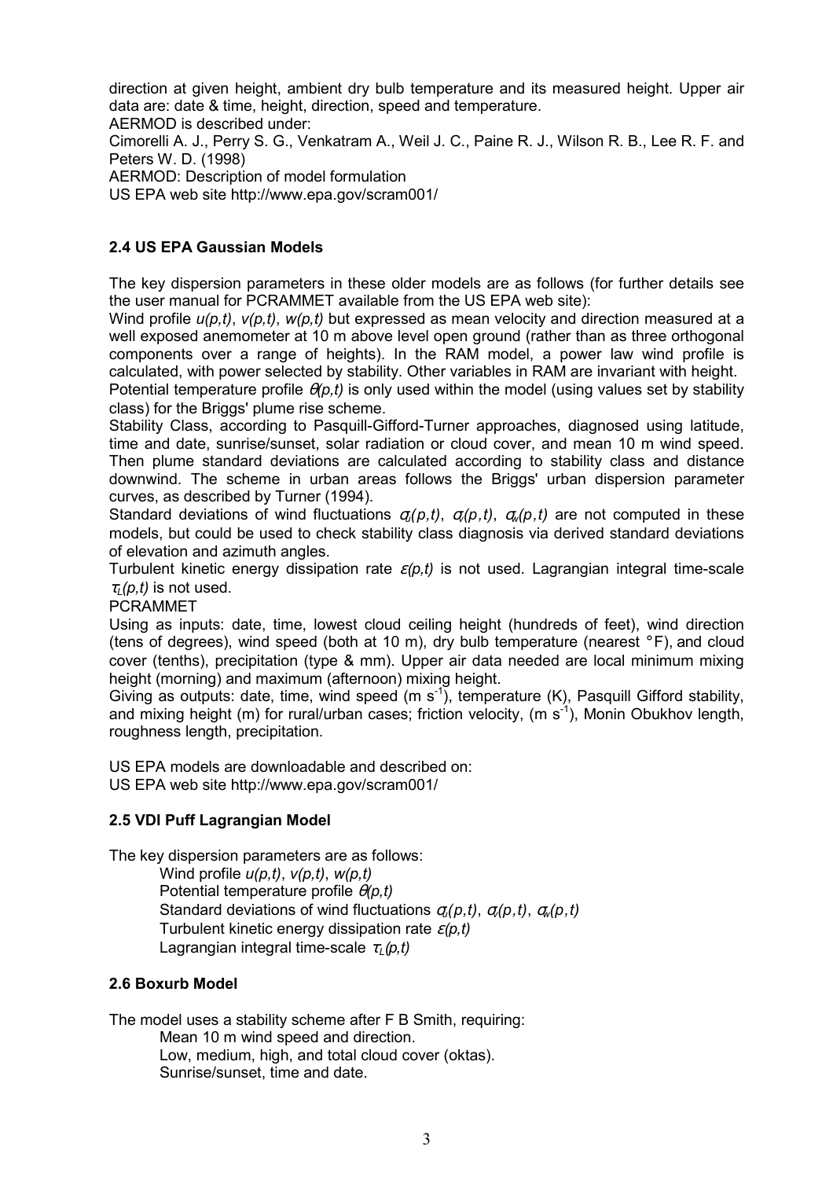direction at given height, ambient dry bulb temperature and its measured height. Upper air data are: date & time, height, direction, speed and temperature.

AERMOD is described under:

Cimorelli A. J., Perry S. G., Venkatram A., Weil J. C., Paine R. J., Wilson R. B., Lee R. F. and Peters W. D. (1998)

AERMOD: Description of model formulation

US EPA web site http://www.epa.gov/scram001/

### 2.4 US EPA Gaussian Models

The key dispersion parameters in these older models are as follows (for further details see the user manual for PCRAMMET available from the US EPA web site):

Wind profile $u(p,t)$, $v(p,t)$, $w(p,t)$ but expressed as mean velocity and direction measured at a well exposed anemometer at 10 m above level open ground (rather than as three orthogonal components over a range of heights). In the RAM model, a power law wind profile is calculated, with power selected by stability. Other variables in RAM are invariant with height.

Potential temperature profile $\theta(p,t)$ is only used within the model (using values set by stability class) for the Briggs' plume rise scheme.

Stability Class, according to Pasquill-Gifford-Turner approaches, diagnosed using latitude, time and date, sunrise/sunset, solar radiation or cloud cover, and mean 10 m wind speed. Then plume standard deviations are calculated according to stability class and distance downwind. The scheme in urban areas follows the Briggs' urban dispersion parameter curves, as described by Turner (1994).

Standard deviations of wind fluctuations $\sigma_u(p,t)$, $\sigma_v(p,t)$, $\sigma_w(p,t)$ are not computed in these models, but could be used to check stability class diagnosis via derived standard deviations of elevation and azimuth angles.

Turbulent kinetic energy dissipation rate $\varepsilon(p,t)$ is not used. Lagrangian integral time-scale $\tau_L(p,t)$ is not used.

PCRAMMET

Using as inputs: date, time, lowest cloud ceiling height (hundreds of feet), wind direction (tens of degrees), wind speed (both at 10 m), dry bulb temperature (nearest °F), and cloud cover (tenths), precipitation (type & mm). Upper air data needed are local minimum mixing height (morning) and maximum (afternoon) mixing height.

Giving as outputs: date, time, wind speed (m $s^{-1}$), temperature (K), Pasquill Gifford stability, and mixing height (m) for rural/urban cases; friction velocity, (m $s^{-1}$), Monin Obukhov length, roughness length, precipitation.

US EPA models are downloadable and described on:

US EPA web site http://www.epa.gov/scram001/

### 2.5 VDI Puff Lagrangian Model

The key dispersion parameters are as follows:

- Wind profile $u(p,t)$, $v(p,t)$, $w(p,t)$
- Potential temperature profile $\theta(p,t)$
- Standard deviations of wind fluctuations $\sigma_u(p,t)$, $\sigma_v(p,t)$, $\sigma_w(p,t)$
- Turbulent kinetic energy dissipation rate $\varepsilon(p,t)$
- Lagrangian integral time-scale $\tau_L(p,t)$

### 2.6 Boxurb Model

The model uses a stability scheme after F B Smith, requiring:

- Mean 10 m wind speed and direction.
- Low, medium, high, and total cloud cover (oktas).
- Sunrise/sunset, time and date.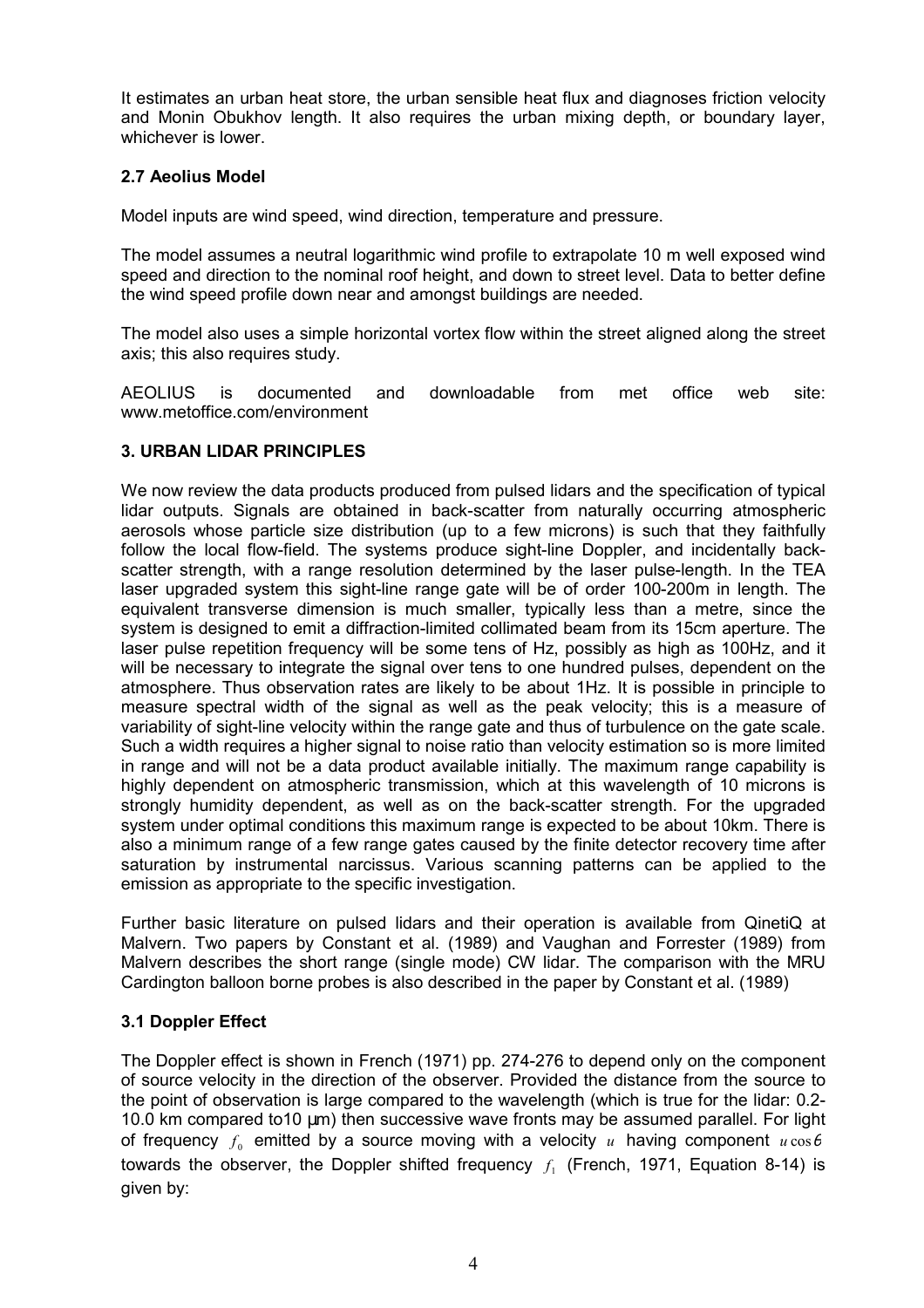It estimates an urban heat store, the urban sensible heat flux and diagnoses friction velocity and Monin Obukhov length. It also requires the urban mixing depth, or boundary layer, whichever is lower.

### 2.7 Aeolius Model

Model inputs are wind speed, wind direction, temperature and pressure.

The model assumes a neutral logarithmic wind profile to extrapolate 10 m well exposed wind speed and direction to the nominal roof height, and down to street level. Data to better define the wind speed profile down near and amongst buildings are needed.

The model also uses a simple horizontal vortex flow within the street aligned along the street axis; this also requires study.

AEOLIUS is documented and downloadable from met office web site: www.metoffice.com/environment

## 3. URBAN LIDAR PRINCIPLES

We now review the data products produced from pulsed lidars and the specification of typical lidar outputs. Signals are obtained in back-scatter from naturally occurring atmospheric aerosols whose particle size distribution (up to a few microns) is such that they faithfully follow the local flow-field. The systems produce sight-line Doppler, and incidentally back-scatter strength, with a range resolution determined by the laser pulse-length. In the TEA laser upgraded system this sight-line range gate will be of order 100-200m in length. The equivalent transverse dimension is much smaller, typically less than a metre, since the system is designed to emit a diffraction-limited collimated beam from its 15cm aperture. The laser pulse repetition frequency will be some tens of Hz, possibly as high as 100Hz, and it will be necessary to integrate the signal over tens to one hundred pulses, dependent on the atmosphere. Thus observation rates are likely to be about 1Hz. It is possible in principle to measure spectral width of the signal as well as the peak velocity; this is a measure of variability of sight-line velocity within the range gate and thus of turbulence on the gate scale. Such a width requires a higher signal to noise ratio than velocity estimation so is more limited in range and will not be a data product available initially. The maximum range capability is highly dependent on atmospheric transmission, which at this wavelength of 10 microns is strongly humidity dependent, as well as on the back-scatter strength. For the upgraded system under optimal conditions this maximum range is expected to be about 10km. There is also a minimum range of a few range gates caused by the finite detector recovery time after saturation by instrumental narcissus. Various scanning patterns can be applied to the emission as appropriate to the specific investigation.

Further basic literature on pulsed lidars and their operation is available from QinetiQ at Malvern. Two papers by Constant et al. (1989) and Vaughan and Forrester (1989) from Malvern describes the short range (single mode) CW lidar. The comparison with the MRU Cardington balloon borne probes is also described in the paper by Constant et al. (1989)

### 3.1 Doppler Effect

The Doppler effect is shown in French (1971) pp. 274-276 to depend only on the component of source velocity in the direction of the observer. Provided the distance from the source to the point of observation is large compared to the wavelength (which is true for the lidar: 0.2-10.0 km compared to10 µm) then successive wave fronts may be assumed parallel. For light of frequency $f_0$ emitted by a source moving with a velocity $u$ having component $u\cos\theta$ towards the observer, the Doppler shifted frequency $f_1$ (French, 1971, Equation 8-14) is given by: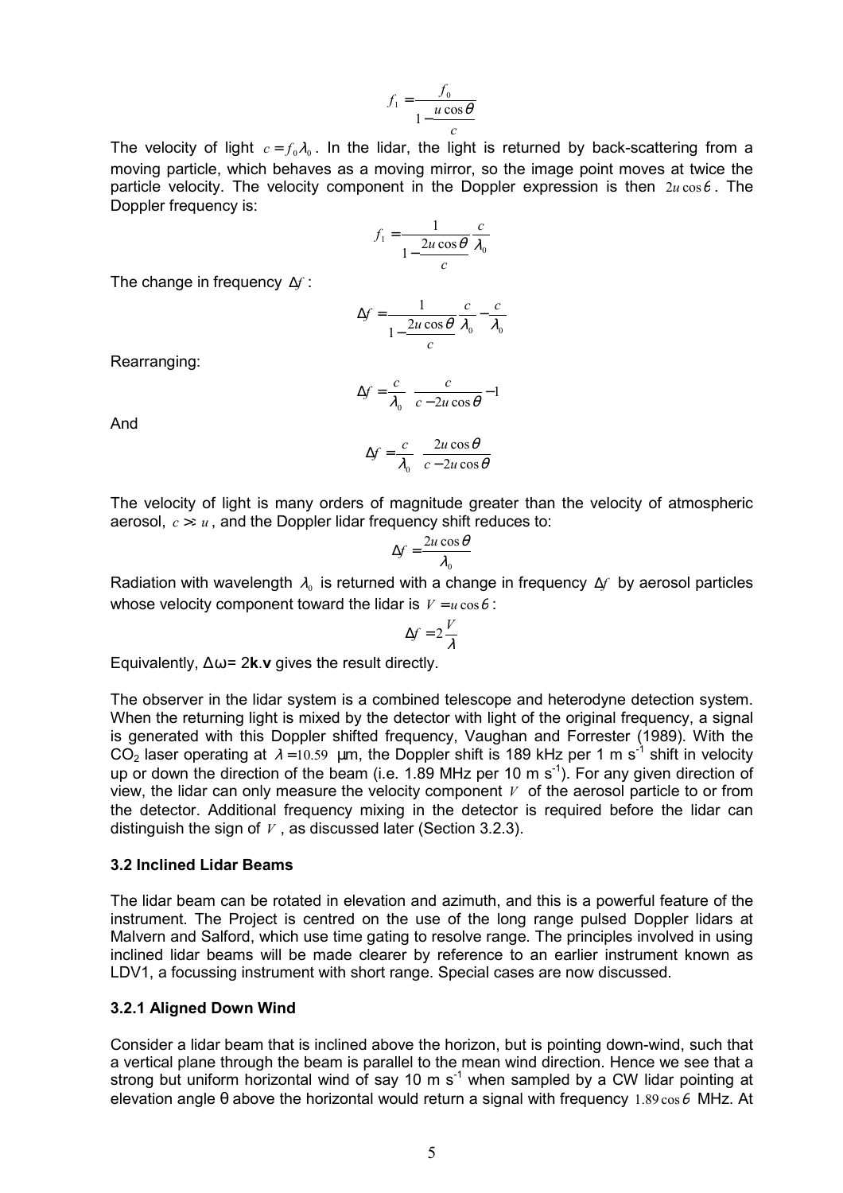$$f_1 = \frac{f_0}{1 - \frac{u\cos\theta}{c}}$$

The velocity of light $c = f_0\lambda_0$. In the lidar, the light is returned by back-scattering from a moving particle, which behaves as a moving mirror, so the image point moves at twice the particle velocity. The velocity component in the Doppler expression is then $2u\cos\theta$. The Doppler frequency is:

$$f_1 = \frac{1}{1 - \frac{2u\cos\theta}{c}}\frac{c}{\lambda_0}$$

The change in frequency $\Delta f$:

$$\Delta f = \frac{1}{1 - \frac{2u\cos\theta}{c}}\frac{c}{\lambda_0} - \frac{c}{\lambda_0}$$

Rearranging:

$$\Delta f = \frac{c}{\lambda_0}\left(\frac{c}{c - 2u\cos\theta} - 1\right)$$

And

$$\Delta f = \frac{c}{\lambda_0}\left(\frac{2u\cos\theta}{c - 2u\cos\theta}\right)$$

The velocity of light is many orders of magnitude greater than the velocity of atmospheric aerosol, $c >> u$, and the Doppler lidar frequency shift reduces to:

$$\Delta f = \frac{2u\cos\theta}{\lambda_0}$$

Radiation with wavelength $\lambda_0$ is returned with a change in frequency $\Delta f$ by aerosol particles whose velocity component toward the lidar is $V = u\cos\theta$:

$$\Delta f = 2\frac{V}{\lambda}$$

Equivalently, $\Delta\omega = 2\mathbf{k}.\mathbf{v}$ gives the result directly.

The observer in the lidar system is a combined telescope and heterodyne detection system. When the returning light is mixed by the detector with light of the original frequency, a signal is generated with this Doppler shifted frequency, Vaughan and Forrester (1989). With the $CO_2$ laser operating at $\lambda = 10.59$ μm, the Doppler shift is 189 kHz per 1 m s$^{-1}$ shift in velocity up or down the direction of the beam (i.e. 1.89 MHz per 10 m s$^{-1}$). For any given direction of view, the lidar can only measure the velocity component $V$ of the aerosol particle to or from the detector. Additional frequency mixing in the detector is required before the lidar can distinguish the sign of $V$, as discussed later (Section 3.2.3).

### 3.2 Inclined Lidar Beams

The lidar beam can be rotated in elevation and azimuth, and this is a powerful feature of the instrument. The Project is centred on the use of the long range pulsed Doppler lidars at Malvern and Salford, which use time gating to resolve range. The principles involved in using inclined lidar beams will be made clearer by reference to an earlier instrument known as LDV1, a focussing instrument with short range. Special cases are now discussed.

#### 3.2.1 Aligned Down Wind

Consider a lidar beam that is inclined above the horizon, but is pointing down-wind, such that a vertical plane through the beam is parallel to the mean wind direction. Hence we see that a strong but uniform horizontal wind of say 10 m s$^{-1}$ when sampled by a CW lidar pointing at elevation angle θ above the horizontal would return a signal with frequency $1.89\cos\theta$ MHz. At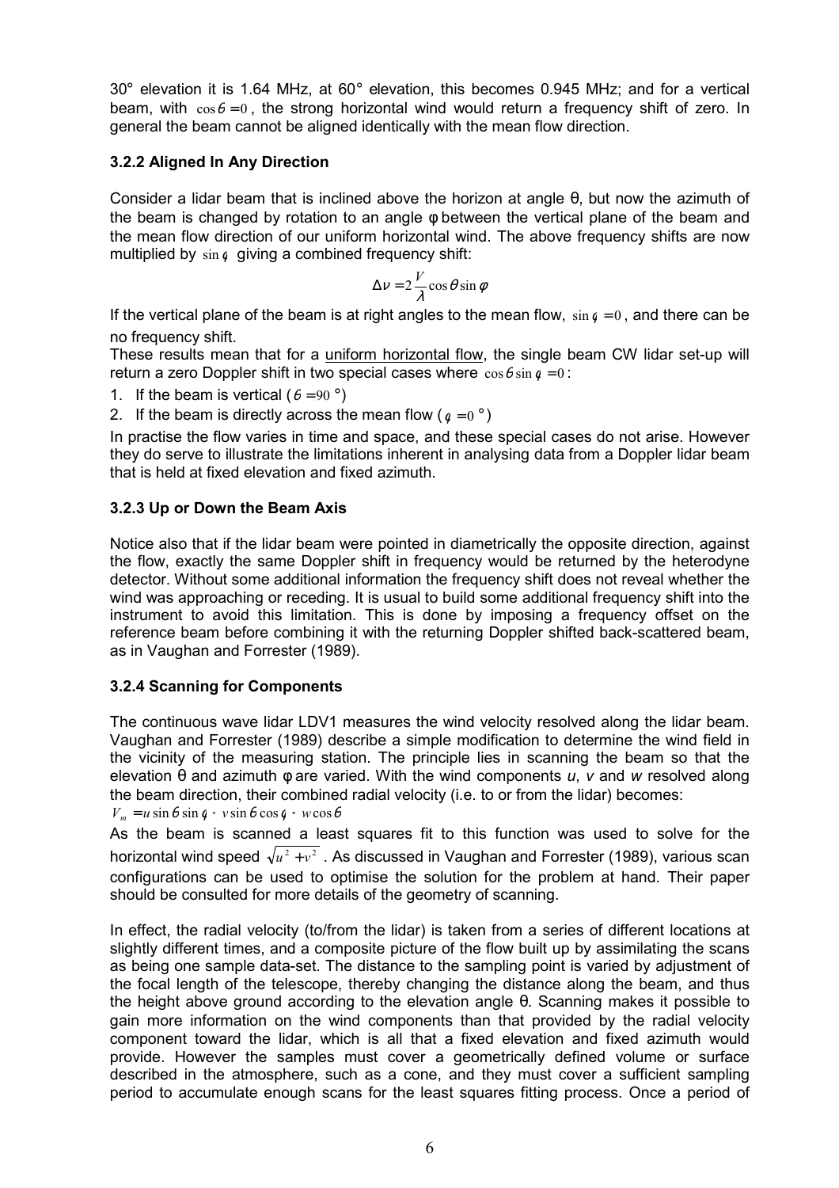30° elevation it is 1.64 MHz, at 60° elevation, this becomes 0.945 MHz; and for a vertical beam, with $\cos\theta = 0$, the strong horizontal wind would return a frequency shift of zero. In general the beam cannot be aligned identically with the mean flow direction.

### 3.2.2 Aligned In Any Direction

Consider a lidar beam that is inclined above the horizon at angle θ, but now the azimuth of the beam is changed by rotation to an angle φ between the vertical plane of the beam and the mean flow direction of our uniform horizontal wind. The above frequency shifts are now multiplied by $\sin\phi$ giving a combined frequency shift:

$$\Delta\nu = 2\frac{V}{\lambda}\cos\theta\sin\phi$$

If the vertical plane of the beam is at right angles to the mean flow, $\sin\phi = 0$, and there can be no frequency shift.

These results mean that for a <u>uniform horizontal flow</u>, the single beam CW lidar set-up will return a zero Doppler shift in two special cases where $\cos\theta\sin\phi = 0$:

1. If the beam is vertical ($\theta = 90$ °)
2. If the beam is directly across the mean flow ($\phi = 0$ °)

In practise the flow varies in time and space, and these special cases do not arise. However they do serve to illustrate the limitations inherent in analysing data from a Doppler lidar beam that is held at fixed elevation and fixed azimuth.

### 3.2.3 Up or Down the Beam Axis

Notice also that if the lidar beam were pointed in diametrically the opposite direction, against the flow, exactly the same Doppler shift in frequency would be returned by the heterodyne detector. Without some additional information the frequency shift does not reveal whether the wind was approaching or receding. It is usual to build some additional frequency shift into the instrument to avoid this limitation. This is done by imposing a frequency offset on the reference beam before combining it with the returning Doppler shifted back-scattered beam, as in Vaughan and Forrester (1989).

### 3.2.4 Scanning for Components

The continuous wave lidar LDV1 measures the wind velocity resolved along the lidar beam. Vaughan and Forrester (1989) describe a simple modification to determine the wind field in the vicinity of the measuring station. The principle lies in scanning the beam so that the elevation θ and azimuth φ are varied. With the wind components *u*, *v* and *w* resolved along the beam direction, their combined radial velocity (i.e. to or from the lidar) becomes:

$V_m = u\sin\theta\sin\phi - v\sin\theta\cos\phi - w\cos\theta$

As the beam is scanned a least squares fit to this function was used to solve for the horizontal wind speed $\sqrt{u^2 + v^2}$. As discussed in Vaughan and Forrester (1989), various scan configurations can be used to optimise the solution for the problem at hand. Their paper should be consulted for more details of the geometry of scanning.

In effect, the radial velocity (to/from the lidar) is taken from a series of different locations at slightly different times, and a composite picture of the flow built up by assimilating the scans as being one sample data-set. The distance to the sampling point is varied by adjustment of the focal length of the telescope, thereby changing the distance along the beam, and thus the height above ground according to the elevation angle θ. Scanning makes it possible to gain more information on the wind components than that provided by the radial velocity component toward the lidar, which is all that a fixed elevation and fixed azimuth would provide. However the samples must cover a geometrically defined volume or surface described in the atmosphere, such as a cone, and they must cover a sufficient sampling period to accumulate enough scans for the least squares fitting process. Once a period of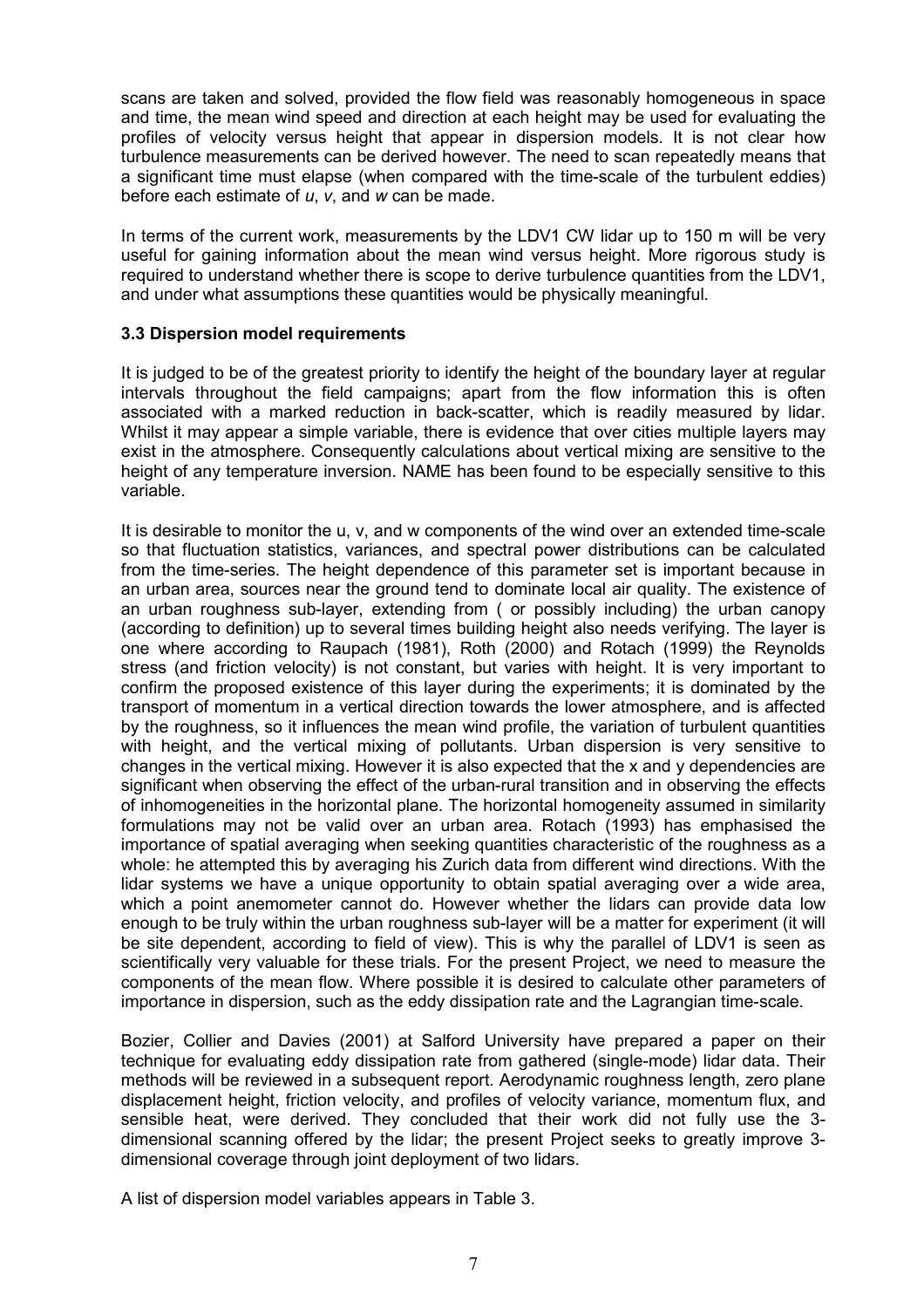scans are taken and solved, provided the flow field was reasonably homogeneous in space and time, the mean wind speed and direction at each height may be used for evaluating the profiles of velocity versus height that appear in dispersion models. It is not clear how turbulence measurements can be derived however. The need to scan repeatedly means that a significant time must elapse (when compared with the time-scale of the turbulent eddies) before each estimate of $u$, $v$, and $w$ can be made.

In terms of the current work, measurements by the LDV1 CW lidar up to 150 m will be very useful for gaining information about the mean wind versus height. More rigorous study is required to understand whether there is scope to derive turbulence quantities from the LDV1, and under what assumptions these quantities would be physically meaningful.

### 3.3 Dispersion model requirements

It is judged to be of the greatest priority to identify the height of the boundary layer at regular intervals throughout the field campaigns; apart from the flow information this is often associated with a marked reduction in back-scatter, which is readily measured by lidar. Whilst it may appear a simple variable, there is evidence that over cities multiple layers may exist in the atmosphere. Consequently calculations about vertical mixing are sensitive to the height of any temperature inversion. NAME has been found to be especially sensitive to this variable.

It is desirable to monitor the u, v, and w components of the wind over an extended time-scale so that fluctuation statistics, variances, and spectral power distributions can be calculated from the time-series. The height dependence of this parameter set is important because in an urban area, sources near the ground tend to dominate local air quality. The existence of an urban roughness sub-layer, extending from ( or possibly including) the urban canopy (according to definition) up to several times building height also needs verifying. The layer is one where according to Raupach (1981), Roth (2000) and Rotach (1999) the Reynolds stress (and friction velocity) is not constant, but varies with height. It is very important to confirm the proposed existence of this layer during the experiments; it is dominated by the transport of momentum in a vertical direction towards the lower atmosphere, and is affected by the roughness, so it influences the mean wind profile, the variation of turbulent quantities with height, and the vertical mixing of pollutants. Urban dispersion is very sensitive to changes in the vertical mixing. However it is also expected that the x and y dependencies are significant when observing the effect of the urban-rural transition and in observing the effects of inhomogeneities in the horizontal plane. The horizontal homogeneity assumed in similarity formulations may not be valid over an urban area. Rotach (1993) has emphasised the importance of spatial averaging when seeking quantities characteristic of the roughness as a whole: he attempted this by averaging his Zurich data from different wind directions. With the lidar systems we have a unique opportunity to obtain spatial averaging over a wide area, which a point anemometer cannot do. However whether the lidars can provide data low enough to be truly within the urban roughness sub-layer will be a matter for experiment (it will be site dependent, according to field of view). This is why the parallel of LDV1 is seen as scientifically very valuable for these trials. For the present Project, we need to measure the components of the mean flow. Where possible it is desired to calculate other parameters of importance in dispersion, such as the eddy dissipation rate and the Lagrangian time-scale.

Bozier, Collier and Davies (2001) at Salford University have prepared a paper on their technique for evaluating eddy dissipation rate from gathered (single-mode) lidar data. Their methods will be reviewed in a subsequent report. Aerodynamic roughness length, zero plane displacement height, friction velocity, and profiles of velocity variance, momentum flux, and sensible heat, were derived. They concluded that their work did not fully use the 3-dimensional scanning offered by the lidar; the present Project seeks to greatly improve 3-dimensional coverage through joint deployment of two lidars.

A list of dispersion model variables appears in Table 3.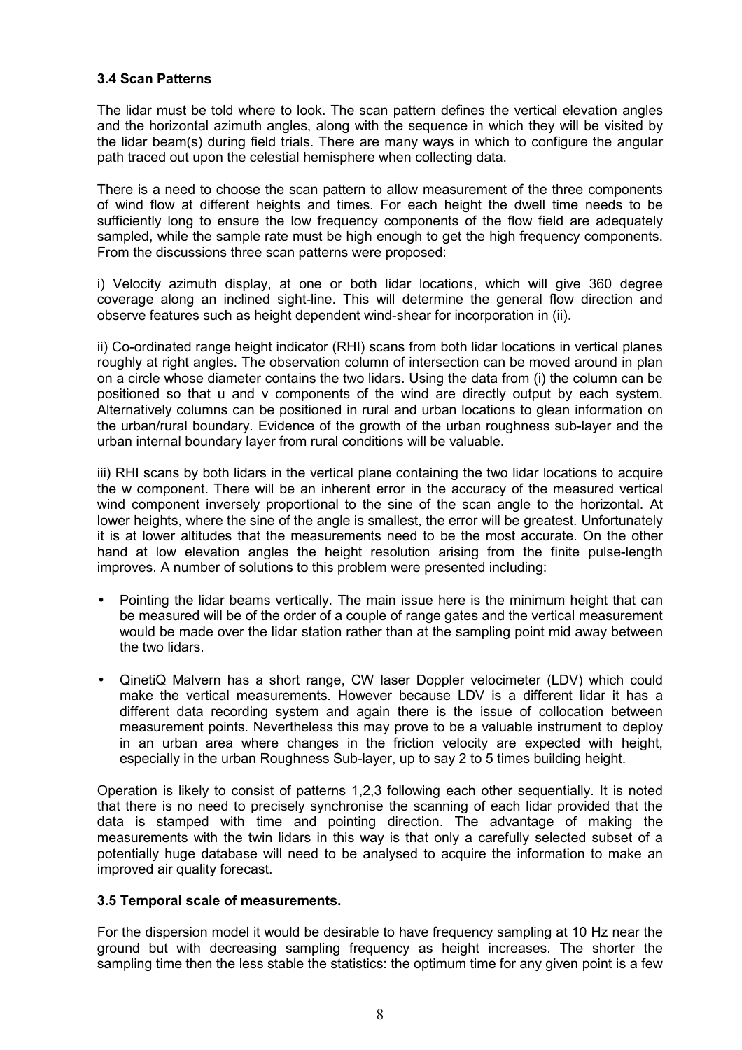### 3.4 Scan Patterns

The lidar must be told where to look. The scan pattern defines the vertical elevation angles and the horizontal azimuth angles, along with the sequence in which they will be visited by the lidar beam(s) during field trials. There are many ways in which to configure the angular path traced out upon the celestial hemisphere when collecting data.

There is a need to choose the scan pattern to allow measurement of the three components of wind flow at different heights and times. For each height the dwell time needs to be sufficiently long to ensure the low frequency components of the flow field are adequately sampled, while the sample rate must be high enough to get the high frequency components. From the discussions three scan patterns were proposed:

i) Velocity azimuth display, at one or both lidar locations, which will give 360 degree coverage along an inclined sight-line. This will determine the general flow direction and observe features such as height dependent wind-shear for incorporation in (ii).

ii) Co-ordinated range height indicator (RHI) scans from both lidar locations in vertical planes roughly at right angles. The observation column of intersection can be moved around in plan on a circle whose diameter contains the two lidars. Using the data from (i) the column can be positioned so that u and v components of the wind are directly output by each system. Alternatively columns can be positioned in rural and urban locations to glean information on the urban/rural boundary. Evidence of the growth of the urban roughness sub-layer and the urban internal boundary layer from rural conditions will be valuable.

iii) RHI scans by both lidars in the vertical plane containing the two lidar locations to acquire the w component. There will be an inherent error in the accuracy of the measured vertical wind component inversely proportional to the sine of the scan angle to the horizontal. At lower heights, where the sine of the angle is smallest, the error will be greatest. Unfortunately it is at lower altitudes that the measurements need to be the most accurate. On the other hand at low elevation angles the height resolution arising from the finite pulse-length improves. A number of solutions to this problem were presented including:

- Pointing the lidar beams vertically. The main issue here is the minimum height that can be measured will be of the order of a couple of range gates and the vertical measurement would be made over the lidar station rather than at the sampling point mid away between the two lidars.
- QinetiQ Malvern has a short range, CW laser Doppler velocimeter (LDV) which could make the vertical measurements. However because LDV is a different lidar it has a different data recording system and again there is the issue of collocation between measurement points. Nevertheless this may prove to be a valuable instrument to deploy in an urban area where changes in the friction velocity are expected with height, especially in the urban Roughness Sub-layer, up to say 2 to 5 times building height.

Operation is likely to consist of patterns 1,2,3 following each other sequentially. It is noted that there is no need to precisely synchronise the scanning of each lidar provided that the data is stamped with time and pointing direction. The advantage of making the measurements with the twin lidars in this way is that only a carefully selected subset of a potentially huge database will need to be analysed to acquire the information to make an improved air quality forecast.

### 3.5 Temporal scale of measurements.

For the dispersion model it would be desirable to have frequency sampling at 10 Hz near the ground but with decreasing sampling frequency as height increases. The shorter the sampling time then the less stable the statistics: the optimum time for any given point is a few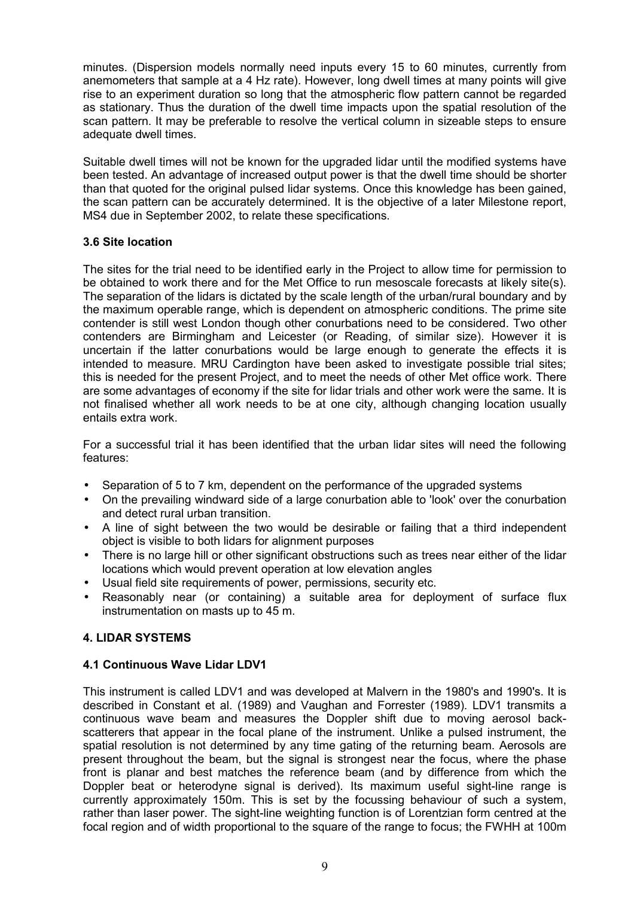minutes. (Dispersion models normally need inputs every 15 to 60 minutes, currently from anemometers that sample at a 4 Hz rate). However, long dwell times at many points will give rise to an experiment duration so long that the atmospheric flow pattern cannot be regarded as stationary. Thus the duration of the dwell time impacts upon the spatial resolution of the scan pattern. It may be preferable to resolve the vertical column in sizeable steps to ensure adequate dwell times.

Suitable dwell times will not be known for the upgraded lidar until the modified systems have been tested. An advantage of increased output power is that the dwell time should be shorter than that quoted for the original pulsed lidar systems. Once this knowledge has been gained, the scan pattern can be accurately determined. It is the objective of a later Milestone report, MS4 due in September 2002, to relate these specifications.

### 3.6 Site location

The sites for the trial need to be identified early in the Project to allow time for permission to be obtained to work there and for the Met Office to run mesoscale forecasts at likely site(s). The separation of the lidars is dictated by the scale length of the urban/rural boundary and by the maximum operable range, which is dependent on atmospheric conditions. The prime site contender is still west London though other conurbations need to be considered. Two other contenders are Birmingham and Leicester (or Reading, of similar size). However it is uncertain if the latter conurbations would be large enough to generate the effects it is intended to measure. MRU Cardington have been asked to investigate possible trial sites; this is needed for the present Project, and to meet the needs of other Met office work. There are some advantages of economy if the site for lidar trials and other work were the same. It is not finalised whether all work needs to be at one city, although changing location usually entails extra work.

For a successful trial it has been identified that the urban lidar sites will need the following features:

- Separation of 5 to 7 km, dependent on the performance of the upgraded systems
- On the prevailing windward side of a large conurbation able to 'look' over the conurbation and detect rural urban transition.
- A line of sight between the two would be desirable or failing that a third independent object is visible to both lidars for alignment purposes
- There is no large hill or other significant obstructions such as trees near either of the lidar locations which would prevent operation at low elevation angles
- Usual field site requirements of power, permissions, security etc.
- Reasonably near (or containing) a suitable area for deployment of surface flux instrumentation on masts up to 45 m.

## 4. LIDAR SYSTEMS

### 4.1 Continuous Wave Lidar LDV1

This instrument is called LDV1 and was developed at Malvern in the 1980's and 1990's. It is described in Constant et al. (1989) and Vaughan and Forrester (1989). LDV1 transmits a continuous wave beam and measures the Doppler shift due to moving aerosol back-scatterers that appear in the focal plane of the instrument. Unlike a pulsed instrument, the spatial resolution is not determined by any time gating of the returning beam. Aerosols are present throughout the beam, but the signal is strongest near the focus, where the phase front is planar and best matches the reference beam (and by difference from which the Doppler beat or heterodyne signal is derived). Its maximum useful sight-line range is currently approximately 150m. This is set by the focussing behaviour of such a system, rather than laser power. The sight-line weighting function is of Lorentzian form centred at the focal region and of width proportional to the square of the range to focus; the FWHH at 100m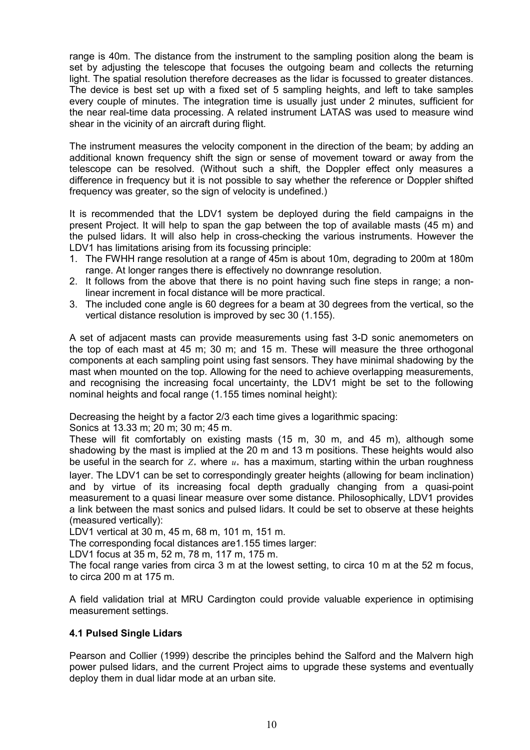range is 40m. The distance from the instrument to the sampling position along the beam is set by adjusting the telescope that focuses the outgoing beam and collects the returning light. The spatial resolution therefore decreases as the lidar is focussed to greater distances. The device is best set up with a fixed set of 5 sampling heights, and left to take samples every couple of minutes. The integration time is usually just under 2 minutes, sufficient for the near real-time data processing. A related instrument LATAS was used to measure wind shear in the vicinity of an aircraft during flight.

The instrument measures the velocity component in the direction of the beam; by adding an additional known frequency shift the sign or sense of movement toward or away from the telescope can be resolved. (Without such a shift, the Doppler effect only measures a difference in frequency but it is not possible to say whether the reference or Doppler shifted frequency was greater, so the sign of velocity is undefined.)

It is recommended that the LDV1 system be deployed during the field campaigns in the present Project. It will help to span the gap between the top of available masts (45 m) and the pulsed lidars. It will also help in cross-checking the various instruments. However the LDV1 has limitations arising from its focussing principle:

1. The FWHH range resolution at a range of 45m is about 10m, degrading to 200m at 180m range. At longer ranges there is effectively no downrange resolution.
2. It follows from the above that there is no point having such fine steps in range; a non-linear increment in focal distance will be more practical.
3. The included cone angle is 60 degrees for a beam at 30 degrees from the vertical, so the vertical distance resolution is improved by sec 30 (1.155).

A set of adjacent masts can provide measurements using fast 3-D sonic anemometers on the top of each mast at 45 m; 30 m; and 15 m. These will measure the three orthogonal components at each sampling point using fast sensors. They have minimal shadowing by the mast when mounted on the top. Allowing for the need to achieve overlapping measurements, and recognising the increasing focal uncertainty, the LDV1 might be set to the following nominal heights and focal range (1.155 times nominal height):

Decreasing the height by a factor 2/3 each time gives a logarithmic spacing:

Sonics at 13.33 m; 20 m; 30 m; 45 m.

These will fit comfortably on existing masts (15 m, 30 m, and 45 m), although some shadowing by the mast is implied at the 20 m and 13 m positions. These heights would also be useful in the search for $Z_*$ where $u_*$ has a maximum, starting within the urban roughness layer. The LDV1 can be set to correspondingly greater heights (allowing for beam inclination) and by virtue of its increasing focal depth gradually changing from a quasi-point measurement to a quasi linear measure over some distance. Philosophically, LDV1 provides a link between the mast sonics and pulsed lidars. It could be set to observe at these heights (measured vertically):

LDV1 vertical at 30 m, 45 m, 68 m, 101 m, 151 m.

The corresponding focal distances are1.155 times larger:

LDV1 focus at 35 m, 52 m, 78 m, 117 m, 175 m.

The focal range varies from circa 3 m at the lowest setting, to circa 10 m at the 52 m focus, to circa 200 m at 175 m.

A field validation trial at MRU Cardington could provide valuable experience in optimising measurement settings.

### 4.1 Pulsed Single Lidars

Pearson and Collier (1999) describe the principles behind the Salford and the Malvern high power pulsed lidars, and the current Project aims to upgrade these systems and eventually deploy them in dual lidar mode at an urban site.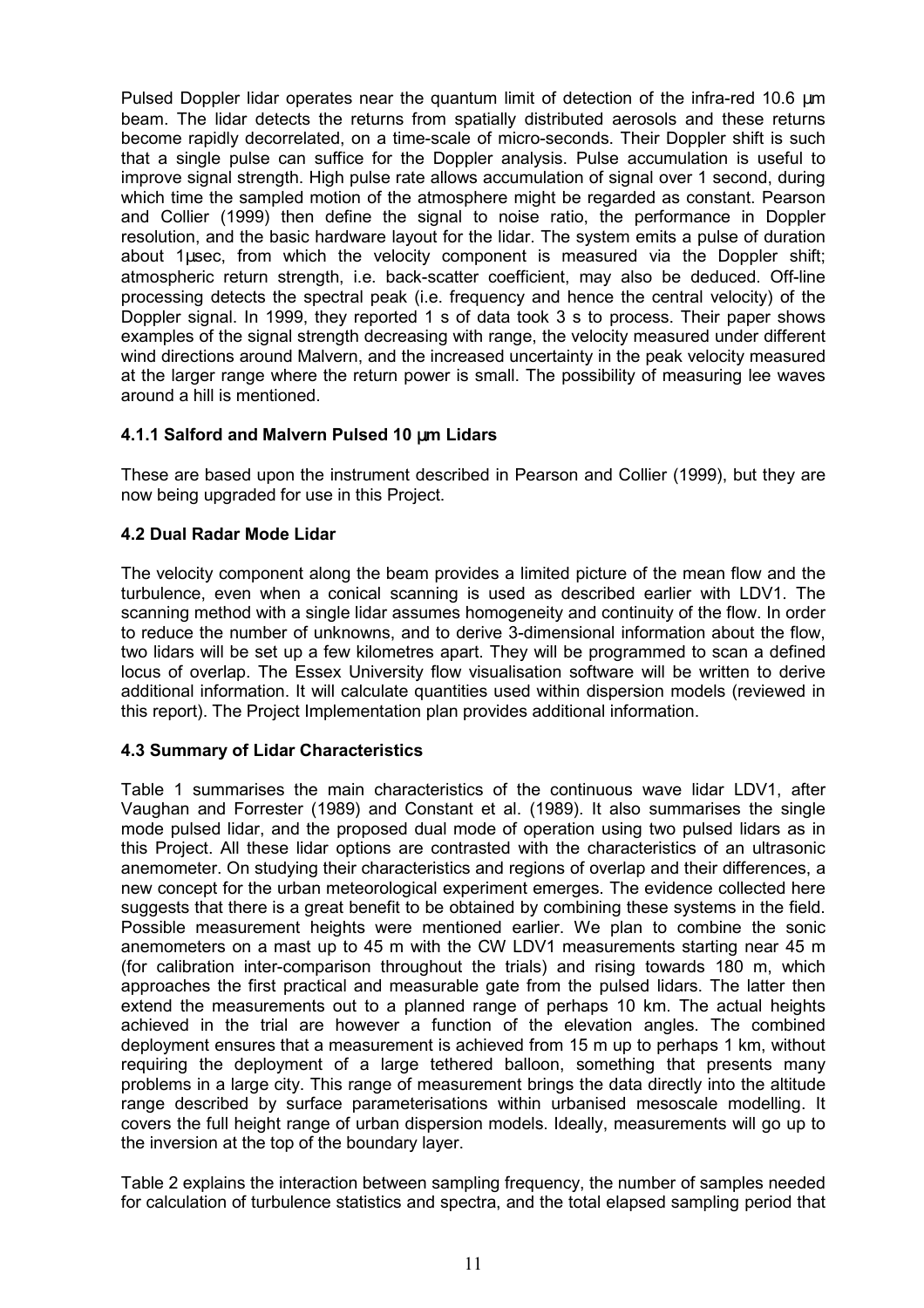Pulsed Doppler lidar operates near the quantum limit of detection of the infra-red 10.6 μm beam. The lidar detects the returns from spatially distributed aerosols and these returns become rapidly decorrelated, on a time-scale of micro-seconds. Their Doppler shift is such that a single pulse can suffice for the Doppler analysis. Pulse accumulation is useful to improve signal strength. High pulse rate allows accumulation of signal over 1 second, during which time the sampled motion of the atmosphere might be regarded as constant. Pearson and Collier (1999) then define the signal to noise ratio, the performance in Doppler resolution, and the basic hardware layout for the lidar. The system emits a pulse of duration about 1μsec, from which the velocity component is measured via the Doppler shift; atmospheric return strength, i.e. back-scatter coefficient, may also be deduced. Off-line processing detects the spectral peak (i.e. frequency and hence the central velocity) of the Doppler signal. In 1999, they reported 1 s of data took 3 s to process. Their paper shows examples of the signal strength decreasing with range, the velocity measured under different wind directions around Malvern, and the increased uncertainty in the peak velocity measured at the larger range where the return power is small. The possibility of measuring lee waves around a hill is mentioned.

### 4.1.1 Salford and Malvern Pulsed 10 μm Lidars

These are based upon the instrument described in Pearson and Collier (1999), but they are now being upgraded for use in this Project.

## 4.2 Dual Radar Mode Lidar

The velocity component along the beam provides a limited picture of the mean flow and the turbulence, even when a conical scanning is used as described earlier with LDV1. The scanning method with a single lidar assumes homogeneity and continuity of the flow. In order to reduce the number of unknowns, and to derive 3-dimensional information about the flow, two lidars will be set up a few kilometres apart. They will be programmed to scan a defined locus of overlap. The Essex University flow visualisation software will be written to derive additional information. It will calculate quantities used within dispersion models (reviewed in this report). The Project Implementation plan provides additional information.

## 4.3 Summary of Lidar Characteristics

Table 1 summarises the main characteristics of the continuous wave lidar LDV1, after Vaughan and Forrester (1989) and Constant et al. (1989). It also summarises the single mode pulsed lidar, and the proposed dual mode of operation using two pulsed lidars as in this Project. All these lidar options are contrasted with the characteristics of an ultrasonic anemometer. On studying their characteristics and regions of overlap and their differences, a new concept for the urban meteorological experiment emerges. The evidence collected here suggests that there is a great benefit to be obtained by combining these systems in the field. Possible measurement heights were mentioned earlier. We plan to combine the sonic anemometers on a mast up to 45 m with the CW LDV1 measurements starting near 45 m (for calibration inter-comparison throughout the trials) and rising towards 180 m, which approaches the first practical and measurable gate from the pulsed lidars. The latter then extend the measurements out to a planned range of perhaps 10 km. The actual heights achieved in the trial are however a function of the elevation angles. The combined deployment ensures that a measurement is achieved from 15 m up to perhaps 1 km, without requiring the deployment of a large tethered balloon, something that presents many problems in a large city. This range of measurement brings the data directly into the altitude range described by surface parameterisations within urbanised mesoscale modelling. It covers the full height range of urban dispersion models. Ideally, measurements will go up to the inversion at the top of the boundary layer.

Table 2 explains the interaction between sampling frequency, the number of samples needed for calculation of turbulence statistics and spectra, and the total elapsed sampling period that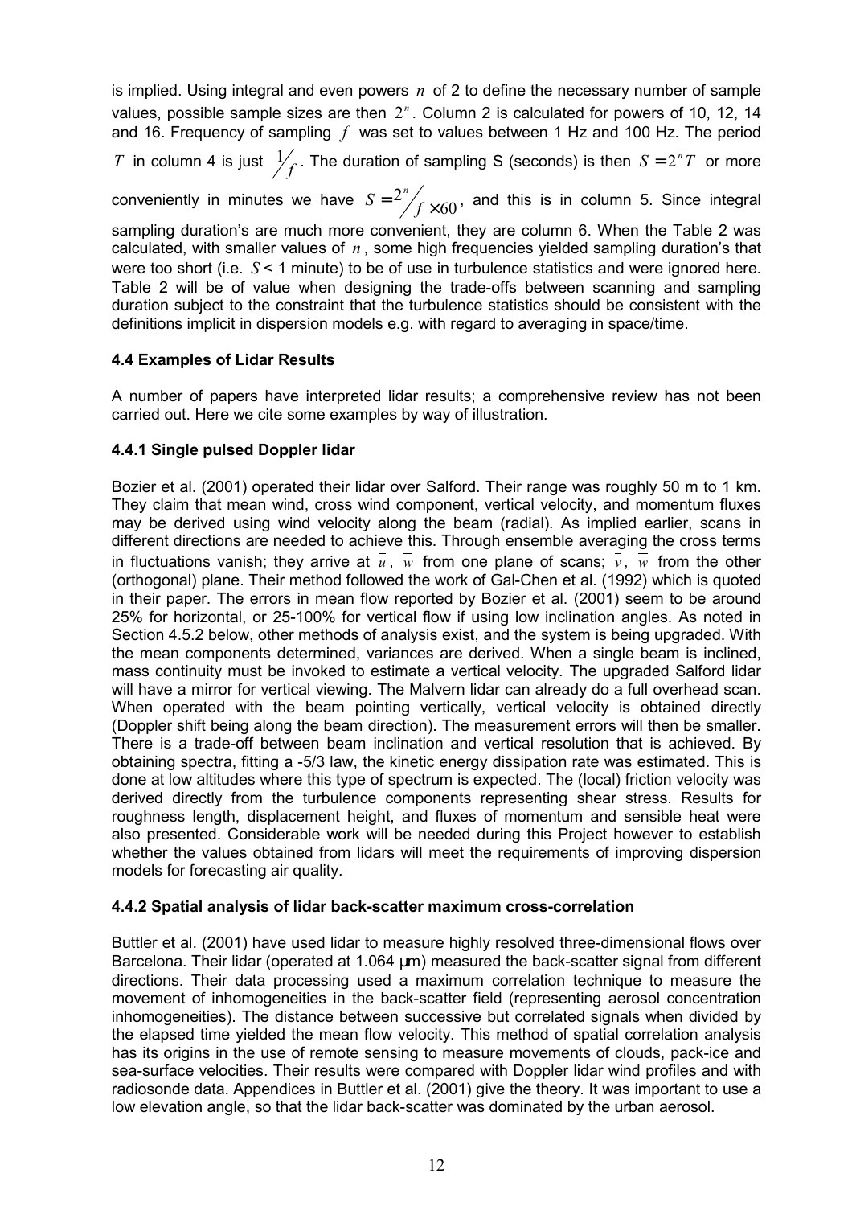is implied. Using integral and even powers $n$ of 2 to define the necessary number of sample values, possible sample sizes are then $2^n$. Column 2 is calculated for powers of 10, 12, 14 and 16. Frequency of sampling $f$ was set to values between 1 Hz and 100 Hz. The period $T$ in column 4 is just $1/f$. The duration of sampling S (seconds) is then $S = 2^n T$ or more conveniently in minutes we have $S = 2^n / f \times 60$, and this is in column 5. Since integral sampling duration's are much more convenient, they are column 6. When the Table 2 was calculated, with smaller values of $n$, some high frequencies yielded sampling duration's that were too short (i.e. $S$ < 1 minute) to be of use in turbulence statistics and were ignored here. Table 2 will be of value when designing the trade-offs between scanning and sampling duration subject to the constraint that the turbulence statistics should be consistent with the definitions implicit in dispersion models e.g. with regard to averaging in space/time.

### 4.4 Examples of Lidar Results

A number of papers have interpreted lidar results; a comprehensive review has not been carried out. Here we cite some examples by way of illustration.

#### 4.4.1 Single pulsed Doppler lidar

Bozier et al. (2001) operated their lidar over Salford. Their range was roughly 50 m to 1 km. They claim that mean wind, cross wind component, vertical velocity, and momentum fluxes may be derived using wind velocity along the beam (radial). As implied earlier, scans in different directions are needed to achieve this. Through ensemble averaging the cross terms in fluctuations vanish; they arrive at $\bar{u}$, $\bar{w}$ from one plane of scans; $\bar{v}$, $\bar{w}$ from the other (orthogonal) plane. Their method followed the work of Gal-Chen et al. (1992) which is quoted in their paper. The errors in mean flow reported by Bozier et al. (2001) seem to be around 25% for horizontal, or 25-100% for vertical flow if using low inclination angles. As noted in Section 4.5.2 below, other methods of analysis exist, and the system is being upgraded. With the mean components determined, variances are derived. When a single beam is inclined, mass continuity must be invoked to estimate a vertical velocity. The upgraded Salford lidar will have a mirror for vertical viewing. The Malvern lidar can already do a full overhead scan. When operated with the beam pointing vertically, vertical velocity is obtained directly (Doppler shift being along the beam direction). The measurement errors will then be smaller. There is a trade-off between beam inclination and vertical resolution that is achieved. By obtaining spectra, fitting a -5/3 law, the kinetic energy dissipation rate was estimated. This is done at low altitudes where this type of spectrum is expected. The (local) friction velocity was derived directly from the turbulence components representing shear stress. Results for roughness length, displacement height, and fluxes of momentum and sensible heat were also presented. Considerable work will be needed during this Project however to establish whether the values obtained from lidars will meet the requirements of improving dispersion models for forecasting air quality.

#### 4.4.2 Spatial analysis of lidar back-scatter maximum cross-correlation

Buttler et al. (2001) have used lidar to measure highly resolved three-dimensional flows over Barcelona. Their lidar (operated at 1.064 µm) measured the back-scatter signal from different directions. Their data processing used a maximum correlation technique to measure the movement of inhomogeneities in the back-scatter field (representing aerosol concentration inhomogeneities). The distance between successive but correlated signals when divided by the elapsed time yielded the mean flow velocity. This method of spatial correlation analysis has its origins in the use of remote sensing to measure movements of clouds, pack-ice and sea-surface velocities. Their results were compared with Doppler lidar wind profiles and with radiosonde data. Appendices in Buttler et al. (2001) give the theory. It was important to use a low elevation angle, so that the lidar back-scatter was dominated by the urban aerosol.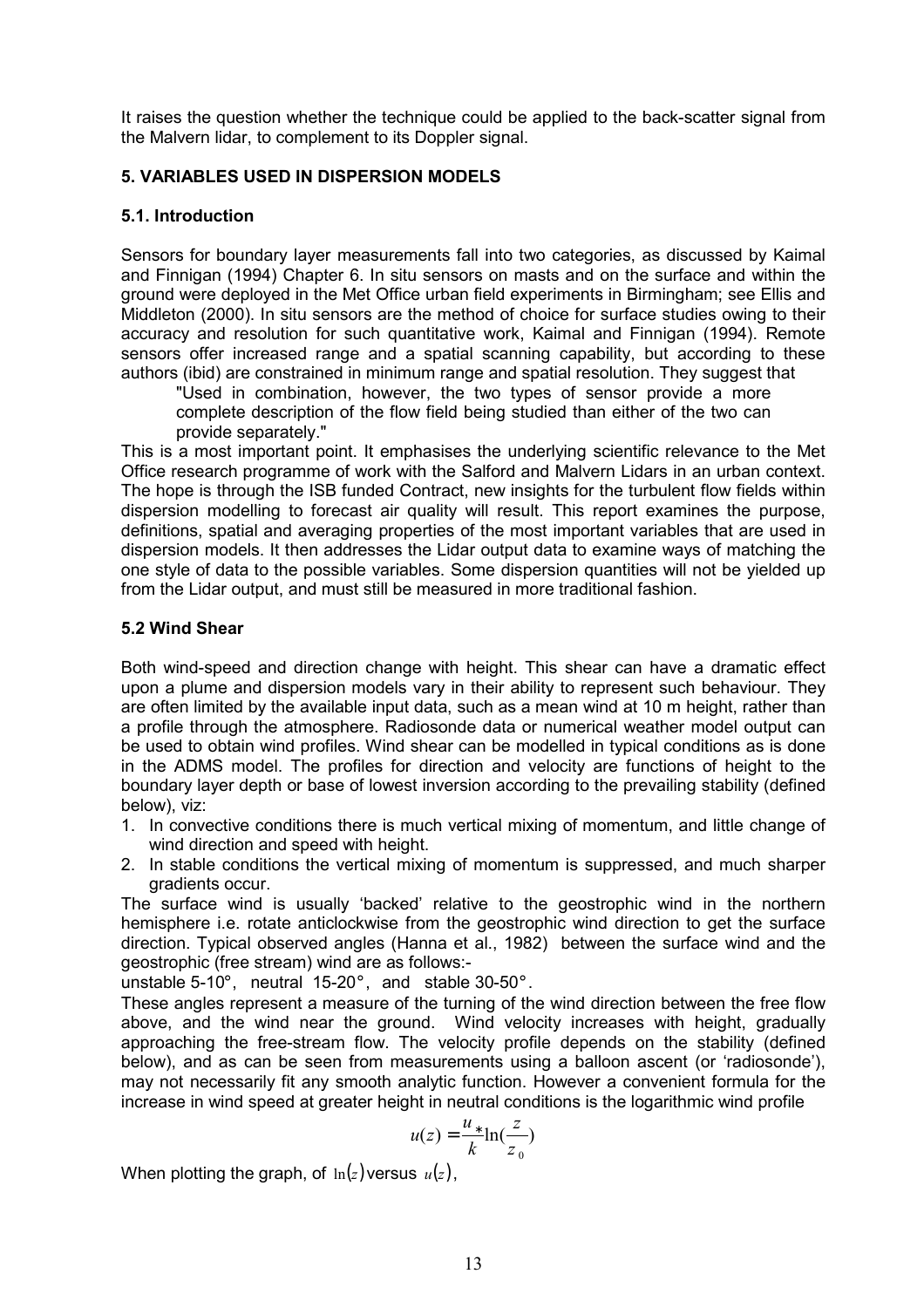It raises the question whether the technique could be applied to the back-scatter signal from the Malvern lidar, to complement to its Doppler signal.

## 5. VARIABLES USED IN DISPERSION MODELS

### 5.1. Introduction

Sensors for boundary layer measurements fall into two categories, as discussed by Kaimal and Finnigan (1994) Chapter 6. In situ sensors on masts and on the surface and within the ground were deployed in the Met Office urban field experiments in Birmingham; see Ellis and Middleton (2000). In situ sensors are the method of choice for surface studies owing to their accuracy and resolution for such quantitative work, Kaimal and Finnigan (1994). Remote sensors offer increased range and a spatial scanning capability, but according to these authors (ibid) are constrained in minimum range and spatial resolution. They suggest that

> "Used in combination, however, the two types of sensor provide a more complete description of the flow field being studied than either of the two can provide separately."

This is a most important point. It emphasises the underlying scientific relevance to the Met Office research programme of work with the Salford and Malvern Lidars in an urban context. The hope is through the ISB funded Contract, new insights for the turbulent flow fields within dispersion modelling to forecast air quality will result. This report examines the purpose, definitions, spatial and averaging properties of the most important variables that are used in dispersion models. It then addresses the Lidar output data to examine ways of matching the one style of data to the possible variables. Some dispersion quantities will not be yielded up from the Lidar output, and must still be measured in more traditional fashion.

### 5.2 Wind Shear

Both wind-speed and direction change with height. This shear can have a dramatic effect upon a plume and dispersion models vary in their ability to represent such behaviour. They are often limited by the available input data, such as a mean wind at 10 m height, rather than a profile through the atmosphere. Radiosonde data or numerical weather model output can be used to obtain wind profiles. Wind shear can be modelled in typical conditions as is done in the ADMS model. The profiles for direction and velocity are functions of height to the boundary layer depth or base of lowest inversion according to the prevailing stability (defined below), viz:

1. In convective conditions there is much vertical mixing of momentum, and little change of wind direction and speed with height.
2. In stable conditions the vertical mixing of momentum is suppressed, and much sharper gradients occur.

The surface wind is usually 'backed' relative to the geostrophic wind in the northern hemisphere i.e. rotate anticlockwise from the geostrophic wind direction to get the surface direction. Typical observed angles (Hanna et al., 1982) between the surface wind and the geostrophic (free stream) wind are as follows:-

unstable 5-10°, neutral 15-20°, and stable 30-50°.

These angles represent a measure of the turning of the wind direction between the free flow above, and the wind near the ground. Wind velocity increases with height, gradually approaching the free-stream flow. The velocity profile depends on the stability (defined below), and as can be seen from measurements using a balloon ascent (or 'radiosonde'), may not necessarily fit any smooth analytic function. However a convenient formula for the increase in wind speed at greater height in neutral conditions is the logarithmic wind profile

$$u(z) = \frac{u_*}{k}\ln\left(\frac{z}{z_0}\right)$$

When plotting the graph, of $\ln(z)$ versus $u(z)$,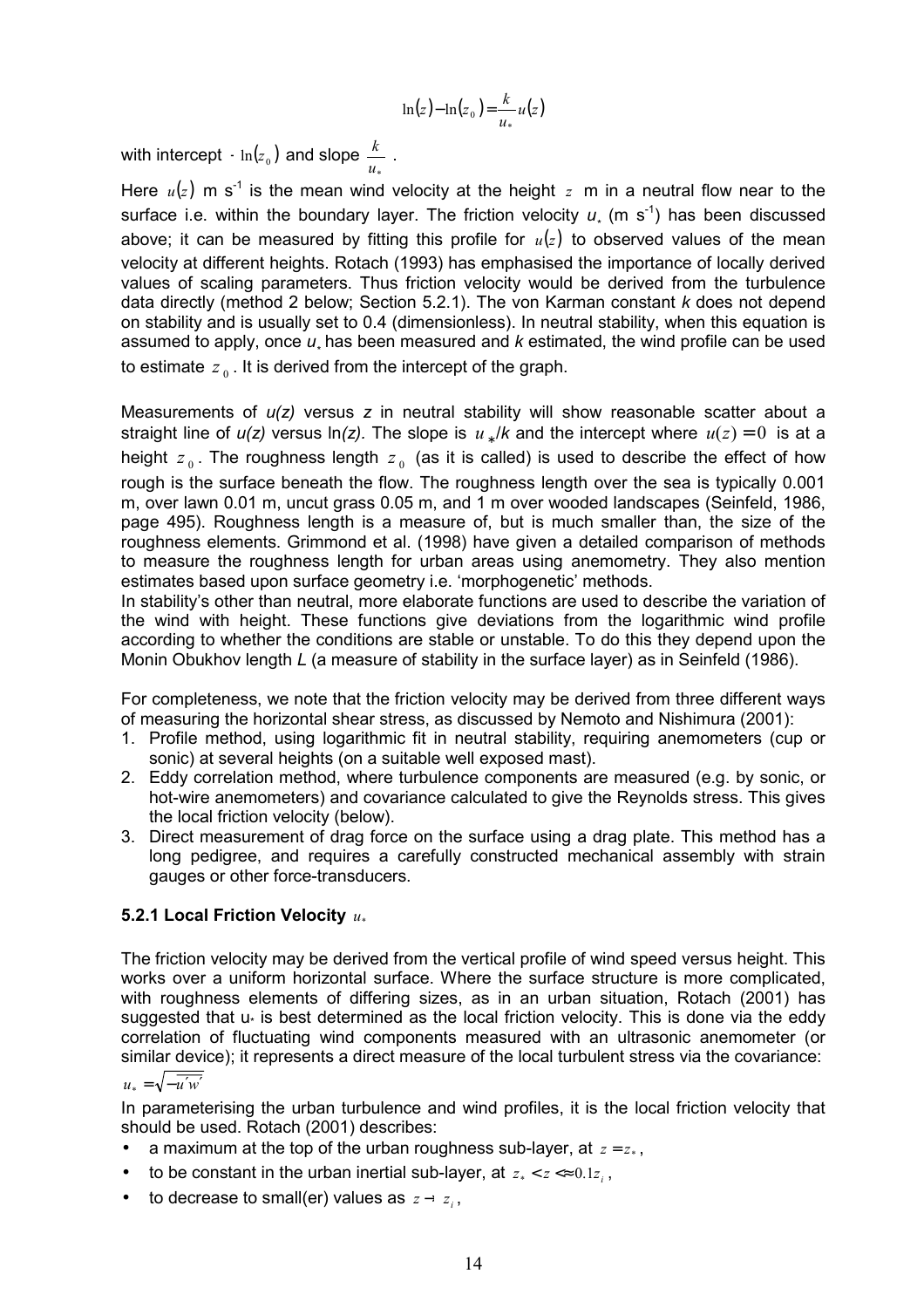$$\ln(z) - \ln(z_0) = \frac{k}{u_*} u(z)$$

with intercept $-\ln(z_0)$ and slope $\frac{k}{u_*}$.

Here $u(z)$ m s$^{-1}$ is the mean wind velocity at the height $z$ m in a neutral flow near to the surface i.e. within the boundary layer. The friction velocity $u_*$ (m s$^{-1}$) has been discussed above; it can be measured by fitting this profile for $u(z)$ to observed values of the mean velocity at different heights. Rotach (1993) has emphasised the importance of locally derived values of scaling parameters. Thus friction velocity would be derived from the turbulence data directly (method 2 below; Section 5.2.1). The von Karman constant *k* does not depend on stability and is usually set to 0.4 (dimensionless). In neutral stability, when this equation is assumed to apply, once $u_*$ has been measured and *k* estimated, the wind profile can be used to estimate $z_0$. It is derived from the intercept of the graph.

Measurements of *u(z)* versus *z* in neutral stability will show reasonable scatter about a straight line of *u(z)* versus ln*(z)*. The slope is $u_*/k$ and the intercept where $u(z) = 0$ is at a height $z_0$. The roughness length $z_0$ (as it is called) is used to describe the effect of how rough is the surface beneath the flow. The roughness length over the sea is typically 0.001 m, over lawn 0.01 m, uncut grass 0.05 m, and 1 m over wooded landscapes (Seinfeld, 1986, page 495). Roughness length is a measure of, but is much smaller than, the size of the roughness elements. Grimmond et al. (1998) have given a detailed comparison of methods to measure the roughness length for urban areas using anemometry. They also mention estimates based upon surface geometry i.e. 'morphogenetic' methods.

In stability's other than neutral, more elaborate functions are used to describe the variation of the wind with height. These functions give deviations from the logarithmic wind profile according to whether the conditions are stable or unstable. To do this they depend upon the Monin Obukhov length *L* (a measure of stability in the surface layer) as in Seinfeld (1986).

For completeness, we note that the friction velocity may be derived from three different ways of measuring the horizontal shear stress, as discussed by Nemoto and Nishimura (2001):

1. Profile method, using logarithmic fit in neutral stability, requiring anemometers (cup or sonic) at several heights (on a suitable well exposed mast).
2. Eddy correlation method, where turbulence components are measured (e.g. by sonic, or hot-wire anemometers) and covariance calculated to give the Reynolds stress. This gives the local friction velocity (below).
3. Direct measurement of drag force on the surface using a drag plate. This method has a long pedigree, and requires a carefully constructed mechanical assembly with strain gauges or other force-transducers.

### 5.2.1 Local Friction Velocity $u_*$

The friction velocity may be derived from the vertical profile of wind speed versus height. This works over a uniform horizontal surface. Where the surface structure is more complicated, with roughness elements of differing sizes, as in an urban situation, Rotach (2001) has suggested that $u_*$ is best determined as the local friction velocity. This is done via the eddy correlation of fluctuating wind components measured with an ultrasonic anemometer (or similar device); it represents a direct measure of the local turbulent stress via the covariance:

$u_* = \sqrt{-\overline{u'w'}}$

In parameterising the urban turbulence and wind profiles, it is the local friction velocity that should be used. Rotach (2001) describes:

- a maximum at the top of the urban roughness sub-layer, at $z = z_*$,
- to be constant in the urban inertial sub-layer, at $z_* < z \lessapprox 0.1 z_i$,
- to decrease to small(er) values as $z \to z_i$,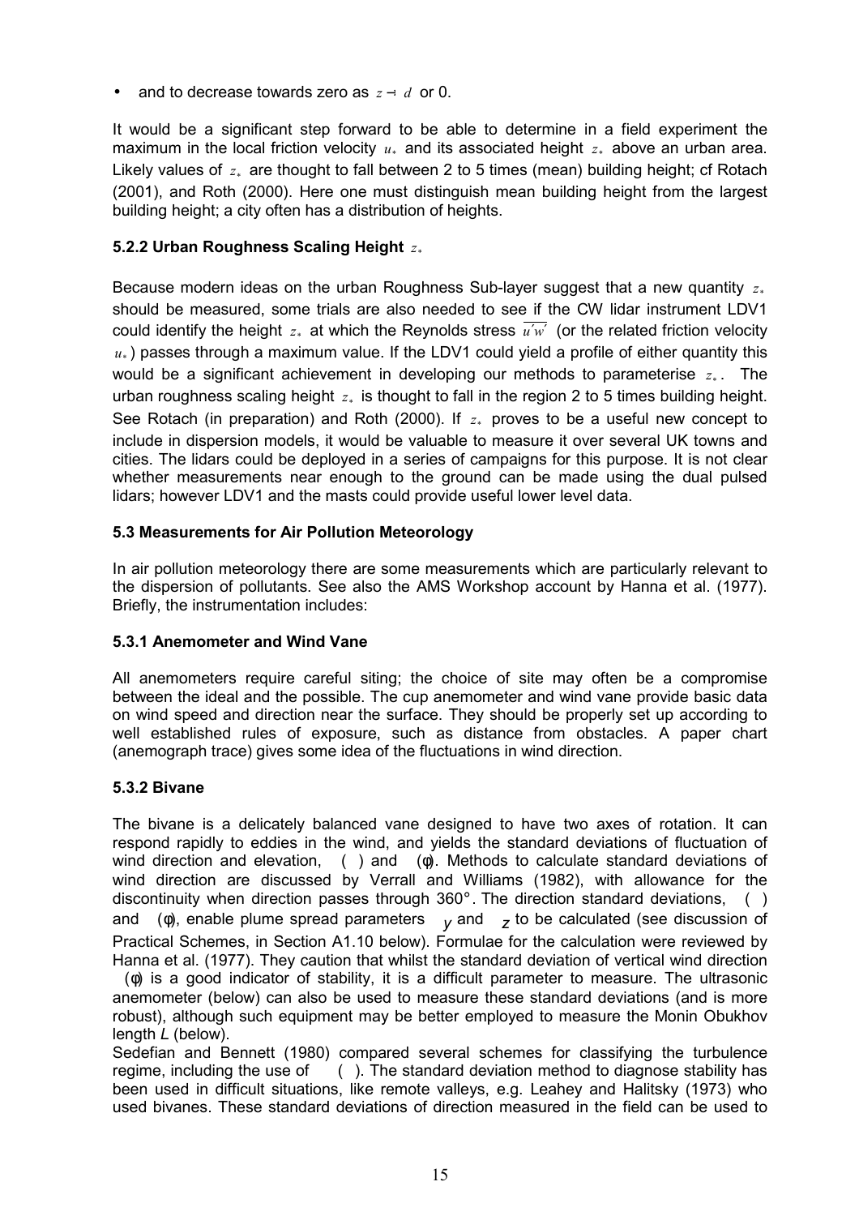- and to decrease towards zero as $z \to d$ or 0.

It would be a significant step forward to be able to determine in a field experiment the maximum in the local friction velocity $u_*$ and its associated height $z_*$ above an urban area. Likely values of $z_*$ are thought to fall between 2 to 5 times (mean) building height; cf Rotach (2001), and Roth (2000). Here one must distinguish mean building height from the largest building height; a city often has a distribution of heights.

### 5.2.2 Urban Roughness Scaling Height $z_*$

Because modern ideas on the urban Roughness Sub-layer suggest that a new quantity $z_*$ should be measured, some trials are also needed to see if the CW lidar instrument LDV1 could identify the height $z_*$ at which the Reynolds stress $\overline{u'w'}$ (or the related friction velocity $u_*$) passes through a maximum value. If the LDV1 could yield a profile of either quantity this would be a significant achievement in developing our methods to parameterise $z_*$. The urban roughness scaling height $z_*$ is thought to fall in the region 2 to 5 times building height. See Rotach (in preparation) and Roth (2000). If $z_*$ proves to be a useful new concept to include in dispersion models, it would be valuable to measure it over several UK towns and cities. The lidars could be deployed in a series of campaigns for this purpose. It is not clear whether measurements near enough to the ground can be made using the dual pulsed lidars; however LDV1 and the masts could provide useful lower level data.

### 5.3 Measurements for Air Pollution Meteorology

In air pollution meteorology there are some measurements which are particularly relevant to the dispersion of pollutants. See also the AMS Workshop account by Hanna et al. (1977). Briefly, the instrumentation includes:

### 5.3.1 Anemometer and Wind Vane

All anemometers require careful siting; the choice of site may often be a compromise between the ideal and the possible. The cup anemometer and wind vane provide basic data on wind speed and direction near the surface. They should be properly set up according to well established rules of exposure, such as distance from obstacles. A paper chart (anemograph trace) gives some idea of the fluctuations in wind direction.

### 5.3.2 Bivane

The bivane is a delicately balanced vane designed to have two axes of rotation. It can respond rapidly to eddies in the wind, and yields the standard deviations of fluctuation of wind direction and elevation, $\sigma(\theta)$ and $\sigma(\phi)$. Methods to calculate standard deviations of wind direction are discussed by Verrall and Williams (1982), with allowance for the discontinuity when direction passes through 360°. The direction standard deviations, $\sigma(\theta)$ and $\sigma(\phi)$, enable plume spread parameters $\sigma_y$ and $\sigma_z$ to be calculated (see discussion of Practical Schemes, in Section A1.10 below). Formulae for the calculation were reviewed by Hanna et al. (1977). They caution that whilst the standard deviation of vertical wind direction $\sigma(\phi)$ is a good indicator of stability, it is a difficult parameter to measure. The ultrasonic anemometer (below) can also be used to measure these standard deviations (and is more robust), although such equipment may be better employed to measure the Monin Obukhov length *L* (below).

Sedefian and Bennett (1980) compared several schemes for classifying the turbulence regime, including the use of $\sigma(\theta)$. The standard deviation method to diagnose stability has been used in difficult situations, like remote valleys, e.g. Leahey and Halitsky (1973) who used bivanes. These standard deviations of direction measured in the field can be used to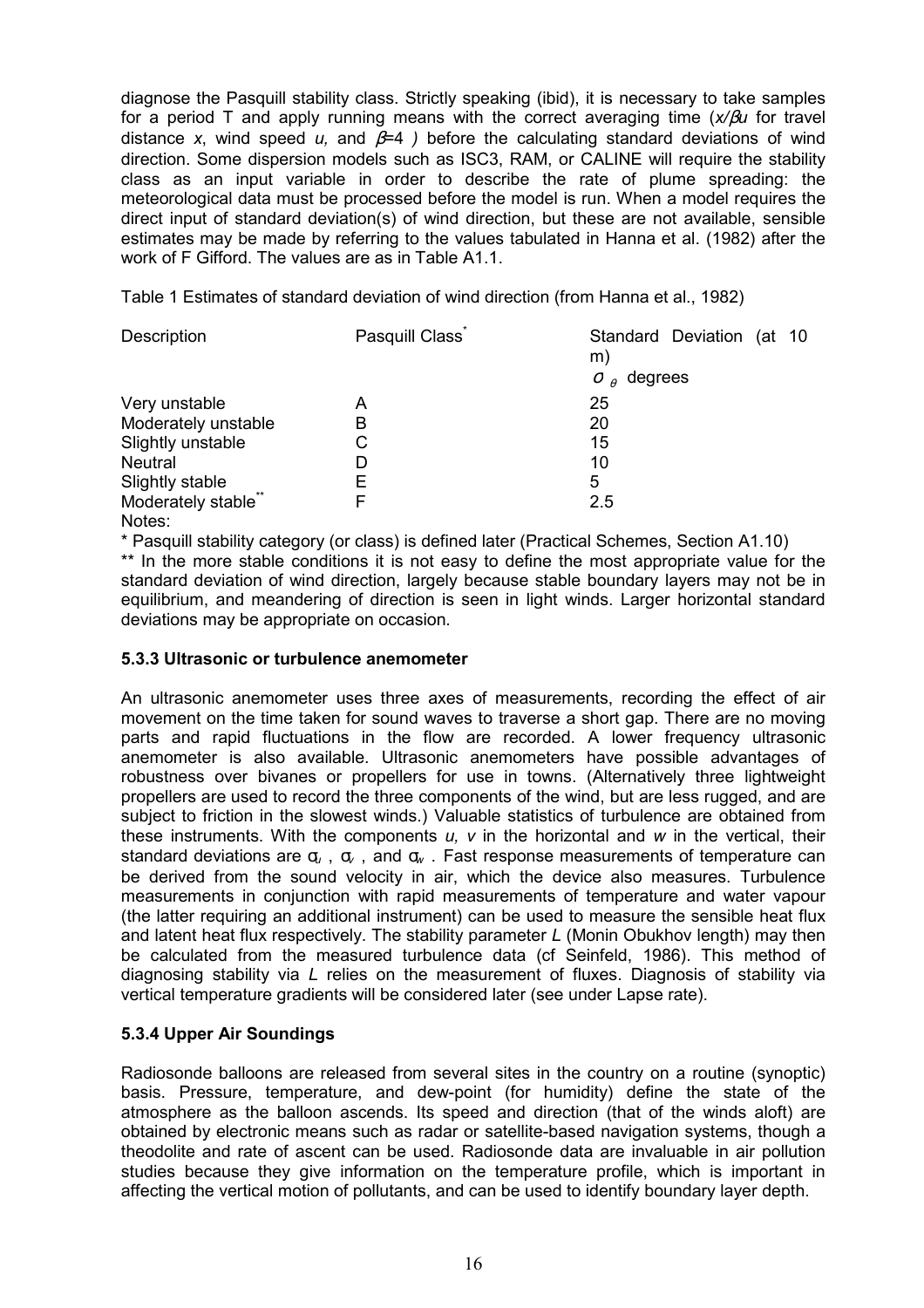diagnose the Pasquill stability class. Strictly speaking (ibid), it is necessary to take samples for a period T and apply running means with the correct averaging time ($x/\beta u$ for travel distance $x$, wind speed $u$, and $\beta$=4 ) before the calculating standard deviations of wind direction. Some dispersion models such as ISC3, RAM, or CALINE will require the stability class as an input variable in order to describe the rate of plume spreading: the meteorological data must be processed before the model is run. When a model requires the direct input of standard deviation(s) of wind direction, but these are not available, sensible estimates may be made by referring to the values tabulated in Hanna et al. (1982) after the work of F Gifford. The values are as in Table A1.1.

Table 1 Estimates of standard deviation of wind direction (from Hanna et al., 1982)

| Description | Pasquill Class* | Standard Deviation (at 10 m) $\sigma_\theta$ degrees |
|---|---|---|
| Very unstable | A | 25 |
| Moderately unstable | B | 20 |
| Slightly unstable | C | 15 |
| Neutral | D | 10 |
| Slightly stable | E | 5 |
| Moderately stable** | F | 2.5 |

Notes:

\* Pasquill stability category (or class) is defined later (Practical Schemes, Section A1.10)

** In the more stable conditions it is not easy to define the most appropriate value for the standard deviation of wind direction, largely because stable boundary layers may not be in equilibrium, and meandering of direction is seen in light winds. Larger horizontal standard deviations may be appropriate on occasion.

### 5.3.3 Ultrasonic or turbulence anemometer

An ultrasonic anemometer uses three axes of measurements, recording the effect of air movement on the time taken for sound waves to traverse a short gap. There are no moving parts and rapid fluctuations in the flow are recorded. A lower frequency ultrasonic anemometer is also available. Ultrasonic anemometers have possible advantages of robustness over bivanes or propellers for use in towns. (Alternatively three lightweight propellers are used to record the three components of the wind, but are less rugged, and are subject to friction in the slowest winds.) Valuable statistics of turbulence are obtained from these instruments. With the components $u$, $v$ in the horizontal and $w$ in the vertical, their standard deviations are $\sigma_u$ , $\sigma_v$ , and $\sigma_w$ . Fast response measurements of temperature can be derived from the sound velocity in air, which the device also measures. Turbulence measurements in conjunction with rapid measurements of temperature and water vapour (the latter requiring an additional instrument) can be used to measure the sensible heat flux and latent heat flux respectively. The stability parameter $L$ (Monin Obukhov length) may then be calculated from the measured turbulence data (cf Seinfeld, 1986). This method of diagnosing stability via $L$ relies on the measurement of fluxes. Diagnosis of stability via vertical temperature gradients will be considered later (see under Lapse rate).

### 5.3.4 Upper Air Soundings

Radiosonde balloons are released from several sites in the country on a routine (synoptic) basis. Pressure, temperature, and dew-point (for humidity) define the state of the atmosphere as the balloon ascends. Its speed and direction (that of the winds aloft) are obtained by electronic means such as radar or satellite-based navigation systems, though a theodolite and rate of ascent can be used. Radiosonde data are invaluable in air pollution studies because they give information on the temperature profile, which is important in affecting the vertical motion of pollutants, and can be used to identify boundary layer depth.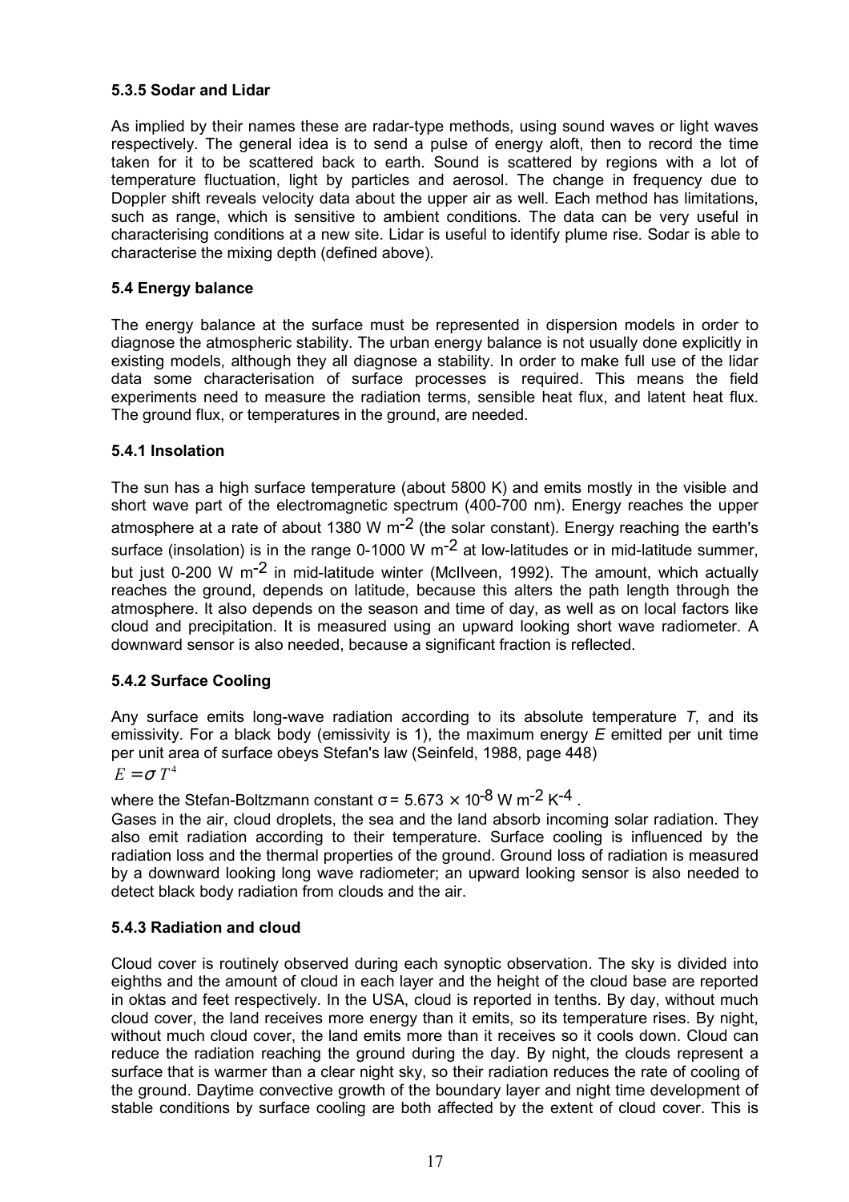### 5.3.5 Sodar and Lidar

As implied by their names these are radar-type methods, using sound waves or light waves respectively. The general idea is to send a pulse of energy aloft, then to record the time taken for it to be scattered back to earth. Sound is scattered by regions with a lot of temperature fluctuation, light by particles and aerosol. The change in frequency due to Doppler shift reveals velocity data about the upper air as well. Each method has limitations, such as range, which is sensitive to ambient conditions. The data can be very useful in characterising conditions at a new site. Lidar is useful to identify plume rise. Sodar is able to characterise the mixing depth (defined above).

### 5.4 Energy balance

The energy balance at the surface must be represented in dispersion models in order to diagnose the atmospheric stability. The urban energy balance is not usually done explicitly in existing models, although they all diagnose a stability. In order to make full use of the lidar data some characterisation of surface processes is required. This means the field experiments need to measure the radiation terms, sensible heat flux, and latent heat flux. The ground flux, or temperatures in the ground, are needed.

### 5.4.1 Insolation

The sun has a high surface temperature (about 5800 K) and emits mostly in the visible and short wave part of the electromagnetic spectrum (400-700 nm). Energy reaches the upper atmosphere at a rate of about 1380 W $m^{-2}$ (the solar constant). Energy reaching the earth's surface (insolation) is in the range 0-1000 W $m^{-2}$ at low-latitudes or in mid-latitude summer, but just 0-200 W $m^{-2}$ in mid-latitude winter (McIlveen, 1992). The amount, which actually reaches the ground, depends on latitude, because this alters the path length through the atmosphere. It also depends on the season and time of day, as well as on local factors like cloud and precipitation. It is measured using an upward looking short wave radiometer. A downward sensor is also needed, because a significant fraction is reflected.

### 5.4.2 Surface Cooling

Any surface emits long-wave radiation according to its absolute temperature *T*, and its emissivity. For a black body (emissivity is 1), the maximum energy *E* emitted per unit time per unit area of surface obeys Stefan's law (Seinfeld, 1988, page 448)

$$E = \sigma T^4$$

where the Stefan-Boltzmann constant $\sigma = 5.673 \times 10^{-8}$ W $m^{-2}$ $K^{-4}$ .

Gases in the air, cloud droplets, the sea and the land absorb incoming solar radiation. They also emit radiation according to their temperature. Surface cooling is influenced by the radiation loss and the thermal properties of the ground. Ground loss of radiation is measured by a downward looking long wave radiometer; an upward looking sensor is also needed to detect black body radiation from clouds and the air.

### 5.4.3 Radiation and cloud

Cloud cover is routinely observed during each synoptic observation. The sky is divided into eighths and the amount of cloud in each layer and the height of the cloud base are reported in oktas and feet respectively. In the USA, cloud is reported in tenths. By day, without much cloud cover, the land receives more energy than it emits, so its temperature rises. By night, without much cloud cover, the land emits more than it receives so it cools down. Cloud can reduce the radiation reaching the ground during the day. By night, the clouds represent a surface that is warmer than a clear night sky, so their radiation reduces the rate of cooling of the ground. Daytime convective growth of the boundary layer and night time development of stable conditions by surface cooling are both affected by the extent of cloud cover. This is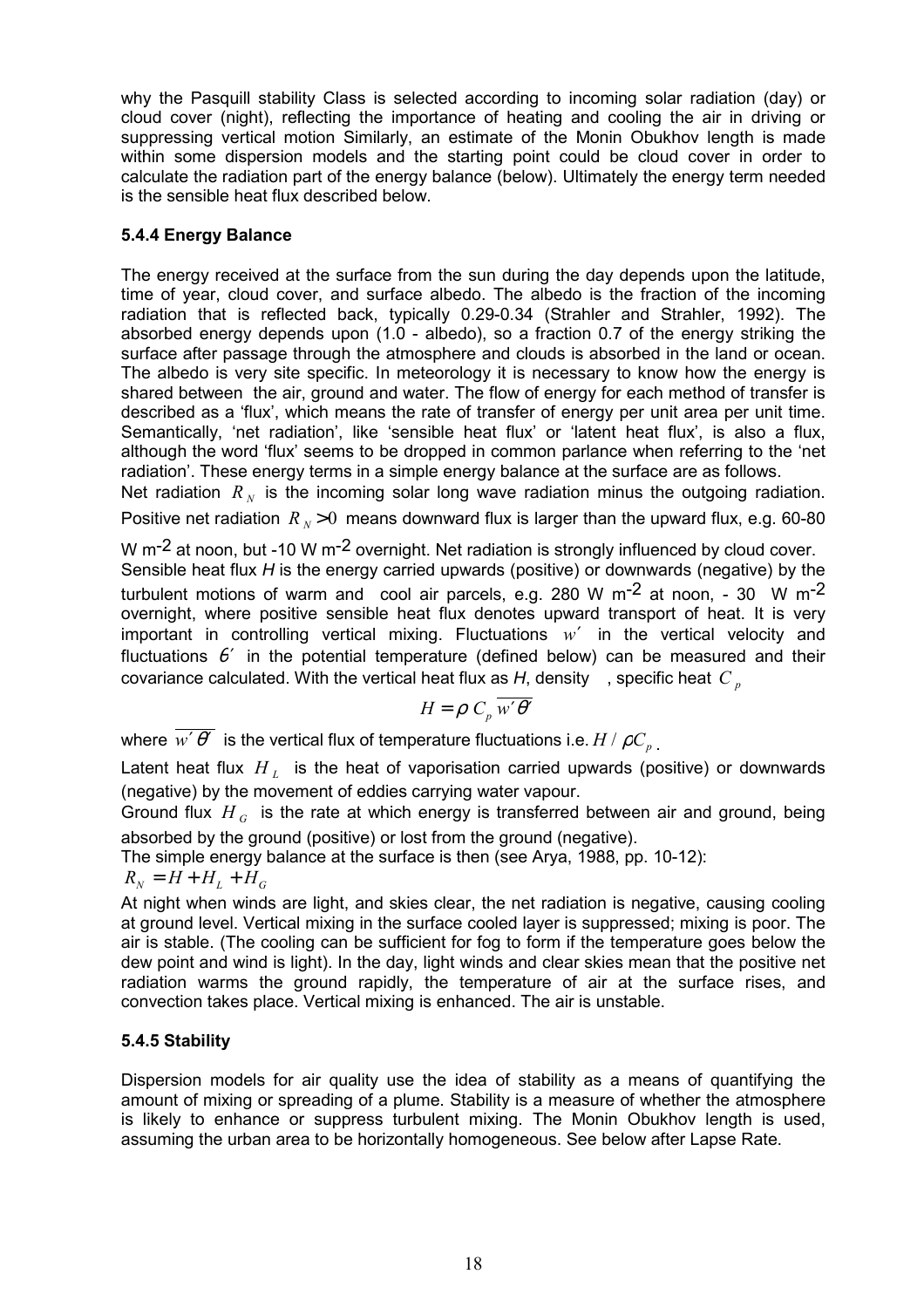why the Pasquill stability Class is selected according to incoming solar radiation (day) or cloud cover (night), reflecting the importance of heating and cooling the air in driving or suppressing vertical motion Similarly, an estimate of the Monin Obukhov length is made within some dispersion models and the starting point could be cloud cover in order to calculate the radiation part of the energy balance (below). Ultimately the energy term needed is the sensible heat flux described below.

### 5.4.4 Energy Balance

The energy received at the surface from the sun during the day depends upon the latitude, time of year, cloud cover, and surface albedo. The albedo is the fraction of the incoming radiation that is reflected back, typically 0.29-0.34 (Strahler and Strahler, 1992). The absorbed energy depends upon (1.0 - albedo), so a fraction 0.7 of the energy striking the surface after passage through the atmosphere and clouds is absorbed in the land or ocean. The albedo is very site specific. In meteorology it is necessary to know how the energy is shared between the air, ground and water. The flow of energy for each method of transfer is described as a 'flux', which means the rate of transfer of energy per unit area per unit time. Semantically, 'net radiation', like 'sensible heat flux' or 'latent heat flux', is also a flux, although the word 'flux' seems to be dropped in common parlance when referring to the 'net radiation'. These energy terms in a simple energy balance at the surface are as follows.

Net radiation $R_N$ is the incoming solar long wave radiation minus the outgoing radiation. Positive net radiation $R_N > 0$ means downward flux is larger than the upward flux, e.g. 60-80 W m$^{-2}$ at noon, but -10 W m$^{-2}$ overnight. Net radiation is strongly influenced by cloud cover.

Sensible heat flux *H* is the energy carried upwards (positive) or downwards (negative) by the turbulent motions of warm and cool air parcels, e.g. 280 W m$^{-2}$ at noon, - 30 W m$^{-2}$ overnight, where positive sensible heat flux denotes upward transport of heat. It is very important in controlling vertical mixing. Fluctuations $w'$ in the vertical velocity and fluctuations $\theta'$ in the potential temperature (defined below) can be measured and their covariance calculated. With the vertical heat flux as *H*, density , specific heat $C_p$

$$H = \rho \, C_p \, \overline{w'\theta'}$$

where $\overline{w'\theta'}$ is the vertical flux of temperature fluctuations i.e. $H / \rho C_p$.

Latent heat flux $H_L$ is the heat of vaporisation carried upwards (positive) or downwards (negative) by the movement of eddies carrying water vapour.

Ground flux $H_G$ is the rate at which energy is transferred between air and ground, being absorbed by the ground (positive) or lost from the ground (negative).

The simple energy balance at the surface is then (see Arya, 1988, pp. 10-12):

$R_N = H + H_L + H_G$

At night when winds are light, and skies clear, the net radiation is negative, causing cooling at ground level. Vertical mixing in the surface cooled layer is suppressed; mixing is poor. The air is stable. (The cooling can be sufficient for fog to form if the temperature goes below the dew point and wind is light). In the day, light winds and clear skies mean that the positive net radiation warms the ground rapidly, the temperature of air at the surface rises, and convection takes place. Vertical mixing is enhanced. The air is unstable.

### 5.4.5 Stability

Dispersion models for air quality use the idea of stability as a means of quantifying the amount of mixing or spreading of a plume. Stability is a measure of whether the atmosphere is likely to enhance or suppress turbulent mixing. The Monin Obukhov length is used, assuming the urban area to be horizontally homogeneous. See below after Lapse Rate.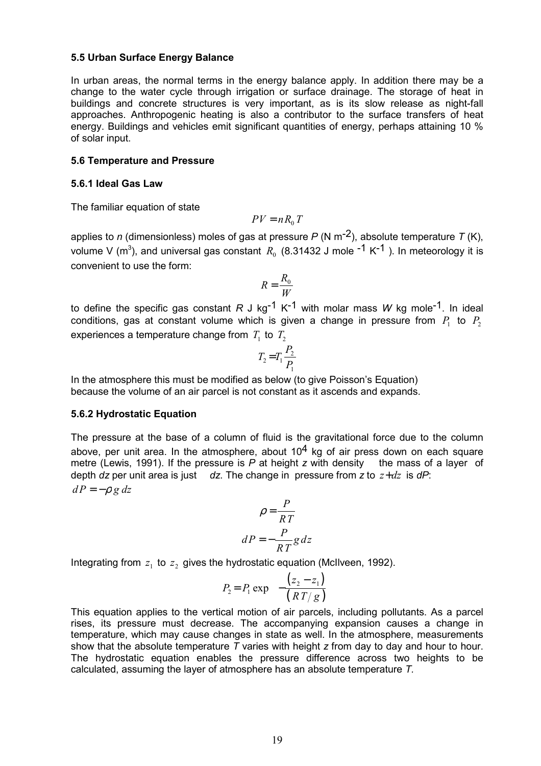#### 5.5 Urban Surface Energy Balance

In urban areas, the normal terms in the energy balance apply. In addition there may be a change to the water cycle through irrigation or surface drainage. The storage of heat in buildings and concrete structures is very important, as is its slow release as night-fall approaches. Anthropogenic heating is also a contributor to the surface transfers of heat energy. Buildings and vehicles emit significant quantities of energy, perhaps attaining 10 % of solar input.

#### 5.6 Temperature and Pressure

#### 5.6.1 Ideal Gas Law

The familiar equation of state

$$PV = nR_0T$$

applies to *n* (dimensionless) moles of gas at pressure *P* (N m$^{-2}$), absolute temperature *T* (K), volume V (m$^3$), and universal gas constant $R_0$ (8.31432 J mole $^{-1}$ K$^{-1}$ ). In meteorology it is convenient to use the form:

$$R = \frac{R_0}{W}$$

to define the specific gas constant *R* J kg$^{-1}$ K$^{-1}$ with molar mass *W* kg mole$^{-1}$. In ideal conditions, gas at constant volume which is given a change in pressure from $P_1$ to $P_2$ experiences a temperature change from $T_1$ to $T_2$

$$T_2 = T_1\frac{P_2}{P_1}$$

In the atmosphere this must be modified as below (to give Poisson's Equation) because the volume of an air parcel is not constant as it ascends and expands.

#### 5.6.2 Hydrostatic Equation

The pressure at the base of a column of fluid is the gravitational force due to the column above, per unit area. In the atmosphere, about 10$^4$ kg of air press down on each square metre (Lewis, 1991). If the pressure is *P* at height *z* with density the mass of a layer of depth *dz* per unit area is just *dz*. The change in pressure from *z* to $z+dz$ is *dP*:

$$dP = -\rho g\, dz$$

$$\rho = \frac{P}{RT}$$

$$dP = -\frac{P}{RT}g\, dz$$

Integrating from $z_1$ to $z_2$ gives the hydrostatic equation (McIlveen, 1992).

$$P_2 = P_1 \exp\left(-\frac{(z_2 - z_1)}{(RT/g)}\right)$$

This equation applies to the vertical motion of air parcels, including pollutants. As a parcel rises, its pressure must decrease. The accompanying expansion causes a change in temperature, which may cause changes in state as well. In the atmosphere, measurements show that the absolute temperature *T* varies with height *z* from day to day and hour to hour. The hydrostatic equation enables the pressure difference across two heights to be calculated, assuming the layer of atmosphere has an absolute temperature *T*.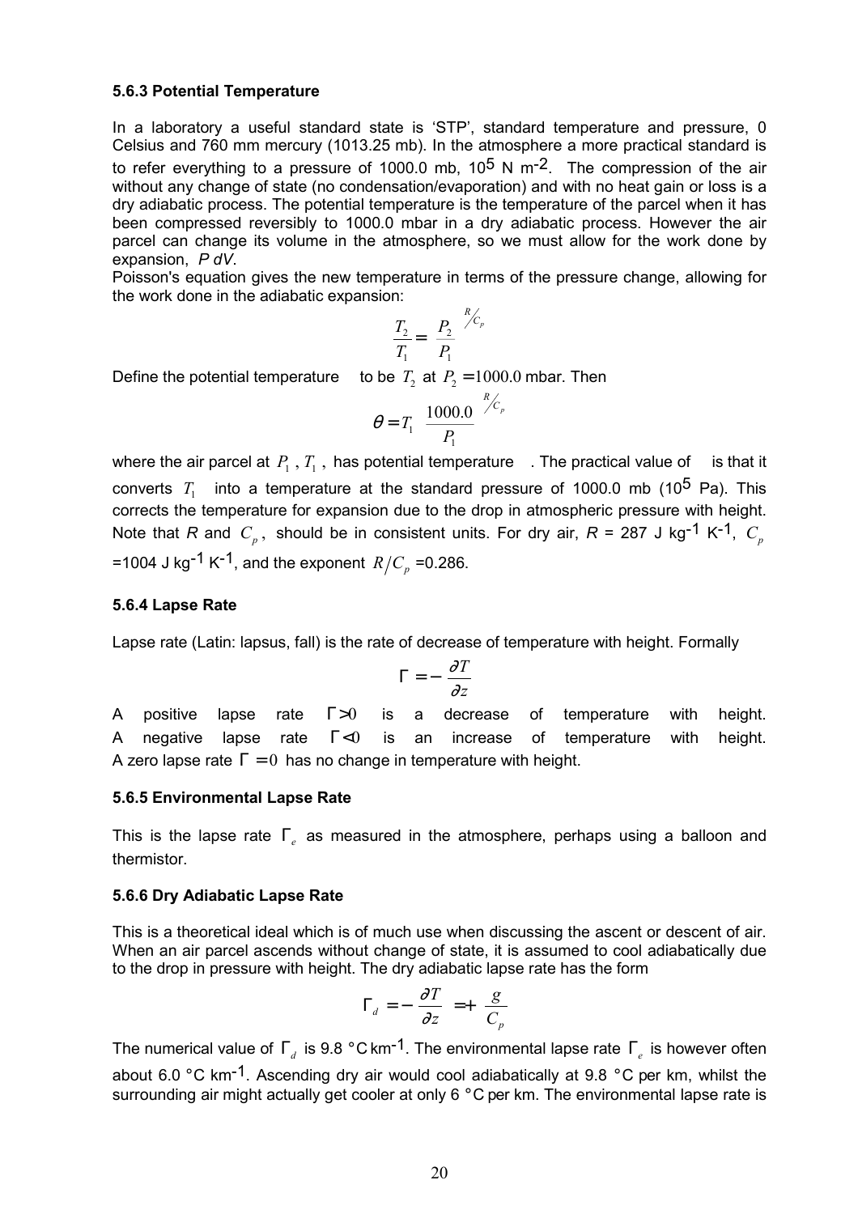### 5.6.3 Potential Temperature

In a laboratory a useful standard state is 'STP', standard temperature and pressure, 0 Celsius and 760 mm mercury (1013.25 mb). In the atmosphere a more practical standard is to refer everything to a pressure of 1000.0 mb, $10^5$ N m$^{-2}$. The compression of the air without any change of state (no condensation/evaporation) and with no heat gain or loss is a dry adiabatic process. The potential temperature is the temperature of the parcel when it has been compressed reversibly to 1000.0 mbar in a dry adiabatic process. However the air parcel can change its volume in the atmosphere, so we must allow for the work done by expansion, *P dV*.

Poisson's equation gives the new temperature in terms of the pressure change, allowing for the work done in the adiabatic expansion:

$$\frac{T_2}{T_1} = \left(\frac{P_2}{P_1}\right)^{R/C_p}$$

Define the potential temperature $\theta$ to be $T_2$ at $P_2 = 1000.0$ mbar. Then

$$\theta = T_1 \left(\frac{1000.0}{P_1}\right)^{R/C_p}$$

where the air parcel at $P_1$, $T_1$, has potential temperature $\theta$. The practical value of $\theta$ is that it converts $T_1$ into a temperature at the standard pressure of 1000.0 mb ($10^5$ Pa). This corrects the temperature for expansion due to the drop in atmospheric pressure with height. Note that *R* and $C_p$, should be in consistent units. For dry air, *R* = 287 J kg$^{-1}$ K$^{-1}$, $C_p$ =1004 J kg$^{-1}$ K$^{-1}$, and the exponent $R/C_p$ =0.286.

### 5.6.4 Lapse Rate

Lapse rate (Latin: lapsus, fall) is the rate of decrease of temperature with height. Formally

$$\Gamma = -\frac{\partial T}{\partial z}$$

A positive lapse rate $\Gamma > 0$ is a decrease of temperature with height. A negative lapse rate $\Gamma < 0$ is an increase of temperature with height. A zero lapse rate $\Gamma = 0$ has no change in temperature with height.

### 5.6.5 Environmental Lapse Rate

This is the lapse rate $\Gamma_e$ as measured in the atmosphere, perhaps using a balloon and thermistor.

### 5.6.6 Dry Adiabatic Lapse Rate

This is a theoretical ideal which is of much use when discussing the ascent or descent of air. When an air parcel ascends without change of state, it is assumed to cool adiabatically due to the drop in pressure with height. The dry adiabatic lapse rate has the form

$$\Gamma_d = -\left(\frac{\partial T}{\partial z}\right) = +\left(\frac{g}{C_p}\right)$$

The numerical value of $\Gamma_d$ is 9.8 °C km$^{-1}$. The environmental lapse rate $\Gamma_e$ is however often about 6.0 °C km$^{-1}$. Ascending dry air would cool adiabatically at 9.8 °C per km, whilst the surrounding air might actually get cooler at only 6 °C per km. The environmental lapse rate is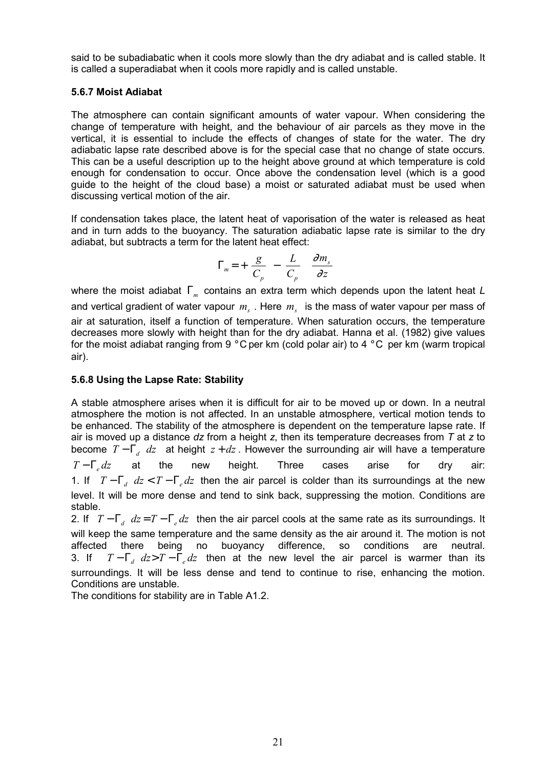said to be subadiabatic when it cools more slowly than the dry adiabat and is called stable. It is called a superadiabat when it cools more rapidly and is called unstable.

### 5.6.7 Moist Adiabat

The atmosphere can contain significant amounts of water vapour. When considering the change of temperature with height, and the behaviour of air parcels as they move in the vertical, it is essential to include the effects of changes of state for the water. The dry adiabatic lapse rate described above is for the special case that no change of state occurs. This can be a useful description up to the height above ground at which temperature is cold enough for condensation to occur. Once above the condensation level (which is a good guide to the height of the cloud base) a moist or saturated adiabat must be used when discussing vertical motion of the air.

If condensation takes place, the latent heat of vaporisation of the water is released as heat and in turn adds to the buoyancy. The saturation adiabatic lapse rate is similar to the dry adiabat, but subtracts a term for the latent heat effect:

$$\Gamma_m = + \frac{g}{C_p} - \frac{L}{C_p} \frac{\partial m_s}{\partial z}$$

where the moist adiabat $\Gamma_m$ contains an extra term which depends upon the latent heat *L* and vertical gradient of water vapour $m_s$. Here $m_s$ is the mass of water vapour per mass of air at saturation, itself a function of temperature. When saturation occurs, the temperature decreases more slowly with height than for the dry adiabat. Hanna et al. (1982) give values for the moist adiabat ranging from 9 °C per km (cold polar air) to 4 °C per km (warm tropical air).

### 5.6.8 Using the Lapse Rate: Stability

A stable atmosphere arises when it is difficult for air to be moved up or down. In a neutral atmosphere the motion is not affected. In an unstable atmosphere, vertical motion tends to be enhanced. The stability of the atmosphere is dependent on the temperature lapse rate. If air is moved up a distance *dz* from a height *z*, then its temperature decreases from *T* at *z* to become $T - \Gamma_d \, dz$ at height $z + dz$. However the surrounding air will have a temperature $T - \Gamma_e dz$ at the new height. Three cases arise for dry air:

1. If $T - \Gamma_d \, dz < T - \Gamma_e dz$ then the air parcel is colder than its surroundings at the new level. It will be more dense and tend to sink back, suppressing the motion. Conditions are stable.
2. If $T - \Gamma_d \, dz = T - \Gamma_e dz$ then the air parcel cools at the same rate as its surroundings. It will keep the same temperature and the same density as the air around it. The motion is not affected there being no buoyancy difference, so conditions are neutral.
3. If $T - \Gamma_d \, dz > T - \Gamma_e dz$ then at the new level the air parcel is warmer than its surroundings. It will be less dense and tend to continue to rise, enhancing the motion. Conditions are unstable.

The conditions for stability are in Table A1.2.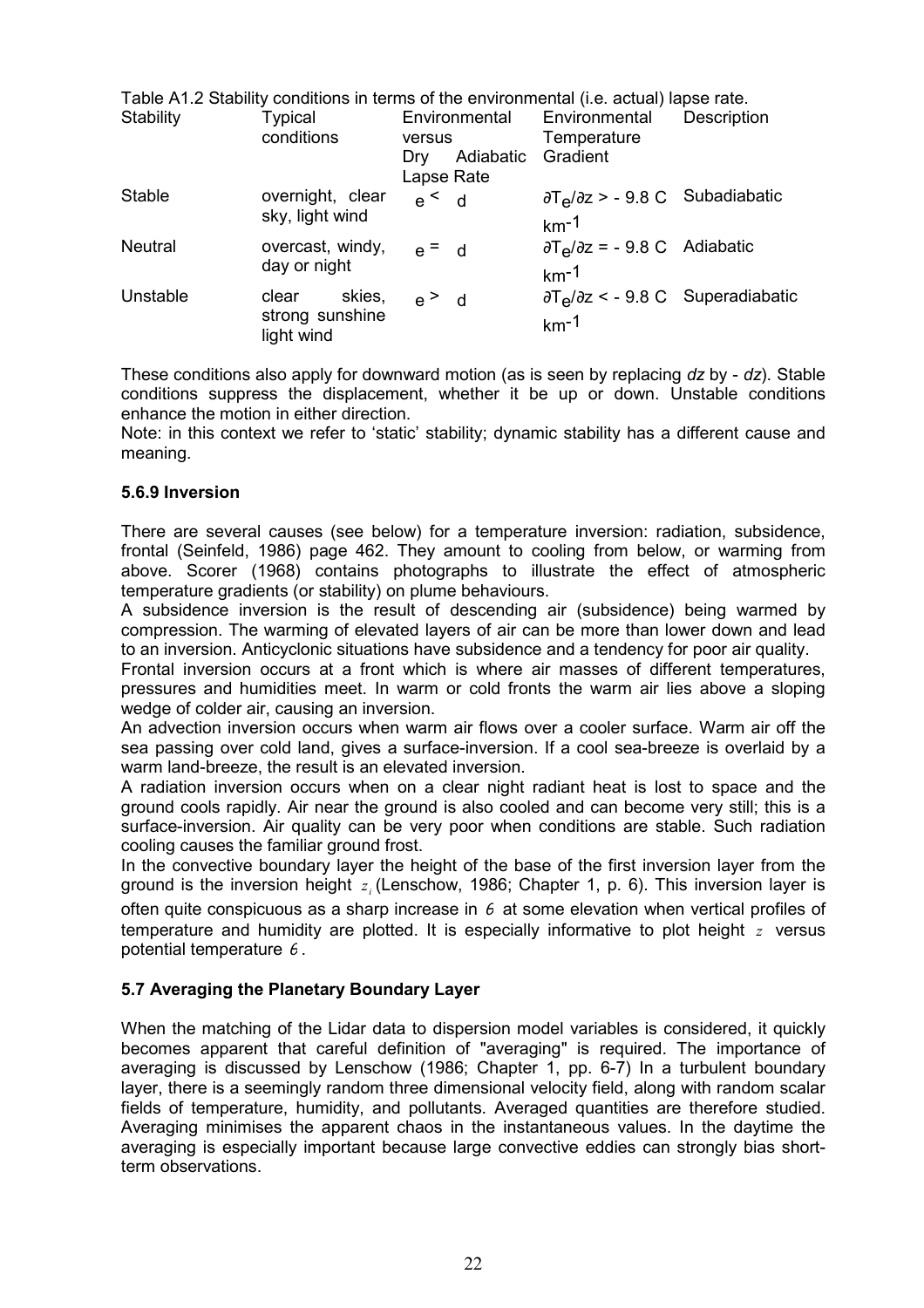Table A1.2 Stability conditions in terms of the environmental (i.e. actual) lapse rate.

| Stability | Typical conditions | Environmental versus Dry Adiabatic Lapse Rate | Environmental Temperature Gradient | Description |
|---|---|---|---|---|
| Stable | overnight, clear sky, light wind | $\Gamma_e < \Gamma_d$ | $\partial T_e/\partial z > -9.8$ C km$^{-1}$ | Subadiabatic |
| Neutral | overcast, windy, day or night | $\Gamma_e = \Gamma_d$ | $\partial T_e/\partial z = -9.8$ C km$^{-1}$ | Adiabatic |
| Unstable | clear skies, strong sunshine light wind | $\Gamma_e > \Gamma_d$ | $\partial T_e/\partial z < -9.8$ C km$^{-1}$ | Superadiabatic |

These conditions also apply for downward motion (as is seen by replacing *dz* by - *dz*). Stable conditions suppress the displacement, whether it be up or down. Unstable conditions enhance the motion in either direction.
Note: in this context we refer to 'static' stability; dynamic stability has a different cause and meaning.

### 5.6.9 Inversion

There are several causes (see below) for a temperature inversion: radiation, subsidence, frontal (Seinfeld, 1986) page 462. They amount to cooling from below, or warming from above. Scorer (1968) contains photographs to illustrate the effect of atmospheric temperature gradients (or stability) on plume behaviours.
A subsidence inversion is the result of descending air (subsidence) being warmed by compression. The warming of elevated layers of air can be more than lower down and lead to an inversion. Anticyclonic situations have subsidence and a tendency for poor air quality.
Frontal inversion occurs at a front which is where air masses of different temperatures, pressures and humidities meet. In warm or cold fronts the warm air lies above a sloping wedge of colder air, causing an inversion.
An advection inversion occurs when warm air flows over a cooler surface. Warm air off the sea passing over cold land, gives a surface-inversion. If a cool sea-breeze is overlaid by a warm land-breeze, the result is an elevated inversion.
A radiation inversion occurs when on a clear night radiant heat is lost to space and the ground cools rapidly. Air near the ground is also cooled and can become very still; this is a surface-inversion. Air quality can be very poor when conditions are stable. Such radiation cooling causes the familiar ground frost.
In the convective boundary layer the height of the base of the first inversion layer from the ground is the inversion height $z_i$ (Lenschow, 1986; Chapter 1, p. 6). This inversion layer is often quite conspicuous as a sharp increase in $\theta$ at some elevation when vertical profiles of temperature and humidity are plotted. It is especially informative to plot height $z$ versus potential temperature $\theta$.

## 5.7 Averaging the Planetary Boundary Layer

When the matching of the Lidar data to dispersion model variables is considered, it quickly becomes apparent that careful definition of "averaging" is required. The importance of averaging is discussed by Lenschow (1986; Chapter 1, pp. 6-7) In a turbulent boundary layer, there is a seemingly random three dimensional velocity field, along with random scalar fields of temperature, humidity, and pollutants. Averaged quantities are therefore studied. Averaging minimises the apparent chaos in the instantaneous values. In the daytime the averaging is especially important because large convective eddies can strongly bias short-term observations.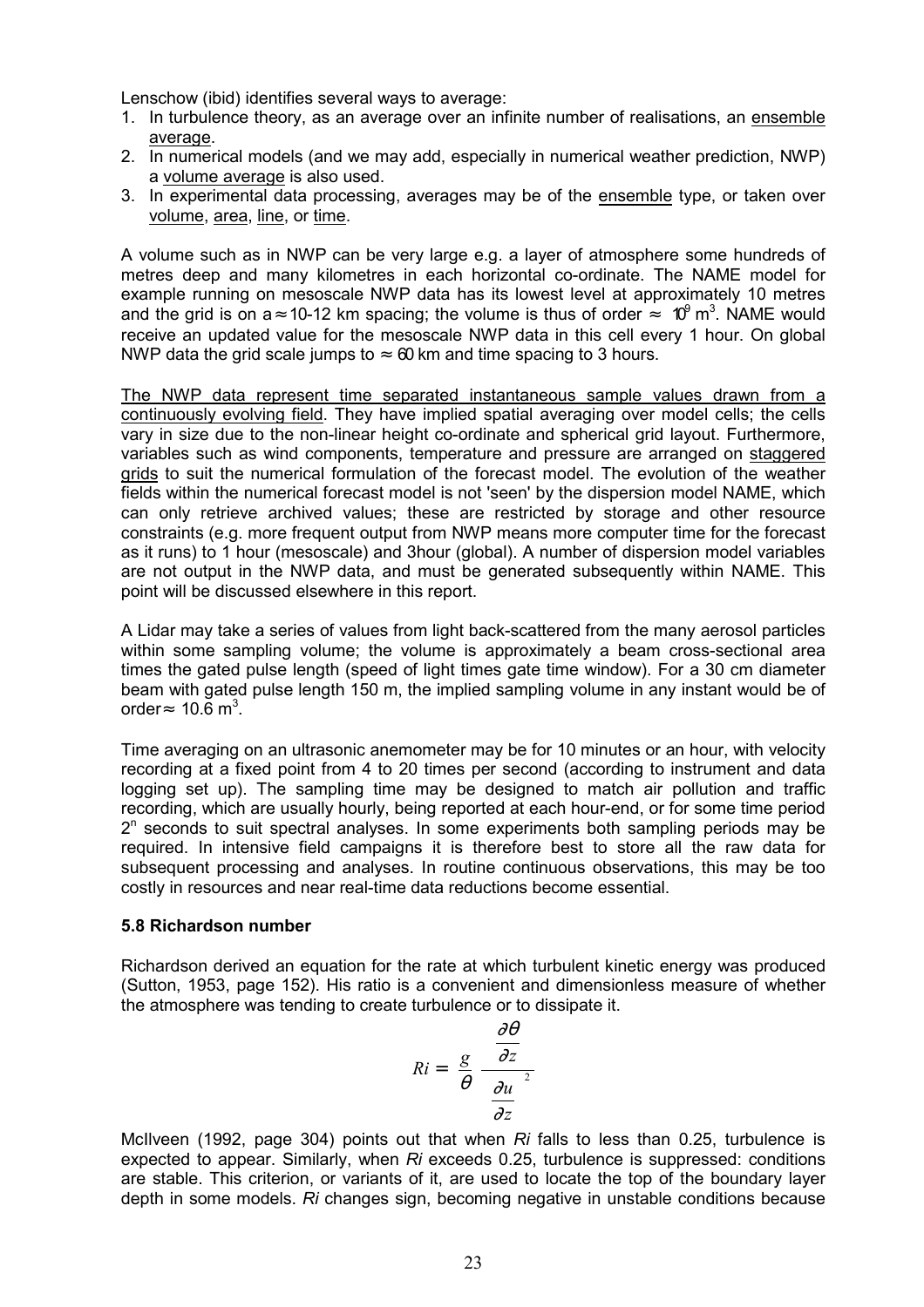Lenschow (ibid) identifies several ways to average:

1. In turbulence theory, as an average over an infinite number of realisations, an <u>ensemble average</u>.
2. In numerical models (and we may add, especially in numerical weather prediction, NWP) a <u>volume average</u> is also used.
3. In experimental data processing, averages may be of the <u>ensemble</u> type, or taken over <u>volume</u>, <u>area</u>, <u>line</u>, or <u>time</u>.

A volume such as in NWP can be very large e.g. a layer of atmosphere some hundreds of metres deep and many kilometres in each horizontal co-ordinate. The NAME model for example running on mesoscale NWP data has its lowest level at approximately 10 metres and the grid is on a $\approx$10-12 km spacing; the volume is thus of order $\approx 10^9$ m$^3$. NAME would receive an updated value for the mesoscale NWP data in this cell every 1 hour. On global NWP data the grid scale jumps to $\approx 60$ km and time spacing to 3 hours.

<u>The NWP data represent time separated instantaneous sample values drawn from a continuously evolving field</u>. They have implied spatial averaging over model cells; the cells vary in size due to the non-linear height co-ordinate and spherical grid layout. Furthermore, variables such as wind components, temperature and pressure are arranged on <u>staggered grids</u> to suit the numerical formulation of the forecast model. The evolution of the weather fields within the numerical forecast model is not 'seen' by the dispersion model NAME, which can only retrieve archived values; these are restricted by storage and other resource constraints (e.g. more frequent output from NWP means more computer time for the forecast as it runs) to 1 hour (mesoscale) and 3hour (global). A number of dispersion model variables are not output in the NWP data, and must be generated subsequently within NAME. This point will be discussed elsewhere in this report.

A Lidar may take a series of values from light back-scattered from the many aerosol particles within some sampling volume; the volume is approximately a beam cross-sectional area times the gated pulse length (speed of light times gate time window). For a 30 cm diameter beam with gated pulse length 150 m, the implied sampling volume in any instant would be of order$\approx$ 10.6 m$^3$.

Time averaging on an ultrasonic anemometer may be for 10 minutes or an hour, with velocity recording at a fixed point from 4 to 20 times per second (according to instrument and data logging set up). The sampling time may be designed to match air pollution and traffic recording, which are usually hourly, being reported at each hour-end, or for some time period $2^n$ seconds to suit spectral analyses. In some experiments both sampling periods may be required. In intensive field campaigns it is therefore best to store all the raw data for subsequent processing and analyses. In routine continuous observations, this may be too costly in resources and near real-time data reductions become essential.

### 5.8 Richardson number

Richardson derived an equation for the rate at which turbulent kinetic energy was produced (Sutton, 1953, page 152). His ratio is a convenient and dimensionless measure of whether the atmosphere was tending to create turbulence or to dissipate it.

$$Ri = \frac{g}{\theta} \frac{\frac{\partial \theta}{\partial z}}{\left(\frac{\partial u}{\partial z}\right)^2}$$

McIlveen (1992, page 304) points out that when *Ri* falls to less than 0.25, turbulence is expected to appear. Similarly, when *Ri* exceeds 0.25, turbulence is suppressed: conditions are stable. This criterion, or variants of it, are used to locate the top of the boundary layer depth in some models. *Ri* changes sign, becoming negative in unstable conditions because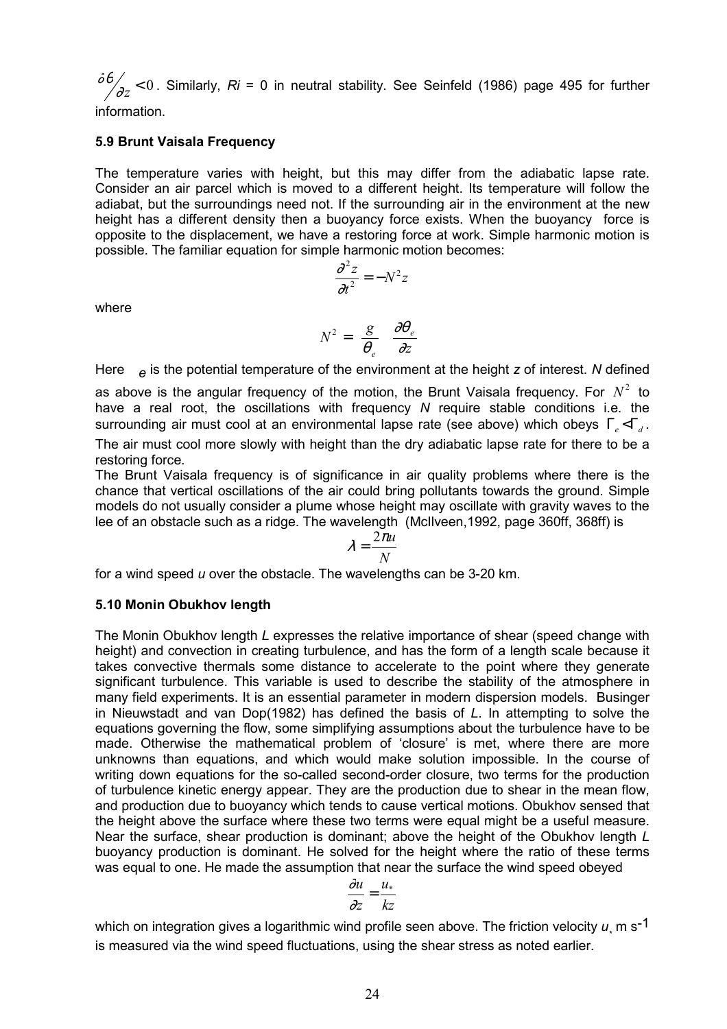$\partial \theta / \partial z < 0$. Similarly, *Ri* = 0 in neutral stability. See Seinfeld (1986) page 495 for further information.

### 5.9 Brunt Vaisala Frequency

The temperature varies with height, but this may differ from the adiabatic lapse rate. Consider an air parcel which is moved to a different height. Its temperature will follow the adiabat, but the surroundings need not. If the surrounding air in the environment at the new height has a different density then a buoyancy force exists. When the buoyancy force is opposite to the displacement, we have a restoring force at work. Simple harmonic motion is possible. The familiar equation for simple harmonic motion becomes:

$$\frac{\partial^2 z}{\partial t^2} = -N^2 z$$

where

$$N^2 = \frac{g}{\theta_e} \frac{\partial \theta_e}{\partial z}$$

Here $\theta_e$ is the potential temperature of the environment at the height *z* of interest. *N* defined as above is the angular frequency of the motion, the Brunt Vaisala frequency. For $N^2$ to have a real root, the oscillations with frequency *N* require stable conditions i.e. the surrounding air must cool at an environmental lapse rate (see above) which obeys $\Gamma_e < \Gamma_d$. The air must cool more slowly with height than the dry adiabatic lapse rate for there to be a restoring force.

The Brunt Vaisala frequency is of significance in air quality problems where there is the chance that vertical oscillations of the air could bring pollutants towards the ground. Simple models do not usually consider a plume whose height may oscillate with gravity waves to the lee of an obstacle such as a ridge. The wavelength (McIlveen,1992, page 360ff, 368ff) is

$$\lambda = \frac{2\pi u}{N}$$

for a wind speed *u* over the obstacle. The wavelengths can be 3-20 km.

### 5.10 Monin Obukhov length

The Monin Obukhov length *L* expresses the relative importance of shear (speed change with height) and convection in creating turbulence, and has the form of a length scale because it takes convective thermals some distance to accelerate to the point where they generate significant turbulence. This variable is used to describe the stability of the atmosphere in many field experiments. It is an essential parameter in modern dispersion models. Businger in Nieuwstadt and van Dop(1982) has defined the basis of *L*. In attempting to solve the equations governing the flow, some simplifying assumptions about the turbulence have to be made. Otherwise the mathematical problem of 'closure' is met, where there are more unknowns than equations, and which would make solution impossible. In the course of writing down equations for the so-called second-order closure, two terms for the production of turbulence kinetic energy appear. They are the production due to shear in the mean flow, and production due to buoyancy which tends to cause vertical motions. Obukhov sensed that the height above the surface where these two terms were equal might be a useful measure. Near the surface, shear production is dominant; above the height of the Obukhov length *L* buoyancy production is dominant. He solved for the height where the ratio of these terms was equal to one. He made the assumption that near the surface the wind speed obeyed

$$\frac{\partial u}{\partial z} = \frac{u_*}{kz}$$

which on integration gives a logarithmic wind profile seen above. The friction velocity $u_*$ m s$^{-1}$ is measured via the wind speed fluctuations, using the shear stress as noted earlier.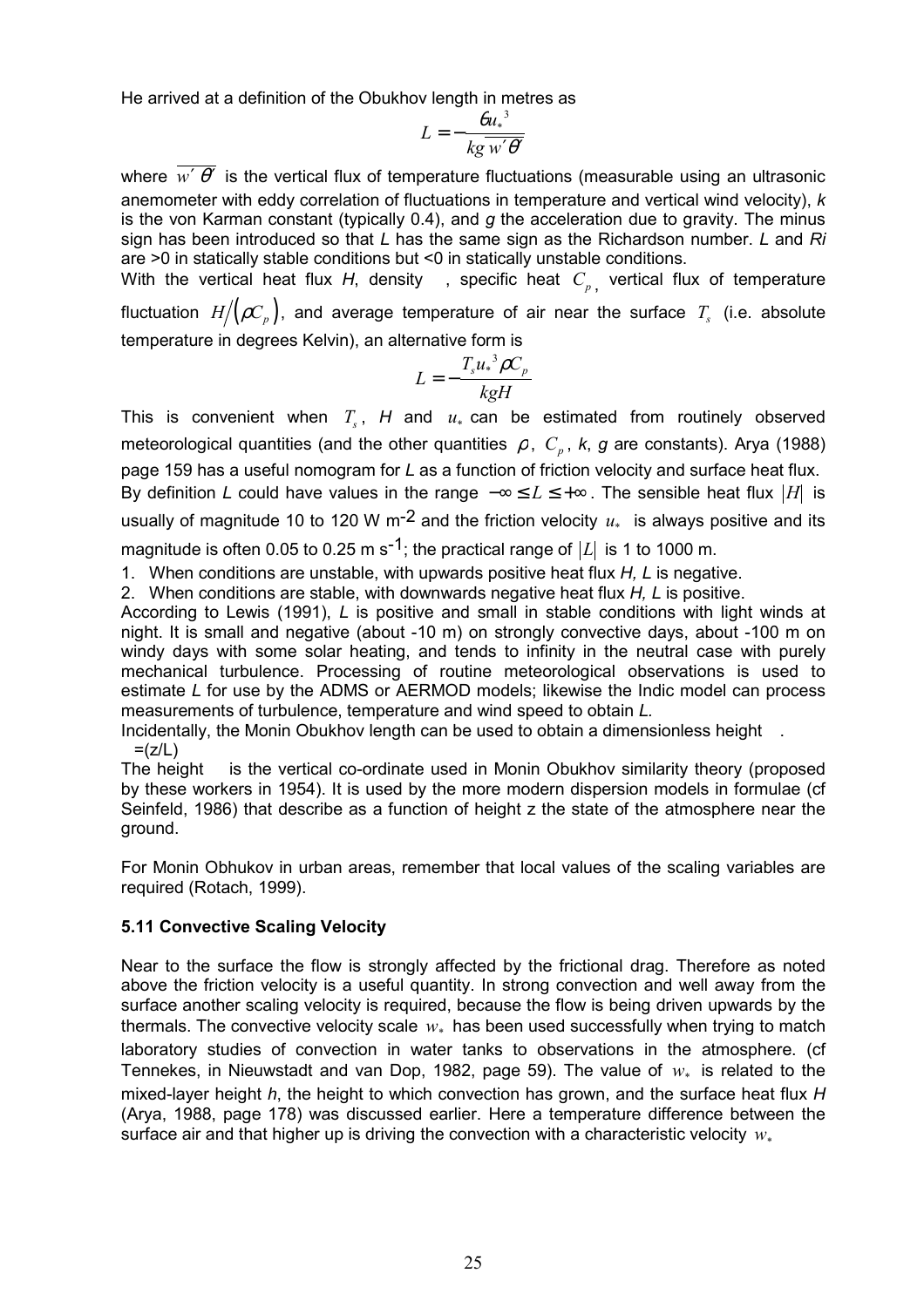He arrived at a definition of the Obukhov length in metres as

$$L = -\frac{\theta u_*^3}{kg\overline{w'\theta'}}$$

where $\overline{w'\theta'}$ is the vertical flux of temperature fluctuations (measurable using an ultrasonic anemometer with eddy correlation of fluctuations in temperature and vertical wind velocity), *k* is the von Karman constant (typically 0.4), and *g* the acceleration due to gravity. The minus sign has been introduced so that *L* has the same sign as the Richardson number. *L* and *Ri* are >0 in statically stable conditions but <0 in statically unstable conditions.

With the vertical heat flux *H*, density , specific heat $C_p$, vertical flux of temperature fluctuation $H/(\rho C_p)$, and average temperature of air near the surface $T_s$ (i.e. absolute temperature in degrees Kelvin), an alternative form is

$$L = -\frac{T_s u_*^3 \rho C_p}{kgH}$$

This is convenient when $T_s$, *H* and $u_*$ can be estimated from routinely observed meteorological quantities (and the other quantities $\rho$, $C_p$, *k*, *g* are constants). Arya (1988) page 159 has a useful nomogram for *L* as a function of friction velocity and surface heat flux. By definition *L* could have values in the range $-\infty \le L \le +\infty$. The sensible heat flux $|H|$ is usually of magnitude 10 to 120 W m$^{-2}$ and the friction velocity $u_*$ is always positive and its magnitude is often 0.05 to 0.25 m s$^{-1}$; the practical range of $|L|$ is 1 to 1000 m.

1. When conditions are unstable, with upwards positive heat flux *H, L* is negative.
2. When conditions are stable, with downwards negative heat flux *H, L* is positive.

According to Lewis (1991), *L* is positive and small in stable conditions with light winds at night. It is small and negative (about -10 m) on strongly convective days, about -100 m on windy days with some solar heating, and tends to infinity in the neutral case with purely mechanical turbulence. Processing of routine meteorological observations is used to estimate *L* for use by the ADMS or AERMOD models; likewise the Indic model can process measurements of turbulence, temperature and wind speed to obtain *L.*

Incidentally, the Monin Obukhov length can be used to obtain a dimensionless height .
 =(z/L)

The height is the vertical co-ordinate used in Monin Obukhov similarity theory (proposed by these workers in 1954). It is used by the more modern dispersion models in formulae (cf Seinfeld, 1986) that describe as a function of height z the state of the atmosphere near the ground.

For Monin Obhukov in urban areas, remember that local values of the scaling variables are required (Rotach, 1999).

### 5.11 Convective Scaling Velocity

Near to the surface the flow is strongly affected by the frictional drag. Therefore as noted above the friction velocity is a useful quantity. In strong convection and well away from the surface another scaling velocity is required, because the flow is being driven upwards by the thermals. The convective velocity scale $w_*$ has been used successfully when trying to match laboratory studies of convection in water tanks to observations in the atmosphere. (cf Tennekes, in Nieuwstadt and van Dop, 1982, page 59). The value of $w_*$ is related to the mixed-layer height *h*, the height to which convection has grown, and the surface heat flux *H* (Arya, 1988, page 178) was discussed earlier. Here a temperature difference between the surface air and that higher up is driving the convection with a characteristic velocity $w_*$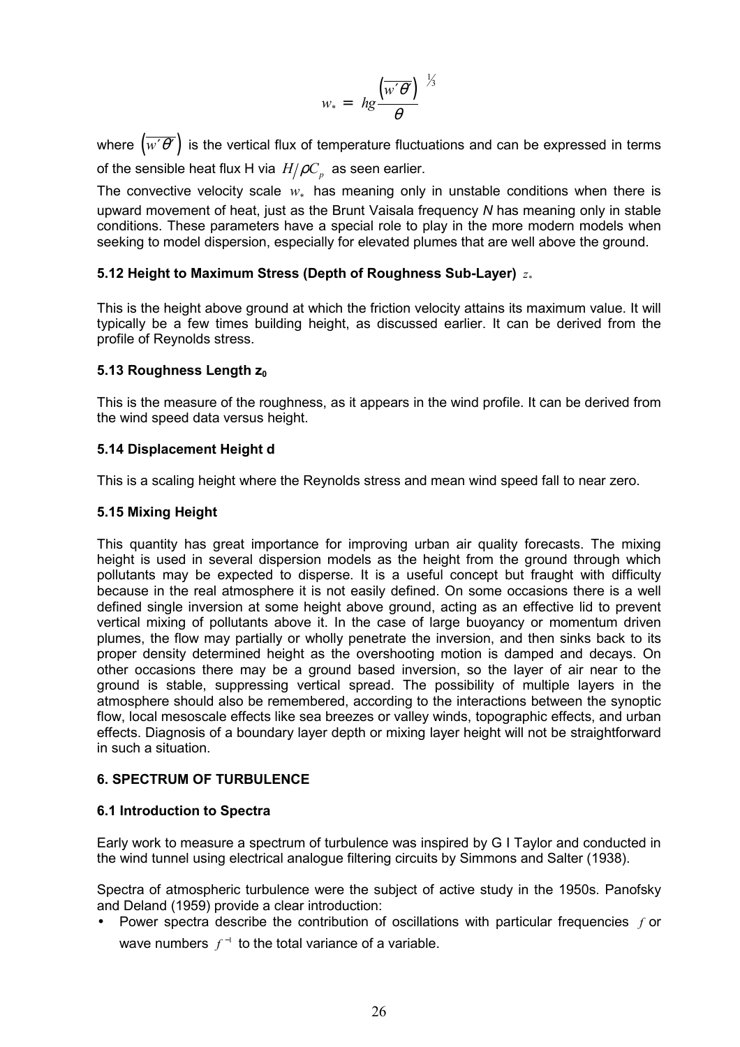$$w_* = \left( hg \frac{\left(\overline{w'\theta'}\right)}{\theta} \right)^{1/3}$$

where $\left(\overline{w'\theta'}\right)$ is the vertical flux of temperature fluctuations and can be expressed in terms of the sensible heat flux H via $H/\rho C_p$ as seen earlier.

The convective velocity scale $w_*$ has meaning only in unstable conditions when there is upward movement of heat, just as the Brunt Vaisala frequency *N* has meaning only in stable conditions. These parameters have a special role to play in the more modern models when seeking to model dispersion, especially for elevated plumes that are well above the ground.

### 5.12 Height to Maximum Stress (Depth of Roughness Sub-Layer) $z_*$

This is the height above ground at which the friction velocity attains its maximum value. It will typically be a few times building height, as discussed earlier. It can be derived from the profile of Reynolds stress.

### 5.13 Roughness Length $z_0$

This is the measure of the roughness, as it appears in the wind profile. It can be derived from the wind speed data versus height.

### 5.14 Displacement Height d

This is a scaling height where the Reynolds stress and mean wind speed fall to near zero.

### 5.15 Mixing Height

This quantity has great importance for improving urban air quality forecasts. The mixing height is used in several dispersion models as the height from the ground through which pollutants may be expected to disperse. It is a useful concept but fraught with difficulty because in the real atmosphere it is not easily defined. On some occasions there is a well defined single inversion at some height above ground, acting as an effective lid to prevent vertical mixing of pollutants above it. In the case of large buoyancy or momentum driven plumes, the flow may partially or wholly penetrate the inversion, and then sinks back to its proper density determined height as the overshooting motion is damped and decays. On other occasions there may be a ground based inversion, so the layer of air near to the ground is stable, suppressing vertical spread. The possibility of multiple layers in the atmosphere should also be remembered, according to the interactions between the synoptic flow, local mesoscale effects like sea breezes or valley winds, topographic effects, and urban effects. Diagnosis of a boundary layer depth or mixing layer height will not be straightforward in such a situation.

## 6. SPECTRUM OF TURBULENCE

### 6.1 Introduction to Spectra

Early work to measure a spectrum of turbulence was inspired by G I Taylor and conducted in the wind tunnel using electrical analogue filtering circuits by Simmons and Salter (1938).

Spectra of atmospheric turbulence were the subject of active study in the 1950s. Panofsky and Deland (1959) provide a clear introduction:

- Power spectra describe the contribution of oscillations with particular frequencies $f$ or wave numbers $f^{-1}$ to the total variance of a variable.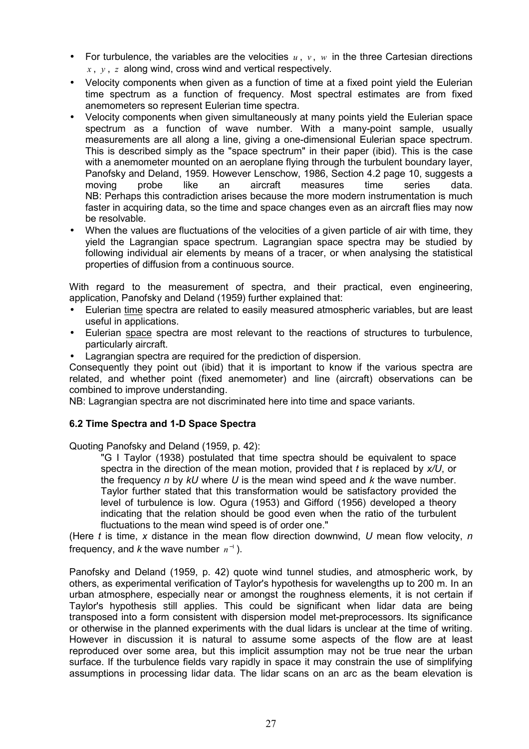- For turbulence, the variables are the velocities $u$, $v$, $w$ in the three Cartesian directions $x$, $y$, $z$ along wind, cross wind and vertical respectively.
- Velocity components when given as a function of time at a fixed point yield the Eulerian time spectrum as a function of frequency. Most spectral estimates are from fixed anemometers so represent Eulerian time spectra.
- Velocity components when given simultaneously at many points yield the Eulerian space spectrum as a function of wave number. With a many-point sample, usually measurements are all along a line, giving a one-dimensional Eulerian space spectrum. This is described simply as the "space spectrum" in their paper (ibid). This is the case with a anemometer mounted on an aeroplane flying through the turbulent boundary layer, Panofsky and Deland, 1959. However Lenschow, 1986, Section 4.2 page 10, suggests a moving probe like an aircraft measures time series data. NB: Perhaps this contradiction arises because the more modern instrumentation is much faster in acquiring data, so the time and space changes even as an aircraft flies may now be resolvable.
- When the values are fluctuations of the velocities of a given particle of air with time, they yield the Lagrangian space spectrum. Lagrangian space spectra may be studied by following individual air elements by means of a tracer, or when analysing the statistical properties of diffusion from a continuous source.

With regard to the measurement of spectra, and their practical, even engineering, application, Panofsky and Deland (1959) further explained that:

- Eulerian time spectra are related to easily measured atmospheric variables, but are least useful in applications.
- Eulerian space spectra are most relevant to the reactions of structures to turbulence, particularly aircraft.
- Lagrangian spectra are required for the prediction of dispersion.

Consequently they point out (ibid) that it is important to know if the various spectra are related, and whether point (fixed anemometer) and line (aircraft) observations can be combined to improve understanding.

NB: Lagrangian spectra are not discriminated here into time and space variants.

### 6.2 Time Spectra and 1-D Space Spectra

Quoting Panofsky and Deland (1959, p. 42):

> "G I Taylor (1938) postulated that time spectra should be equivalent to space spectra in the direction of the mean motion, provided that *t* is replaced by *x/U*, or the frequency *n* by *kU* where *U* is the mean wind speed and *k* the wave number. Taylor further stated that this transformation would be satisfactory provided the level of turbulence is low. Ogura (1953) and Gifford (1956) developed a theory indicating that the relation should be good even when the ratio of the turbulent fluctuations to the mean wind speed is of order one."

(Here *t* is time, *x* distance in the mean flow direction downwind, *U* mean flow velocity, *n* frequency, and *k* the wave number $n^{-1}$).

Panofsky and Deland (1959, p. 42) quote wind tunnel studies, and atmospheric work, by others, as experimental verification of Taylor's hypothesis for wavelengths up to 200 m. In an urban atmosphere, especially near or amongst the roughness elements, it is not certain if Taylor's hypothesis still applies. This could be significant when lidar data are being transposed into a form consistent with dispersion model met-preprocessors. Its significance or otherwise in the planned experiments with the dual lidars is unclear at the time of writing. However in discussion it is natural to assume some aspects of the flow are at least reproduced over some area, but this implicit assumption may not be true near the urban surface. If the turbulence fields vary rapidly in space it may constrain the use of simplifying assumptions in processing lidar data. The lidar scans on an arc as the beam elevation is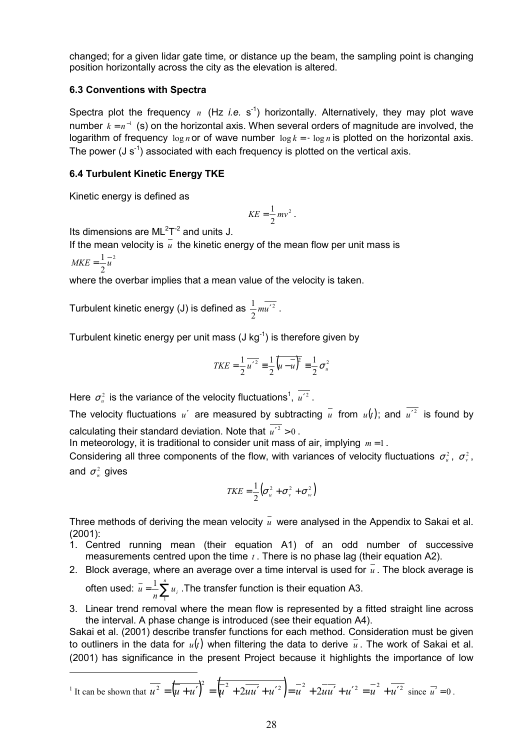changed; for a given lidar gate time, or distance up the beam, the sampling point is changing position horizontally across the city as the elevation is altered.

### 6.3 Conventions with Spectra

Spectra plot the frequency $n$ (Hz *i.e.* s$^{-1}$) horizontally. Alternatively, they may plot wave number $k = n^{-1}$ (s) on the horizontal axis. When several orders of magnitude are involved, the logarithm of frequency $\log n$ or of wave number $\log k = -\log n$ is plotted on the horizontal axis. The power (J s$^{-1}$) associated with each frequency is plotted on the vertical axis.

### 6.4 Turbulent Kinetic Energy TKE

Kinetic energy is defined as

$$KE = \frac{1}{2} m v^2 .$$

Its dimensions are $ML^2T^{-2}$ and units J.

If the mean velocity is $\bar{u}$ the kinetic energy of the mean flow per unit mass is

$$MKE = \frac{1}{2}\bar{u}^2$$

where the overbar implies that a mean value of the velocity is taken.

Turbulent kinetic energy (J) is defined as $\frac{1}{2} m\overline{u'^2}$ .

Turbulent kinetic energy per unit mass (J kg$^{-1}$) is therefore given by

$$TKE = \frac{1}{2}\overline{u'^2} \equiv \frac{1}{2}\overline{\left(u - \bar{u}\right)^2} \equiv \frac{1}{2}\sigma_u^2$$

Here $\sigma_u^2$ is the variance of the velocity fluctuations[1], $\overline{u'^2}$ .

The velocity fluctuations $u'$ are measured by subtracting $\bar{u}$ from $u(t)$; and $\overline{u'^2}$ is found by calculating their standard deviation. Note that $\overline{u'^2} > 0$ .

In meteorology, it is traditional to consider unit mass of air, implying $m = 1$ .

Considering all three components of the flow, with variances of velocity fluctuations $\sigma_u^2$, $\sigma_v^2$, and $\sigma_w^2$ gives

$$TKE = \frac{1}{2}\left(\sigma_u^2 + \sigma_v^2 + \sigma_w^2\right)$$

Three methods of deriving the mean velocity $\bar{u}$ were analysed in the Appendix to Sakai et al. (2001):

1. Centred running mean (their equation A1) of an odd number of successive measurements centred upon the time $t$ . There is no phase lag (their equation A2).
2. Block average, where an average over a time interval is used for $\bar{u}$ . The block average is often used: $\bar{u} = \frac{1}{n}\sum_{1}^{n} u_i$ .The transfer function is their equation A3.
3. Linear trend removal where the mean flow is represented by a fitted straight line across the interval. A phase change is introduced (see their equation A4).

Sakai et al. (2001) describe transfer functions for each method. Consideration must be given to outliners in the data for $u(t)$ when filtering the data to derive $\bar{u}$ . The work of Sakai et al. (2001) has significance in the present Project because it highlights the importance of low

---

[1] It can be shown that $\overline{u^2} = \overline{\left(\bar{u} + u'\right)^2} = \overline{\left(\bar{u}^2 + 2\bar{u}u' + u'^2\right)} = \bar{u}^2 + 2\bar{u}\overline{u'} + \overline{u'^2} = \bar{u}^2 + \overline{u'^2}$ since $\overline{u'} = 0$ .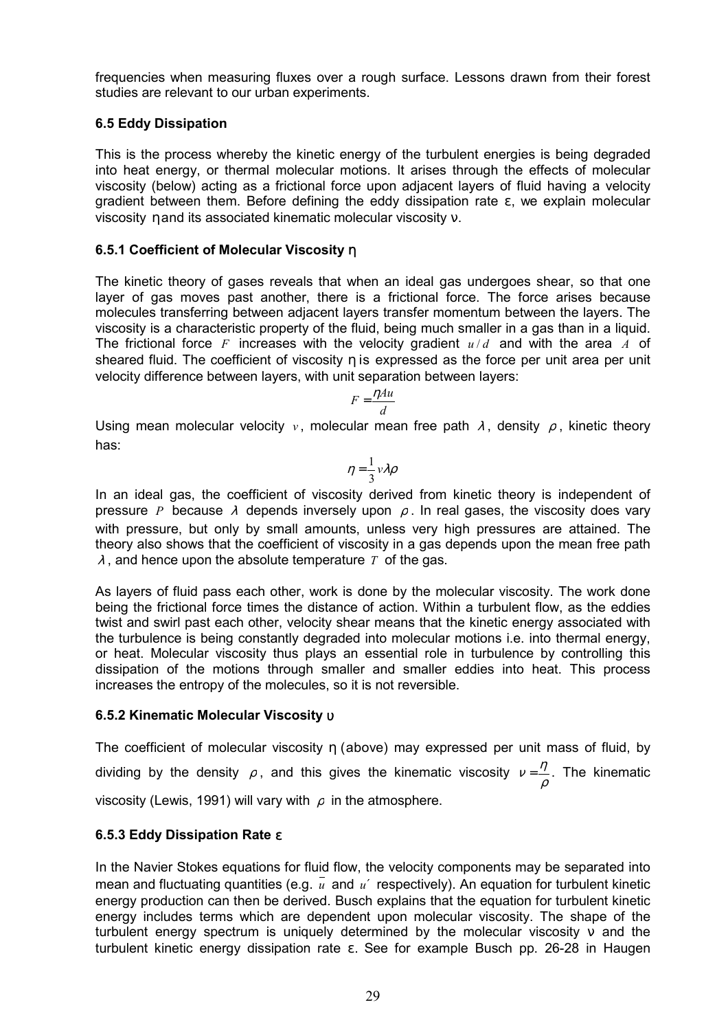frequencies when measuring fluxes over a rough surface. Lessons drawn from their forest studies are relevant to our urban experiments.

### 6.5 Eddy Dissipation

This is the process whereby the kinetic energy of the turbulent energies is being degraded into heat energy, or thermal molecular motions. It arises through the effects of molecular viscosity (below) acting as a frictional force upon adjacent layers of fluid having a velocity gradient between them. Before defining the eddy dissipation rate ε, we explain molecular viscosity η and its associated kinematic molecular viscosity ν.

#### 6.5.1 Coefficient of Molecular Viscosity η

The kinetic theory of gases reveals that when an ideal gas undergoes shear, so that one layer of gas moves past another, there is a frictional force. The force arises because molecules transferring between adjacent layers transfer momentum between the layers. The viscosity is a characteristic property of the fluid, being much smaller in a gas than in a liquid. The frictional force $F$ increases with the velocity gradient $u/d$ and with the area $A$ of sheared fluid. The coefficient of viscosity η is expressed as the force per unit area per unit velocity difference between layers, with unit separation between layers:

$$F = \frac{\eta A u}{d}$$

Using mean molecular velocity $v$, molecular mean free path $\lambda$, density $\rho$, kinetic theory has:

$$\eta = \frac{1}{3} v \lambda \rho$$

In an ideal gas, the coefficient of viscosity derived from kinetic theory is independent of pressure $P$ because $\lambda$ depends inversely upon $\rho$. In real gases, the viscosity does vary with pressure, but only by small amounts, unless very high pressures are attained. The theory also shows that the coefficient of viscosity in a gas depends upon the mean free path $\lambda$, and hence upon the absolute temperature $T$ of the gas.

As layers of fluid pass each other, work is done by the molecular viscosity. The work done being the frictional force times the distance of action. Within a turbulent flow, as the eddies twist and swirl past each other, velocity shear means that the kinetic energy associated with the turbulence is being constantly degraded into molecular motions i.e. into thermal energy, or heat. Molecular viscosity thus plays an essential role in turbulence by controlling this dissipation of the motions through smaller and smaller eddies into heat. This process increases the entropy of the molecules, so it is not reversible.

#### 6.5.2 Kinematic Molecular Viscosity υ

The coefficient of molecular viscosity η (above) may expressed per unit mass of fluid, by dividing by the density $\rho$, and this gives the kinematic viscosity $\nu = \frac{\eta}{\rho}$. The kinematic viscosity (Lewis, 1991) will vary with $\rho$ in the atmosphere.

#### 6.5.3 Eddy Dissipation Rate ε

In the Navier Stokes equations for fluid flow, the velocity components may be separated into mean and fluctuating quantities (e.g. $\bar{u}$ and $u'$ respectively). An equation for turbulent kinetic energy production can then be derived. Busch explains that the equation for turbulent kinetic energy includes terms which are dependent upon molecular viscosity. The shape of the turbulent energy spectrum is uniquely determined by the molecular viscosity ν and the turbulent kinetic energy dissipation rate ε. See for example Busch pp. 26-28 in Haugen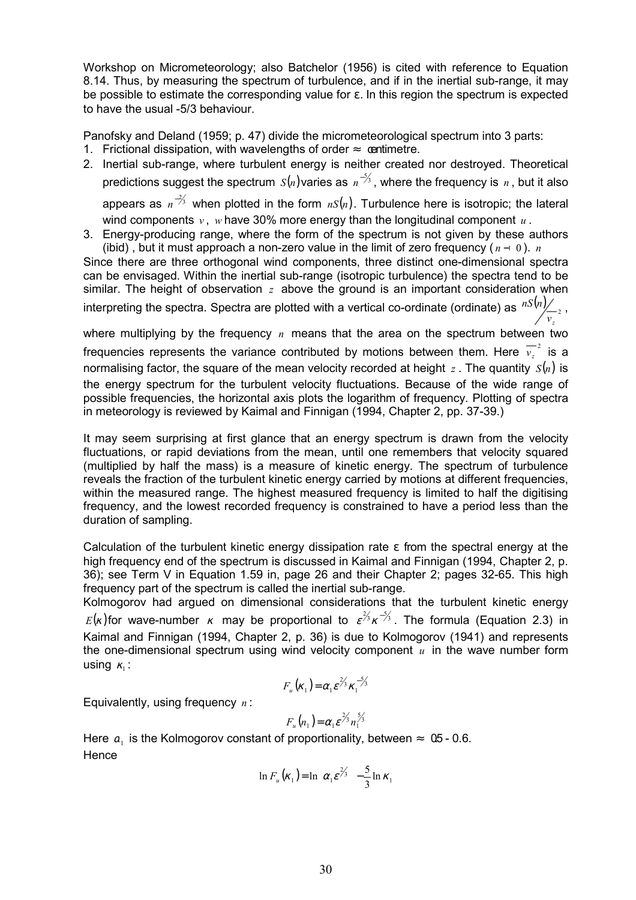Workshop on Micrometeorology; also Batchelor (1956) is cited with reference to Equation 8.14. Thus, by measuring the spectrum of turbulence, and if in the inertial sub-range, it may be possible to estimate the corresponding value for ε. In this region the spectrum is expected to have the usual -5/3 behaviour.

Panofsky and Deland (1959; p. 47) divide the micrometeorological spectrum into 3 parts:

1. Frictional dissipation, with wavelengths of order ≈ centimetre.
2. Inertial sub-range, where turbulent energy is neither created nor destroyed. Theoretical predictions suggest the spectrum $S(n)$ varies as $n^{-5/3}$, where the frequency is $n$, but it also appears as $n^{-2/3}$ when plotted in the form $nS(n)$. Turbulence here is isotropic; the lateral wind components $v$, $w$ have 30% more energy than the longitudinal component $u$.
3. Energy-producing range, where the form of the spectrum is not given by these authors (ibid), but it must approach a non-zero value in the limit of zero frequency ($n \to 0$). $n$

Since there are three orthogonal wind components, three distinct one-dimensional spectra can be envisaged. Within the inertial sub-range (isotropic turbulence) the spectra tend to be similar. The height of observation $z$ above the ground is an important consideration when interpreting the spectra. Spectra are plotted with a vertical co-ordinate (ordinate) as $nS(n)/\overline{v_z}^2$, where multiplying by the frequency $n$ means that the area on the spectrum between two frequencies represents the variance contributed by motions between them. Here $\overline{v_z}^2$ is a normalising factor, the square of the mean velocity recorded at height $z$. The quantity $S(n)$ is the energy spectrum for the turbulent velocity fluctuations. Because of the wide range of possible frequencies, the horizontal axis plots the logarithm of frequency. Plotting of spectra in meteorology is reviewed by Kaimal and Finnigan (1994, Chapter 2, pp. 37-39.)

It may seem surprising at first glance that an energy spectrum is drawn from the velocity fluctuations, or rapid deviations from the mean, until one remembers that velocity squared (multiplied by half the mass) is a measure of kinetic energy. The spectrum of turbulence reveals the fraction of the turbulent kinetic energy carried by motions at different frequencies, within the measured range. The highest measured frequency is limited to half the digitising frequency, and the lowest recorded frequency is constrained to have a period less than the duration of sampling.

Calculation of the turbulent kinetic energy dissipation rate ε from the spectral energy at the high frequency end of the spectrum is discussed in Kaimal and Finnigan (1994, Chapter 2, p. 36); see Term V in Equation 1.59 in, page 26 and their Chapter 2; pages 32-65. This high frequency part of the spectrum is called the inertial sub-range.

Kolmogorov had argued on dimensional considerations that the turbulent kinetic energy $E(\kappa)$ for wave-number $\kappa$ may be proportional to $\varepsilon^{2/3}\kappa^{-5/3}$. The formula (Equation 2.3) in Kaimal and Finnigan (1994, Chapter 2, p. 36) is due to Kolmogorov (1941) and represents the one-dimensional spectrum using wind velocity component $u$ in the wave number form using $\kappa_1$:

$$F_u(\kappa_1) = \alpha_1 \varepsilon^{2/3} \kappa_1^{-5/3}$$

Equivalently, using frequency $n$:

$$F_u(n_1) = \alpha_1 \varepsilon^{2/3} n_1^{5/3}$$

Here $a_1$ is the Kolmogorov constant of proportionality, between ≈ 0.5 - 0.6.

Hence

$$\ln F_u(\kappa_1) = \ln\ \alpha_1 \varepsilon^{2/3} \ -\frac{5}{3}\ln \kappa_1$$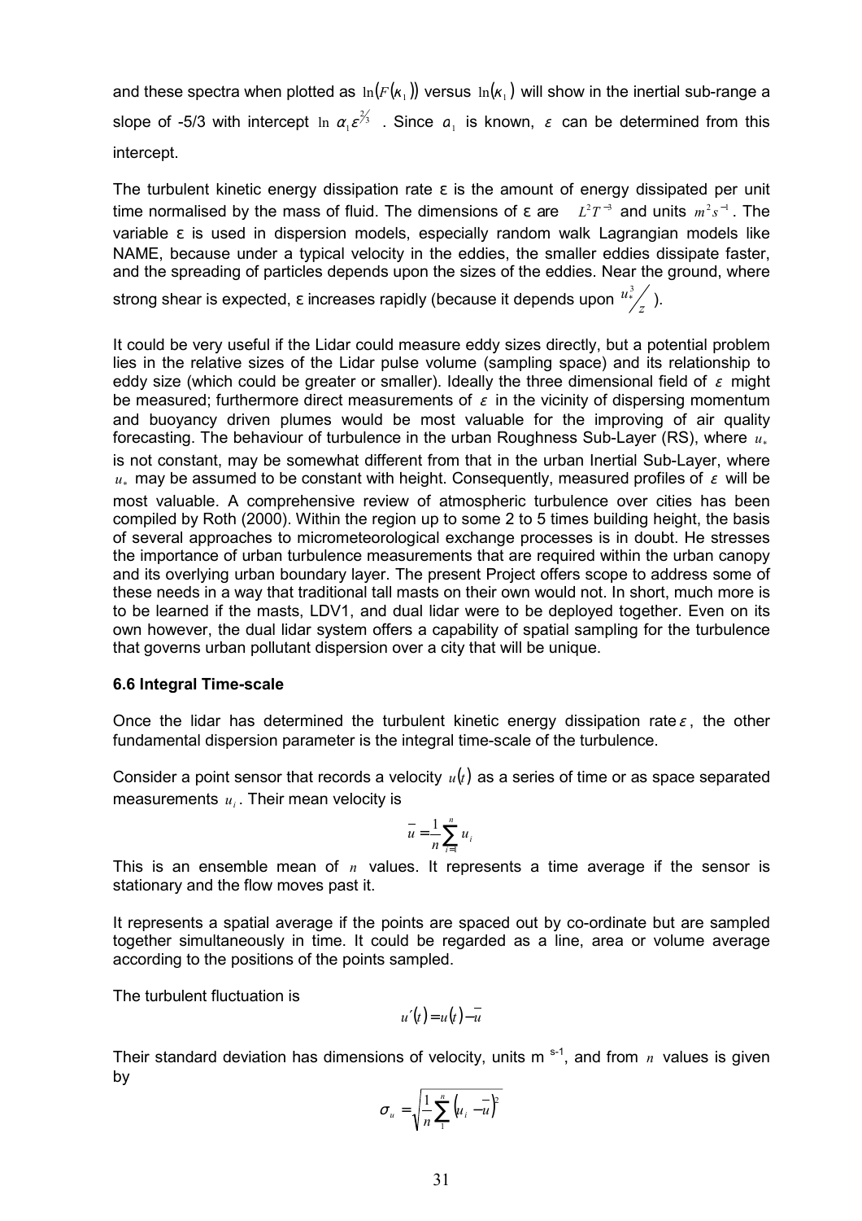and these spectra when plotted as $\ln(F(\kappa_1))$ versus $\ln(\kappa_1)$ will show in the inertial sub-range a slope of -5/3 with intercept $\ln\, \alpha_1 \varepsilon^{2/3}$ . Since $a_1$ is known, $\varepsilon$ can be determined from this intercept.

The turbulent kinetic energy dissipation rate ε is the amount of energy dissipated per unit time normalised by the mass of fluid. The dimensions of ε are $L^2T^{-3}$ and units $m^2s^{-1}$. The variable ε is used in dispersion models, especially random walk Lagrangian models like NAME, because under a typical velocity in the eddies, the smaller eddies dissipate faster, and the spreading of particles depends upon the sizes of the eddies. Near the ground, where strong shear is expected, ε increases rapidly (because it depends upon $u_*^3/z$ ).

It could be very useful if the Lidar could measure eddy sizes directly, but a potential problem lies in the relative sizes of the Lidar pulse volume (sampling space) and its relationship to eddy size (which could be greater or smaller). Ideally the three dimensional field of $\varepsilon$ might be measured; furthermore direct measurements of $\varepsilon$ in the vicinity of dispersing momentum and buoyancy driven plumes would be most valuable for the improving of air quality forecasting. The behaviour of turbulence in the urban Roughness Sub-Layer (RS), where $u_*$ is not constant, may be somewhat different from that in the urban Inertial Sub-Layer, where $u_*$ may be assumed to be constant with height. Consequently, measured profiles of $\varepsilon$ will be most valuable. A comprehensive review of atmospheric turbulence over cities has been compiled by Roth (2000). Within the region up to some 2 to 5 times building height, the basis of several approaches to micrometeorological exchange processes is in doubt. He stresses the importance of urban turbulence measurements that are required within the urban canopy and its overlying urban boundary layer. The present Project offers scope to address some of these needs in a way that traditional tall masts on their own would not. In short, much more is to be learned if the masts, LDV1, and dual lidar were to be deployed together. Even on its own however, the dual lidar system offers a capability of spatial sampling for the turbulence that governs urban pollutant dispersion over a city that will be unique.

### 6.6 Integral Time-scale

Once the lidar has determined the turbulent kinetic energy dissipation rate $\varepsilon$, the other fundamental dispersion parameter is the integral time-scale of the turbulence.

Consider a point sensor that records a velocity $u(t)$ as a series of time or as space separated measurements $u_i$. Their mean velocity is

$$\bar{u} = \frac{1}{n}\sum_{i=1}^{n} u_i$$

This is an ensemble mean of $n$ values. It represents a time average if the sensor is stationary and the flow moves past it.

It represents a spatial average if the points are spaced out by co-ordinate but are sampled together simultaneously in time. It could be regarded as a line, area or volume average according to the positions of the points sampled.

The turbulent fluctuation is

$$u'(t) = u(t) - \bar{u}$$

Their standard deviation has dimensions of velocity, units m $^{s-1}$, and from $n$ values is given by

$$\sigma_u = \sqrt{\frac{1}{n}\sum_{1}^{n}\left(u_i - \bar{u}\right)^2}$$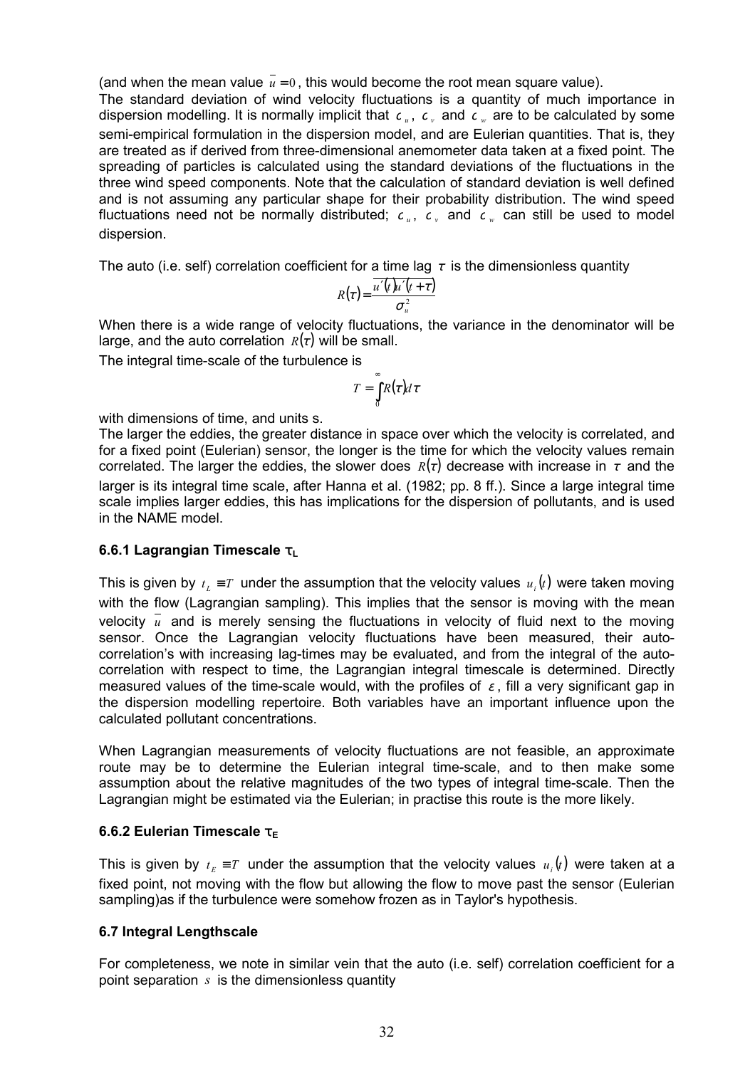(and when the mean value $\bar{u} = 0$, this would become the root mean square value).

The standard deviation of wind velocity fluctuations is a quantity of much importance in dispersion modelling. It is normally implicit that $\sigma_u$, $\sigma_v$ and $\sigma_w$ are to be calculated by some semi-empirical formulation in the dispersion model, and are Eulerian quantities. That is, they are treated as if derived from three-dimensional anemometer data taken at a fixed point. The spreading of particles is calculated using the standard deviations of the fluctuations in the three wind speed components. Note that the calculation of standard deviation is well defined and is not assuming any particular shape for their probability distribution. The wind speed fluctuations need not be normally distributed; $\sigma_u$, $\sigma_v$ and $\sigma_w$ can still be used to model dispersion.

The auto (i.e. self) correlation coefficient for a time lag $\tau$ is the dimensionless quantity

$$R(\tau) = \frac{\overline{u'(t)u'(t+\tau)}}{\sigma_u^2}$$

When there is a wide range of velocity fluctuations, the variance in the denominator will be large, and the auto correlation $R(\tau)$ will be small.

The integral time-scale of the turbulence is

$$T = \int_0^\infty R(\tau) d\tau$$

with dimensions of time, and units s.

The larger the eddies, the greater distance in space over which the velocity is correlated, and for a fixed point (Eulerian) sensor, the longer is the time for which the velocity values remain correlated. The larger the eddies, the slower does $R(\tau)$ decrease with increase in $\tau$ and the larger is its integral time scale, after Hanna et al. (1982; pp. 8 ff.). Since a large integral time scale implies larger eddies, this has implications for the dispersion of pollutants, and is used in the NAME model.

### 6.6.1 Lagrangian Timescale $\tau_L$

This is given by $t_L \equiv T$ under the assumption that the velocity values $u_i(t)$ were taken moving with the flow (Lagrangian sampling). This implies that the sensor is moving with the mean velocity $\bar{u}$ and is merely sensing the fluctuations in velocity of fluid next to the moving sensor. Once the Lagrangian velocity fluctuations have been measured, their auto-correlation's with increasing lag-times may be evaluated, and from the integral of the auto-correlation with respect to time, the Lagrangian integral timescale is determined. Directly measured values of the time-scale would, with the profiles of $\varepsilon$, fill a very significant gap in the dispersion modelling repertoire. Both variables have an important influence upon the calculated pollutant concentrations.

When Lagrangian measurements of velocity fluctuations are not feasible, an approximate route may be to determine the Eulerian integral time-scale, and to then make some assumption about the relative magnitudes of the two types of integral time-scale. Then the Lagrangian might be estimated via the Eulerian; in practise this route is the more likely.

### 6.6.2 Eulerian Timescale $\tau_E$

This is given by $t_E \equiv T$ under the assumption that the velocity values $u_i(t)$ were taken at a fixed point, not moving with the flow but allowing the flow to move past the sensor (Eulerian sampling)as if the turbulence were somehow frozen as in Taylor's hypothesis.

### 6.7 Integral Lengthscale

For completeness, we note in similar vein that the auto (i.e. self) correlation coefficient for a point separation $s$ is the dimensionless quantity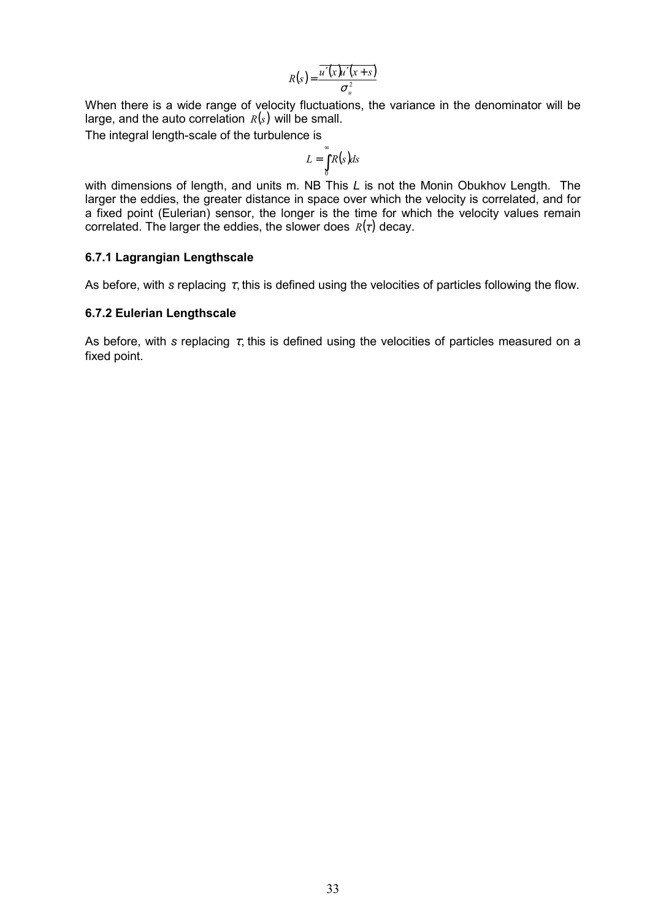$$R(s) = \frac{\overline{u'(x)u'(x+s)}}{\sigma_u^2}$$

When there is a wide range of velocity fluctuations, the variance in the denominator will be large, and the auto correlation $R(s)$ will be small.

The integral length-scale of the turbulence is

$$L = \int_0^\infty R(s)ds$$

with dimensions of length, and units m. NB This *L* is not the Monin Obukhov Length. The larger the eddies, the greater distance in space over which the velocity is correlated, and for a fixed point (Eulerian) sensor, the longer is the time for which the velocity values remain correlated. The larger the eddies, the slower does $R(\tau)$ decay.

### 6.7.1 Lagrangian Lengthscale

As before, with *s* replacing $\tau$, this is defined using the velocities of particles following the flow.

### 6.7.2 Eulerian Lengthscale

As before, with *s* replacing $\tau$, this is defined using the velocities of particles measured on a fixed point.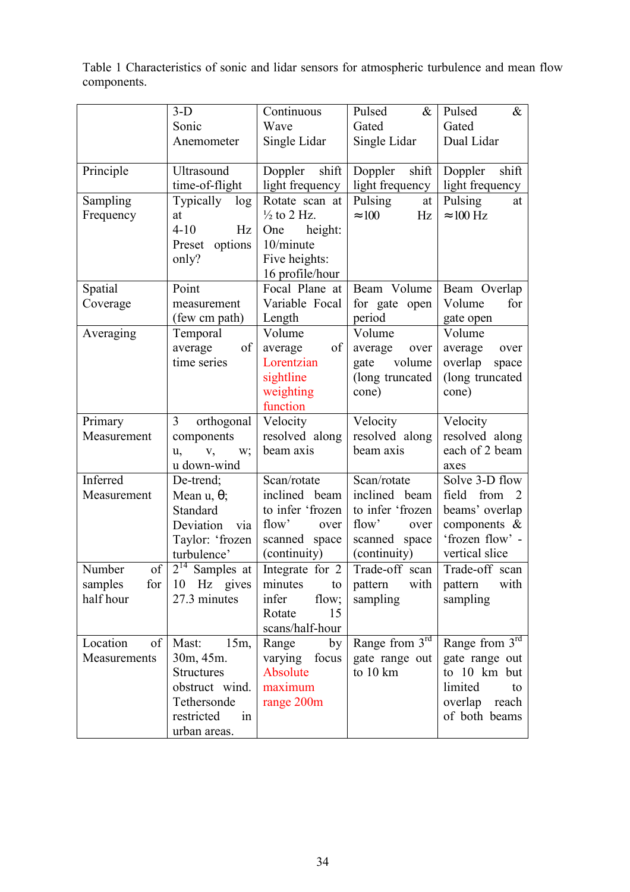Table 1 Characteristics of sonic and lidar sensors for atmospheric turbulence and mean flow components.

| | 3-D Sonic Anemometer | Continuous Wave Single Lidar | Pulsed & Gated Single Lidar | Pulsed & Gated Dual Lidar |
|---|---|---|---|---|
| Principle | Ultrasound time-of-flight | Doppler shift light frequency | Doppler shift light frequency | Doppler shift light frequency |
| Sampling Frequency | Typically log at 4-10 Hz Preset options only? | Rotate scan at ½ to 2 Hz. One height: 10/minute Five heights: 16 profile/hour | Pulsing at ≈100 Hz | Pulsing at ≈100 Hz |
| Spatial Coverage | Point measurement (few cm path) | Focal Plane at Variable Focal Length | Beam Volume for gate open period | Beam Overlap Volume for gate open |
| Averaging | Temporal average of time series | Volume average of Lorentzian sightline weighting function | Volume average over gate volume (long truncated cone) | Volume average over overlap space (long truncated cone) |
| Primary Measurement | 3 orthogonal components u, v, w; u down-wind | Velocity resolved along beam axis | Velocity resolved along beam axis | Velocity resolved along each of 2 beam axes |
| Inferred Measurement | De-trend; Mean u, θ; Standard Deviation via Taylor: 'frozen turbulence' | Scan/rotate inclined beam to infer 'frozen flow' over scanned space (continuity) | Scan/rotate inclined beam to infer 'frozen flow' over scanned space (continuity) | Solve 3-D flow field from 2 beams' overlap components & 'frozen flow' - vertical slice |
| Number of samples for half hour | $2^{14}$ Samples at 10 Hz gives 27.3 minutes | Integrate for 2 minutes to infer flow; Rotate 15 scans/half-hour | Trade-off scan pattern with sampling | Trade-off scan pattern with sampling |
| Location of Measurements | Mast: 15m, 30m, 45m. Structures obstruct wind. Tethersonde restricted in urban areas. | Range by varying focus Absolute maximum range 200m | Range from 3rd gate range out to 10 km | Range from 3rd gate range out to 10 km but limited to overlap reach of both beams |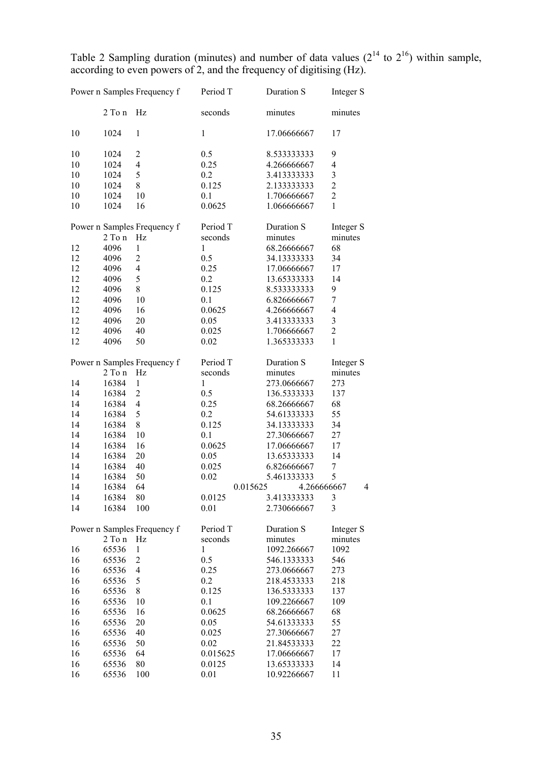Table 2 Sampling duration (minutes) and number of data values ($2^{14}$ to $2^{16}$) within sample, according to even powers of 2, and the frequency of digitising (Hz).

| Power n | Samples | Frequency f | Period T | Duration S | Integer S |
|---|---|---|---|---|---|
| | 2 To n | Hz | seconds | minutes | minutes |
| 10 | 1024 | 1 | 1 | 17.06666667 | 17 |
| 10 | 1024 | 2 | 0.5 | 8.533333333 | 9 |
| 10 | 1024 | 4 | 0.25 | 4.266666667 | 4 |
| 10 | 1024 | 5 | 0.2 | 3.413333333 | 3 |
| 10 | 1024 | 8 | 0.125 | 2.133333333 | 2 |
| 10 | 1024 | 10 | 0.1 | 1.706666667 | 2 |
| 10 | 1024 | 16 | 0.0625 | 1.066666667 | 1 |

| Power n | Samples | Frequency f | Period T | Duration S | Integer S |
|---|---|---|---|---|---|
| | 2 To n | Hz | seconds | minutes | minutes |
| 12 | 4096 | 1 | 1 | 68.26666667 | 68 |
| 12 | 4096 | 2 | 0.5 | 34.13333333 | 34 |
| 12 | 4096 | 4 | 0.25 | 17.06666667 | 17 |
| 12 | 4096 | 5 | 0.2 | 13.65333333 | 14 |
| 12 | 4096 | 8 | 0.125 | 8.533333333 | 9 |
| 12 | 4096 | 10 | 0.1 | 6.826666667 | 7 |
| 12 | 4096 | 16 | 0.0625 | 4.266666667 | 4 |
| 12 | 4096 | 20 | 0.05 | 3.413333333 | 3 |
| 12 | 4096 | 40 | 0.025 | 1.706666667 | 2 |
| 12 | 4096 | 50 | 0.02 | 1.365333333 | 1 |

| Power n | Samples | Frequency f | Period T | Duration S | Integer S |
|---|---|---|---|---|---|
| | 2 To n | Hz | seconds | minutes | minutes |
| 14 | 16384 | 1 | 1 | 273.0666667 | 273 |
| 14 | 16384 | 2 | 0.5 | 136.5333333 | 137 |
| 14 | 16384 | 4 | 0.25 | 68.26666667 | 68 |
| 14 | 16384 | 5 | 0.2 | 54.61333333 | 55 |
| 14 | 16384 | 8 | 0.125 | 34.13333333 | 34 |
| 14 | 16384 | 10 | 0.1 | 27.30666667 | 27 |
| 14 | 16384 | 16 | 0.0625 | 17.06666667 | 17 |
| 14 | 16384 | 20 | 0.05 | 13.65333333 | 14 |
| 14 | 16384 | 40 | 0.025 | 6.826666667 | 7 |
| 14 | 16384 | 50 | 0.02 | 5.461333333 | 5 |
| 14 | 16384 | 64 | 0.015625 | 4.266666667 | 4 |
| 14 | 16384 | 80 | 0.0125 | 3.413333333 | 3 |
| 14 | 16384 | 100 | 0.01 | 2.730666667 | 3 |

| Power n | Samples | Frequency f | Period T | Duration S | Integer S |
|---|---|---|---|---|---|
| | 2 To n | Hz | seconds | minutes | minutes |
| 16 | 65536 | 1 | 1 | 1092.266667 | 1092 |
| 16 | 65536 | 2 | 0.5 | 546.1333333 | 546 |
| 16 | 65536 | 4 | 0.25 | 273.0666667 | 273 |
| 16 | 65536 | 5 | 0.2 | 218.4533333 | 218 |
| 16 | 65536 | 8 | 0.125 | 136.5333333 | 137 |
| 16 | 65536 | 10 | 0.1 | 109.2266667 | 109 |
| 16 | 65536 | 16 | 0.0625 | 68.26666667 | 68 |
| 16 | 65536 | 20 | 0.05 | 54.61333333 | 55 |
| 16 | 65536 | 40 | 0.025 | 27.30666667 | 27 |
| 16 | 65536 | 50 | 0.02 | 21.84533333 | 22 |
| 16 | 65536 | 64 | 0.015625 | 17.06666667 | 17 |
| 16 | 65536 | 80 | 0.0125 | 13.65333333 | 14 |
| 16 | 65536 | 100 | 0.01 | 10.92266667 | 11 |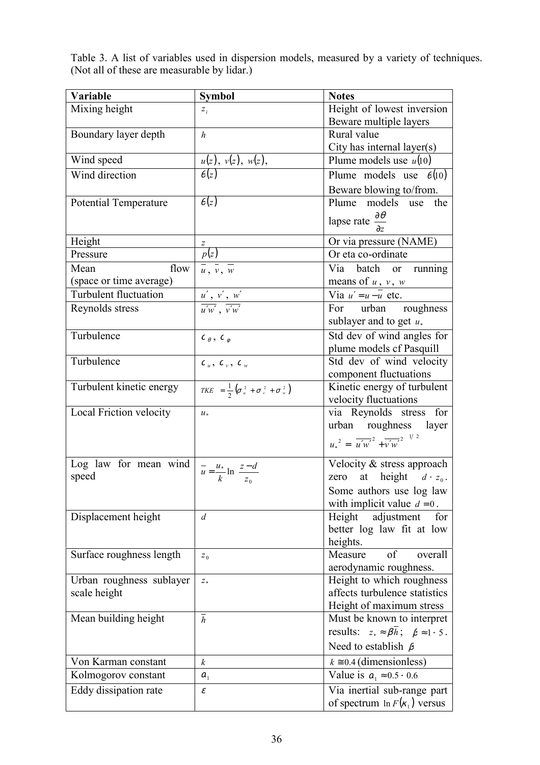Table 3. A list of variables used in dispersion models, measured by a variety of techniques. (Not all of these are measurable by lidar.)

| Variable | Symbol | Notes |
|---|---|---|
| Mixing height | $z_i$ | Height of lowest inversion<br>Beware multiple layers |
| Boundary layer depth | $h$ | Rural value<br>City has internal layer(s) |
| Wind speed | $u(z)$, $v(z)$, $w(z)$, | Plume models use $u(10)$ |
| Wind direction | $\theta(z)$ | Plume models use $\theta(10)$<br>Beware blowing to/from. |
| Potential Temperature | $\theta(z)$ | Plume models use the lapse rate $\frac{\partial \theta}{\partial z}$ |
| Height | $z$ | Or via pressure (NAME) |
| Pressure | $p(z)$ | Or eta co-ordinate |
| Mean flow (space or time average) | $\bar{u}$, $\bar{v}$, $\bar{w}$ | Via batch or running means of $u$, $v$, $w$ |
| Turbulent fluctuation | $u'$, $v'$, $w'$ | Via $u' = u - \bar{u}$ etc. |
| Reynolds stress | $\overline{u'w'}$, $\overline{v'w'}$ | For urban roughness sublayer and to get $u_*$ |
| Turbulence | $\sigma_\theta$, $\sigma_\varphi$ | Std dev of wind angles for plume models cf Pasquill |
| Turbulence | $\sigma_u$, $\sigma_v$, $\sigma_w$ | Std dev of wind velocity component fluctuations |
| Turbulent kinetic energy | $TKE = \frac{1}{2}\left(\sigma_u^2 + \sigma_v^2 + \sigma_w^2\right)$ | Kinetic energy of turbulent velocity fluctuations |
| Local Friction velocity | $u_*$ | via Reynolds stress for urban roughness layer $u_*^2 = \left[\overline{u'w'}^2 + \overline{v'w'}^2\right]^{1/2}$ |
| Log law for mean wind speed | $\bar{u} = \frac{u_*}{k}\ln\left(\frac{z-d}{z_0}\right)$ | Velocity & stress approach zero at height $d + z_0$. Some authors use log law with implicit value $d = 0$. |
| Displacement height | $d$ | Height adjustment for better log law fit at low heights. |
| Surface roughness length | $z_0$ | Measure of overall aerodynamic roughness. |
| Urban roughness sublayer scale height | $z_*$ | Height to which roughness affects turbulence statistics<br>Height of maximum stress |
| Mean building height | $\bar{h}$ | Must be known to interpret results: $z_* \approx \beta \bar{h}$; $\beta \approx 1 - 5$.<br>Need to establish $\beta$ |
| Von Karman constant | $k$ | $k \cong 0.4$ (dimensionless) |
| Kolmogorov constant | $\alpha_1$ | Value is $\alpha_1 \approx 0.5 - 0.6$ |
| Eddy dissipation rate | $\varepsilon$ | Via inertial sub-range part of spectrum $\ln F(\kappa_1)$ versus |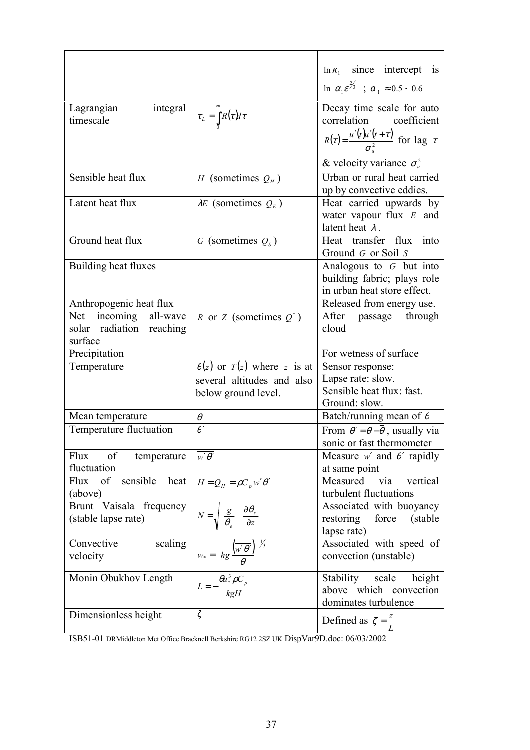|  |  | $\ln \kappa_1$ since intercept is $\ln \left(\alpha_1 \varepsilon^{2/3}\right)$ ; $a_1 \approx 0.5 - 0.6$ |
| --- | --- | --- |
| Lagrangian integral timescale | $\tau_L = \int_0^\infty R(\tau) d\tau$ | Decay time scale for auto correlation coefficient $R(\tau) = \frac{\overline{u'(t)u'(t+\tau)}}{\sigma_u^2}$ for lag $\tau$ & velocity variance $\sigma_u^2$ |
| Sensible heat flux | $H$ (sometimes $Q_H$) | Urban or rural heat carried up by convective eddies. |
| Latent heat flux | $\lambda E$ (sometimes $Q_E$) | Heat carried upwards by water vapour flux $E$ and latent heat $\lambda$. |
| Ground heat flux | $G$ (sometimes $Q_S$) | Heat transfer flux into Ground $G$ or Soil $S$ |
| Building heat fluxes |  | Analogous to $G$ but into building fabric; plays role in urban heat store effect. |
| Anthropogenic heat flux |  | Released from energy use. |
| Net incoming all-wave solar radiation reaching surface | $R$ or $Z$ (sometimes $Q^*$) | After passage through cloud |
| Precipitation |  | For wetness of surface |
| Temperature | $\theta(z)$ or $T(z)$ where $z$ is at several altitudes and also below ground level. | Sensor response: Lapse rate: slow. Sensible heat flux: fast. Ground: slow. |
| Mean temperature | $\overline{\theta}$ | Batch/running mean of $\theta$ |
| Temperature fluctuation | $\theta'$ | From $\theta' = \theta - \overline{\theta}$, usually via sonic or fast thermometer |
| Flux of temperature fluctuation | $\overline{w'\theta'}$ | Measure $w'$ and $\theta'$ rapidly at same point |
| Flux of sensible heat (above) | $H = Q_H = \rho C_p \overline{w'\theta'}$ | Measured via vertical turbulent fluctuations |
| Brunt Vaisala frequency (stable lapse rate) | $N = \sqrt{\frac{g}{\theta_e} \frac{\partial \theta_e}{\partial z}}$ | Associated with buoyancy restoring force (stable lapse rate) |
| Convective scaling velocity | $w_* = \left( hg \frac{\overline{w'\theta'}}{\theta} \right)^{1/3}$ | Associated with speed of convection (unstable) |
| Monin Obukhov Length | $L = -\frac{\theta u_*^3 \rho C_p}{kgH}$ | Stability scale height above which convection dominates turbulence |
| Dimensionless height | $\zeta$ | Defined as $\zeta = \frac{z}{L}$ |

ISB51-01 DRMiddleton Met Office Bracknell Berkshire RG12 2SZ UK DispVar9D.doc: 06/03/2002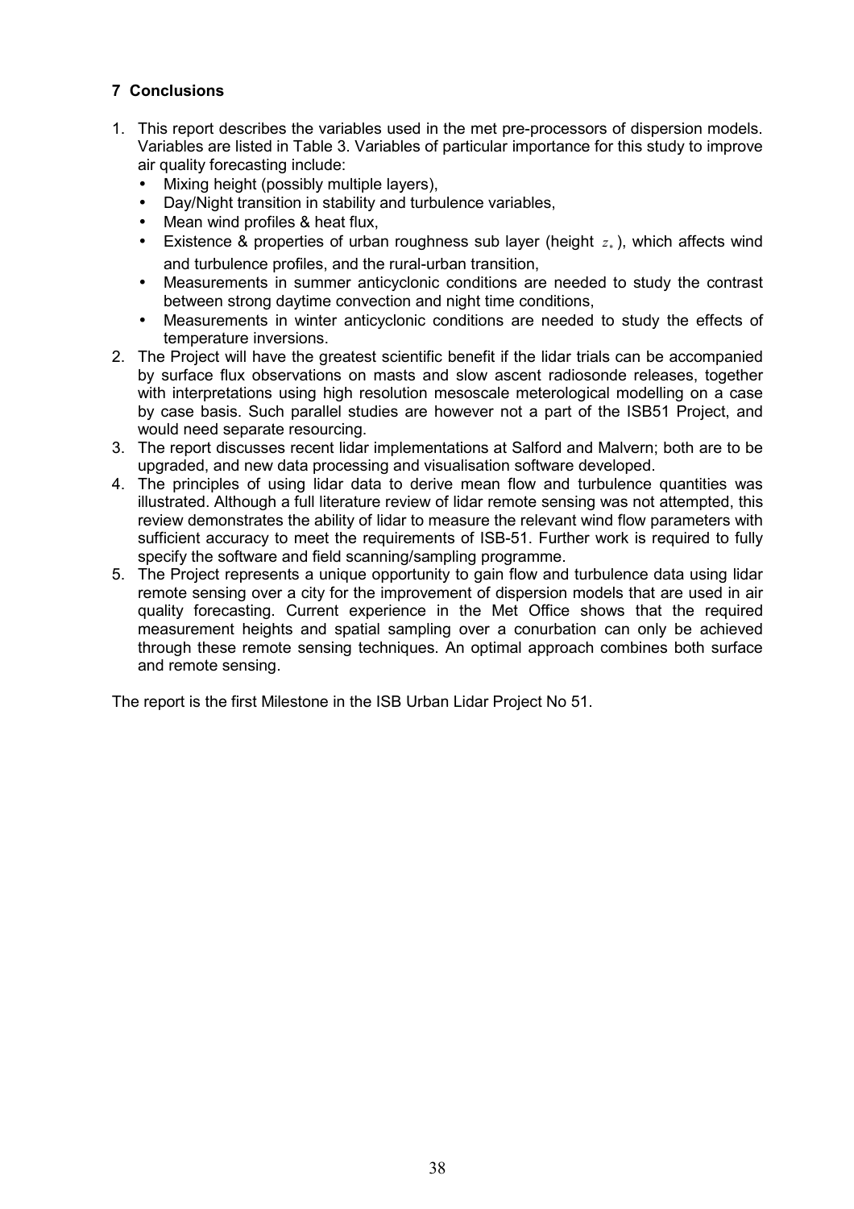## 7 Conclusions

1. This report describes the variables used in the met pre-processors of dispersion models. Variables are listed in Table 3. Variables of particular importance for this study to improve air quality forecasting include:
   - Mixing height (possibly multiple layers),
   - Day/Night transition in stability and turbulence variables,
   - Mean wind profiles & heat flux,
   - Existence & properties of urban roughness sub layer (height $z_*$), which affects wind and turbulence profiles, and the rural-urban transition,
   - Measurements in summer anticyclonic conditions are needed to study the contrast between strong daytime convection and night time conditions,
   - Measurements in winter anticyclonic conditions are needed to study the effects of temperature inversions.
2. The Project will have the greatest scientific benefit if the lidar trials can be accompanied by surface flux observations on masts and slow ascent radiosonde releases, together with interpretations using high resolution mesoscale meterological modelling on a case by case basis. Such parallel studies are however not a part of the ISB51 Project, and would need separate resourcing.
3. The report discusses recent lidar implementations at Salford and Malvern; both are to be upgraded, and new data processing and visualisation software developed.
4. The principles of using lidar data to derive mean flow and turbulence quantities was illustrated. Although a full literature review of lidar remote sensing was not attempted, this review demonstrates the ability of lidar to measure the relevant wind flow parameters with sufficient accuracy to meet the requirements of ISB-51. Further work is required to fully specify the software and field scanning/sampling programme.
5. The Project represents a unique opportunity to gain flow and turbulence data using lidar remote sensing over a city for the improvement of dispersion models that are used in air quality forecasting. Current experience in the Met Office shows that the required measurement heights and spatial sampling over a conurbation can only be achieved through these remote sensing techniques. An optimal approach combines both surface and remote sensing.

The report is the first Milestone in the ISB Urban Lidar Project No 51.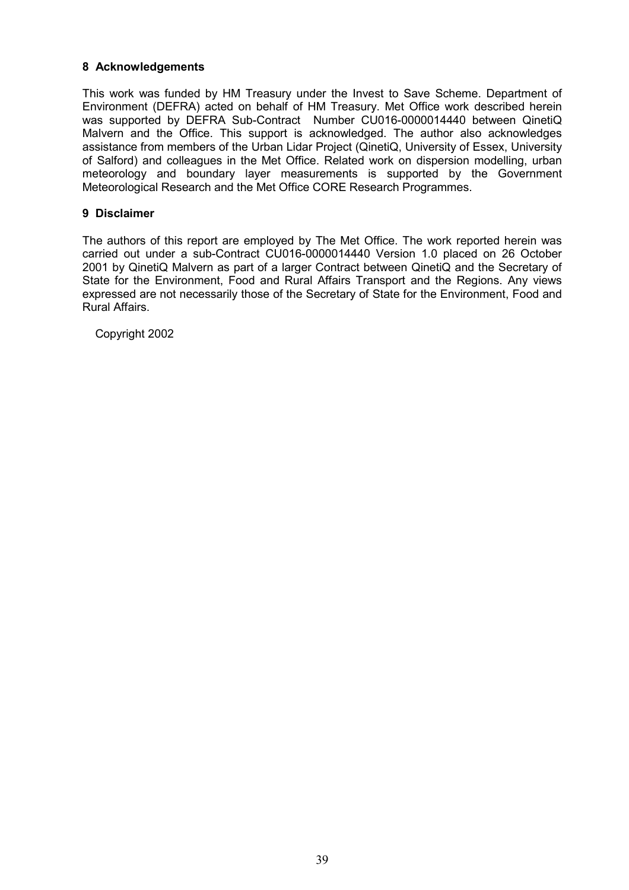## 8 Acknowledgements

This work was funded by HM Treasury under the Invest to Save Scheme. Department of Environment (DEFRA) acted on behalf of HM Treasury. Met Office work described herein was supported by DEFRA Sub-Contract Number CU016-0000014440 between QinetiQ Malvern and the Office. This support is acknowledged. The author also acknowledges assistance from members of the Urban Lidar Project (QinetiQ, University of Essex, University of Salford) and colleagues in the Met Office. Related work on dispersion modelling, urban meteorology and boundary layer measurements is supported by the Government Meteorological Research and the Met Office CORE Research Programmes.

## 9 Disclaimer

The authors of this report are employed by The Met Office. The work reported herein was carried out under a sub-Contract CU016-0000014440 Version 1.0 placed on 26 October 2001 by QinetiQ Malvern as part of a larger Contract between QinetiQ and the Secretary of State for the Environment, Food and Rural Affairs Transport and the Regions. Any views expressed are not necessarily those of the Secretary of State for the Environment, Food and Rural Affairs.

Copyright 2002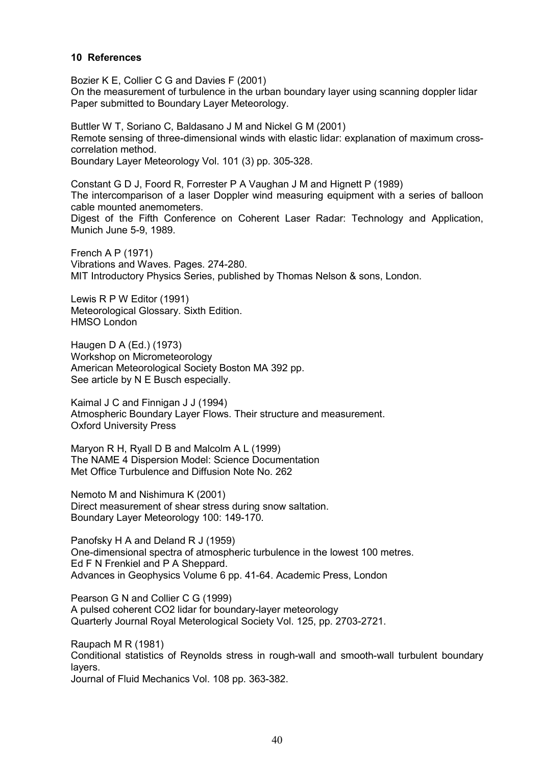## 10 References

Bozier K E, Collier C G and Davies F (2001)
On the measurement of turbulence in the urban boundary layer using scanning doppler lidar
Paper submitted to Boundary Layer Meteorology.

Buttler W T, Soriano C, Baldasano J M and Nickel G M (2001)
Remote sensing of three-dimensional winds with elastic lidar: explanation of maximum cross-correlation method.
Boundary Layer Meteorology Vol. 101 (3) pp. 305-328.

Constant G D J, Foord R, Forrester P A Vaughan J M and Hignett P (1989)
The intercomparison of a laser Doppler wind measuring equipment with a series of balloon cable mounted anemometers.
Digest of the Fifth Conference on Coherent Laser Radar: Technology and Application, Munich June 5-9, 1989.

French A P (1971)
Vibrations and Waves. Pages. 274-280.
MIT Introductory Physics Series, published by Thomas Nelson & sons, London.

Lewis R P W Editor (1991)
Meteorological Glossary. Sixth Edition.
HMSO London

Haugen D A (Ed.) (1973)
Workshop on Micrometeorology
American Meteorological Society Boston MA 392 pp.
See article by N E Busch especially.

Kaimal J C and Finnigan J J (1994)
Atmospheric Boundary Layer Flows. Their structure and measurement.
Oxford University Press

Maryon R H, Ryall D B and Malcolm A L (1999)
The NAME 4 Dispersion Model: Science Documentation
Met Office Turbulence and Diffusion Note No. 262

Nemoto M and Nishimura K (2001)
Direct measurement of shear stress during snow saltation.
Boundary Layer Meteorology 100: 149-170.

Panofsky H A and Deland R J (1959)
One-dimensional spectra of atmospheric turbulence in the lowest 100 metres.
Ed F N Frenkiel and P A Sheppard.
Advances in Geophysics Volume 6 pp. 41-64. Academic Press, London

Pearson G N and Collier C G (1999)
A pulsed coherent CO2 lidar for boundary-layer meteorology
Quarterly Journal Royal Meterological Society Vol. 125, pp. 2703-2721.

Raupach M R (1981)
Conditional statistics of Reynolds stress in rough-wall and smooth-wall turbulent boundary layers.
Journal of Fluid Mechanics Vol. 108 pp. 363-382.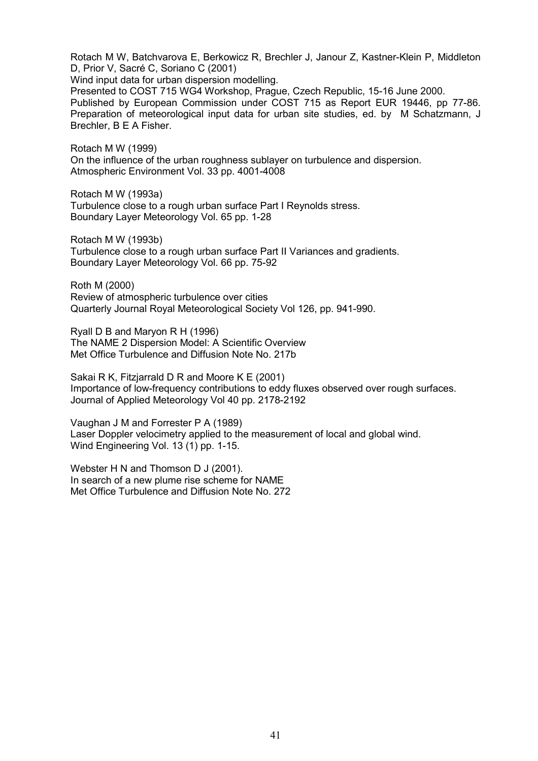Rotach M W, Batchvarova E, Berkowicz R, Brechler J, Janour Z, Kastner-Klein P, Middleton D, Prior V, Sacré C, Soriano C (2001)
Wind input data for urban dispersion modelling.
Presented to COST 715 WG4 Workshop, Prague, Czech Republic, 15-16 June 2000.
Published by European Commission under COST 715 as Report EUR 19446, pp 77-86. Preparation of meteorological input data for urban site studies, ed. by M Schatzmann, J Brechler, B E A Fisher.

Rotach M W (1999)
On the influence of the urban roughness sublayer on turbulence and dispersion.
Atmospheric Environment Vol. 33 pp. 4001-4008

Rotach M W (1993a)
Turbulence close to a rough urban surface Part I Reynolds stress.
Boundary Layer Meteorology Vol. 65 pp. 1-28

Rotach M W (1993b)
Turbulence close to a rough urban surface Part II Variances and gradients.
Boundary Layer Meteorology Vol. 66 pp. 75-92

Roth M (2000)
Review of atmospheric turbulence over cities
Quarterly Journal Royal Meteorological Society Vol 126, pp. 941-990.

Ryall D B and Maryon R H (1996)
The NAME 2 Dispersion Model: A Scientific Overview
Met Office Turbulence and Diffusion Note No. 217b

Sakai R K, Fitzjarrald D R and Moore K E (2001)
Importance of low-frequency contributions to eddy fluxes observed over rough surfaces.
Journal of Applied Meteorology Vol 40 pp. 2178-2192

Vaughan J M and Forrester P A (1989)
Laser Doppler velocimetry applied to the measurement of local and global wind.
Wind Engineering Vol. 13 (1) pp. 1-15.

Webster H N and Thomson D J (2001).
In search of a new plume rise scheme for NAME
Met Office Turbulence and Diffusion Note No. 272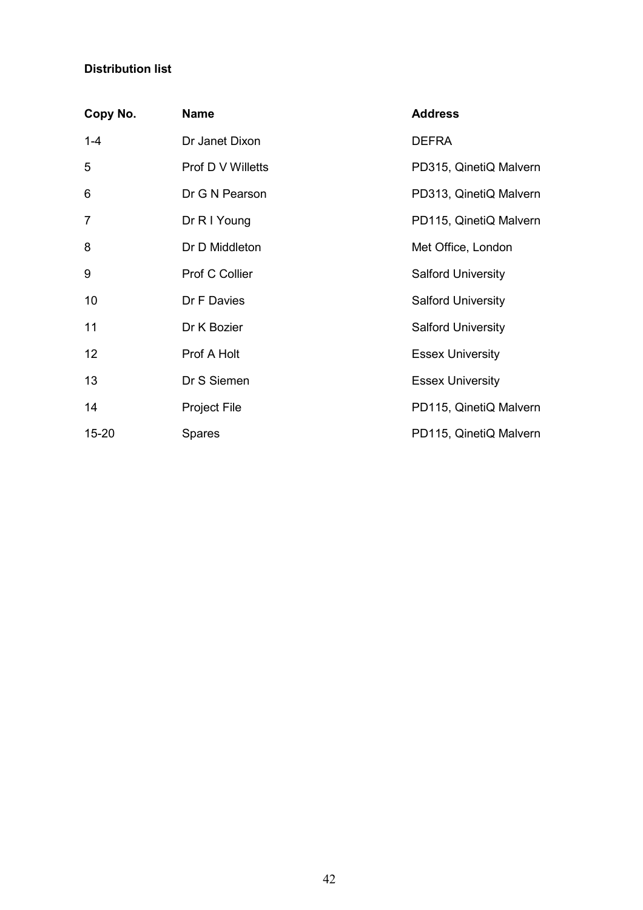**Distribution list**

| Copy No. | Name | Address |
|---|---|---|
| 1-4 | Dr Janet Dixon | DEFRA |
| 5 | Prof D V Willetts | PD315, QinetiQ Malvern |
| 6 | Dr G N Pearson | PD313, QinetiQ Malvern |
| 7 | Dr R I Young | PD115, QinetiQ Malvern |
| 8 | Dr D Middleton | Met Office, London |
| 9 | Prof C Collier | Salford University |
| 10 | Dr F Davies | Salford University |
| 11 | Dr K Bozier | Salford University |
| 12 | Prof A Holt | Essex University |
| 13 | Dr S Siemen | Essex University |
| 14 | Project File | PD115, QinetiQ Malvern |
| 15-20 | Spares | PD115, QinetiQ Malvern |